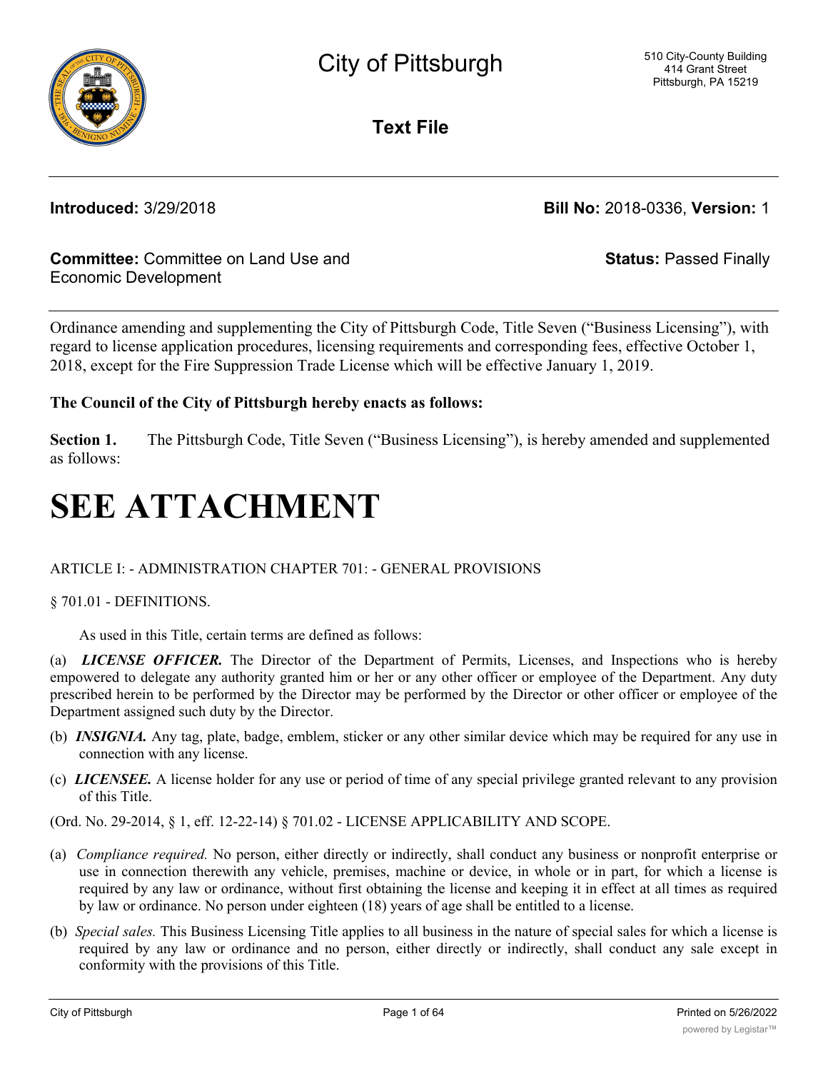# City of Pittsburgh

510 City-County Building
414 Grant Street
Pittsburgh, PA 15219

## Text File

**Introduced:** 3/29/2018

**Bill No:** 2018-0336, **Version:** 1

**Committee:** Committee on Land Use and Economic Development

**Status:** Passed Finally

Ordinance amending and supplementing the City of Pittsburgh Code, Title Seven ("Business Licensing"), with regard to license application procedures, licensing requirements and corresponding fees, effective October 1, 2018, except for the Fire Suppression Trade License which will be effective January 1, 2019.

**The Council of the City of Pittsburgh hereby enacts as follows:**

**Section 1.** The Pittsburgh Code, Title Seven ("Business Licensing"), is hereby amended and supplemented as follows:

# SEE ATTACHMENT

ARTICLE I: - ADMINISTRATION CHAPTER 701: - GENERAL PROVISIONS

§ 701.01 - DEFINITIONS.

As used in this Title, certain terms are defined as follows:

(a) ***LICENSE OFFICER.*** The Director of the Department of Permits, Licenses, and Inspections who is hereby empowered to delegate any authority granted him or her or any other officer or employee of the Department. Any duty prescribed herein to be performed by the Director may be performed by the Director or other officer or employee of the Department assigned such duty by the Director.

(b) ***INSIGNIA.*** Any tag, plate, badge, emblem, sticker or any other similar device which may be required for any use in connection with any license.

(c) ***LICENSEE.*** A license holder for any use or period of time of any special privilege granted relevant to any provision of this Title.

(Ord. No. 29-2014, § 1, eff. 12-22-14) § 701.02 - LICENSE APPLICABILITY AND SCOPE.

(a) *Compliance required.* No person, either directly or indirectly, shall conduct any business or nonprofit enterprise or use in connection therewith any vehicle, premises, machine or device, in whole or in part, for which a license is required by any law or ordinance, without first obtaining the license and keeping it in effect at all times as required by law or ordinance. No person under eighteen (18) years of age shall be entitled to a license.

(b) *Special sales.* This Business Licensing Title applies to all business in the nature of special sales for which a license is required by any law or ordinance and no person, either directly or indirectly, shall conduct any sale except in conformity with the provisions of this Title.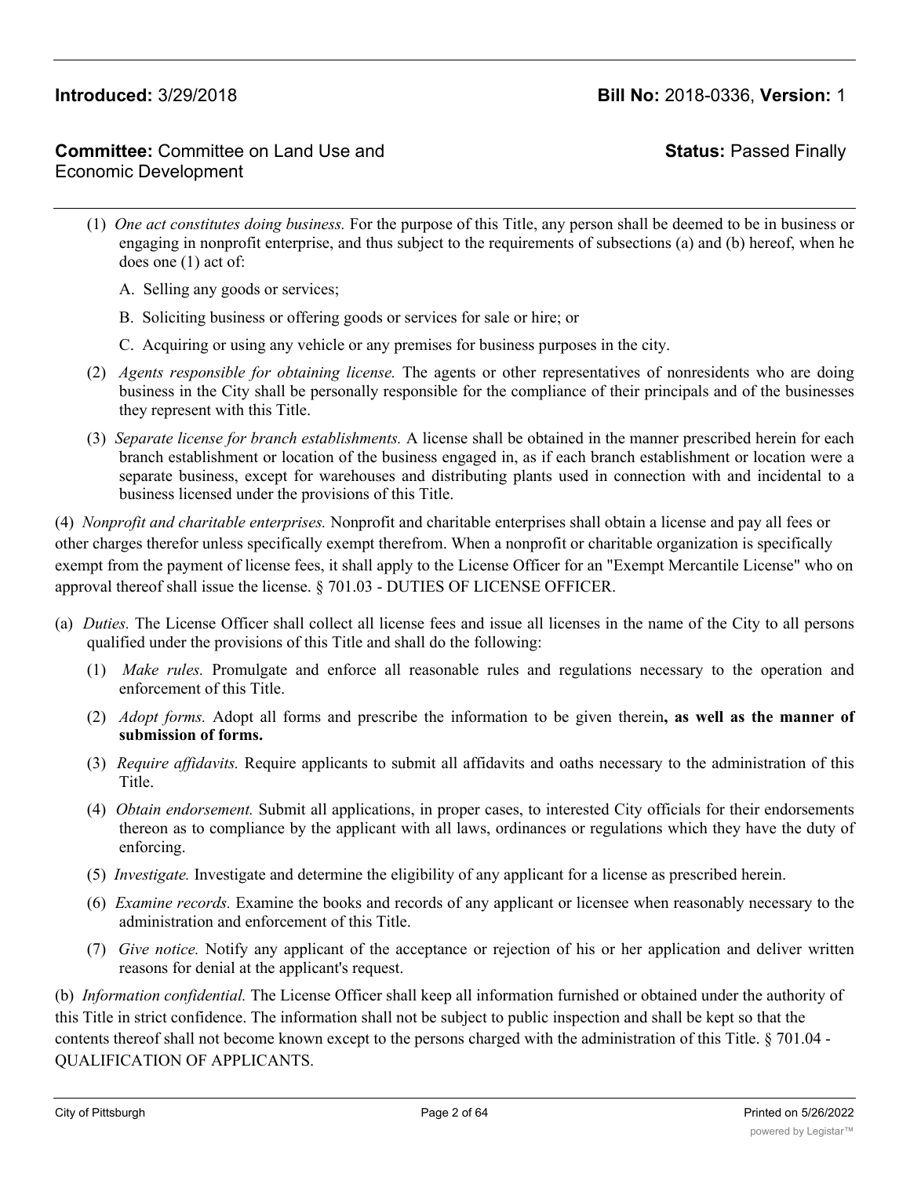(1) *One act constitutes doing business.* For the purpose of this Title, any person shall be deemed to be in business or engaging in nonprofit enterprise, and thus subject to the requirements of subsections (a) and (b) hereof, when he does one (1) act of:

A. Selling any goods or services;

B. Soliciting business or offering goods or services for sale or hire; or

C. Acquiring or using any vehicle or any premises for business purposes in the city.

(2) *Agents responsible for obtaining license.* The agents or other representatives of nonresidents who are doing business in the City shall be personally responsible for the compliance of their principals and of the businesses they represent with this Title.

(3) *Separate license for branch establishments.* A license shall be obtained in the manner prescribed herein for each branch establishment or location of the business engaged in, as if each branch establishment or location were a separate business, except for warehouses and distributing plants used in connection with and incidental to a business licensed under the provisions of this Title.

(4) *Nonprofit and charitable enterprises.* Nonprofit and charitable enterprises shall obtain a license and pay all fees or other charges therefor unless specifically exempt therefrom. When a nonprofit or charitable organization is specifically exempt from the payment of license fees, it shall apply to the License Officer for an "Exempt Mercantile License" who on approval thereof shall issue the license. § 701.03 - DUTIES OF LICENSE OFFICER.

(a) *Duties.* The License Officer shall collect all license fees and issue all licenses in the name of the City to all persons qualified under the provisions of this Title and shall do the following:

(1) *Make rules.* Promulgate and enforce all reasonable rules and regulations necessary to the operation and enforcement of this Title.

(2) *Adopt forms.* Adopt all forms and prescribe the information to be given therein**, as well as the manner of submission of forms.**

(3) *Require affidavits.* Require applicants to submit all affidavits and oaths necessary to the administration of this Title.

(4) *Obtain endorsement.* Submit all applications, in proper cases, to interested City officials for their endorsements thereon as to compliance by the applicant with all laws, ordinances or regulations which they have the duty of enforcing.

(5) *Investigate.* Investigate and determine the eligibility of any applicant for a license as prescribed herein.

(6) *Examine records.* Examine the books and records of any applicant or licensee when reasonably necessary to the administration and enforcement of this Title.

(7) *Give notice.* Notify any applicant of the acceptance or rejection of his or her application and deliver written reasons for denial at the applicant's request.

(b) *Information confidential.* The License Officer shall keep all information furnished or obtained under the authority of this Title in strict confidence. The information shall not be subject to public inspection and shall be kept so that the contents thereof shall not become known except to the persons charged with the administration of this Title. § 701.04 - QUALIFICATION OF APPLICANTS.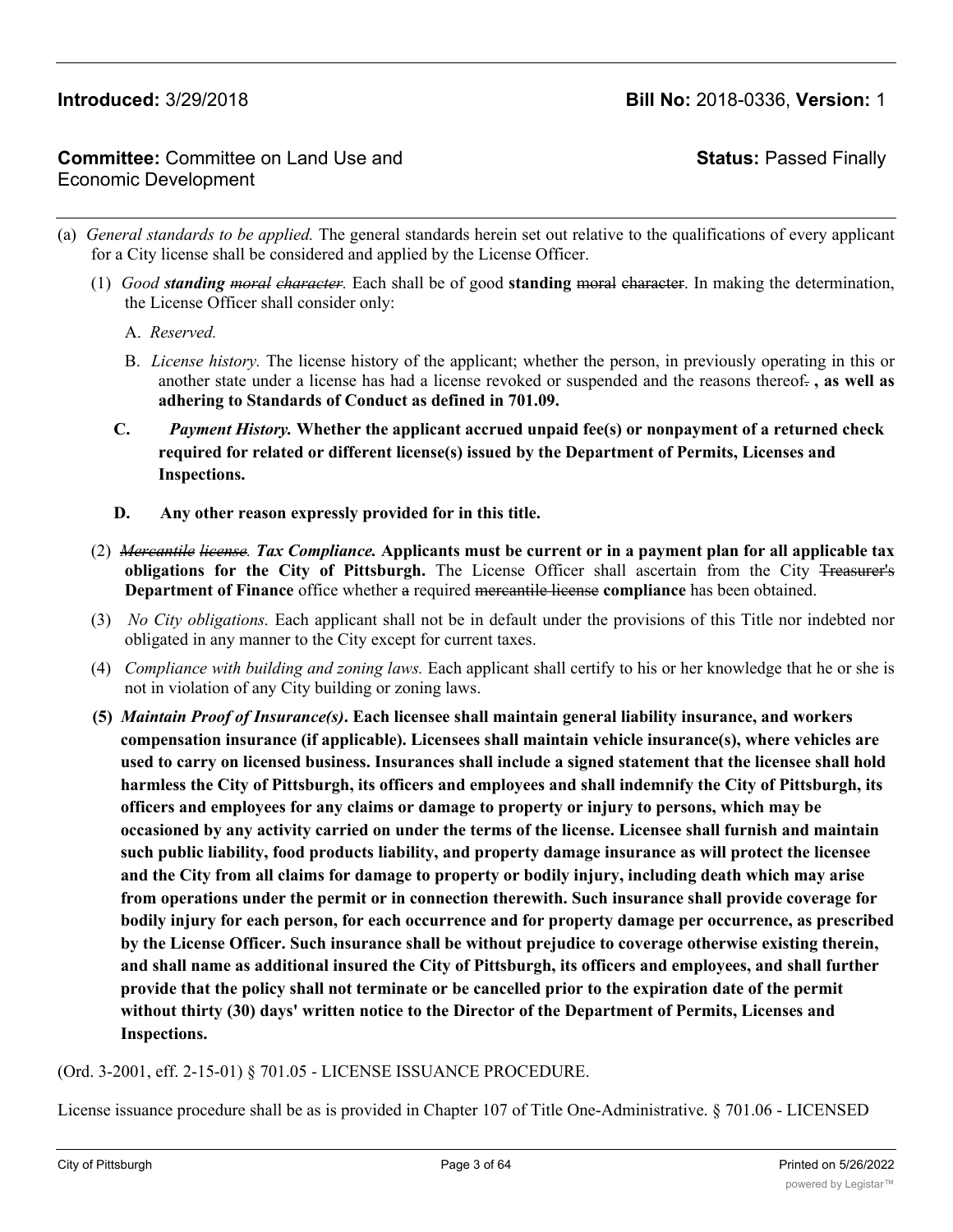(a) *General standards to be applied.* The general standards herein set out relative to the qualifications of every applicant for a City license shall be considered and applied by the License Officer.

(1) *Good* ***standing*** ~~*moral character*~~*.* Each shall be of good **standing** ~~moral character~~. In making the determination, the License Officer shall consider only:

A. *Reserved.*

B. *License history.* The license history of the applicant; whether the person, in previously operating in this or another state under a license has had a license revoked or suspended and the reasons thereof~~.~~ **, as well as adhering to Standards of Conduct as defined in 701.09.**

**C.** ***Payment History.*** **Whether the applicant accrued unpaid fee(s) or nonpayment of a returned check required for related or different license(s) issued by the Department of Permits, Licenses and Inspections.**

**D. Any other reason expressly provided for in this title.**

(2) ~~*Mercantile license*~~*.* ***Tax Compliance.*** **Applicants must be current or in a payment plan for all applicable tax obligations for the City of Pittsburgh.** The License Officer shall ascertain from the City ~~Treasurer's~~ **Department of Finance** office whether ~~a~~ required ~~mercantile license~~ **compliance** has been obtained.

(3) *No City obligations.* Each applicant shall not be in default under the provisions of this Title nor indebted nor obligated in any manner to the City except for current taxes.

(4) *Compliance with building and zoning laws.* Each applicant shall certify to his or her knowledge that he or she is not in violation of any City building or zoning laws.

**(5)** ***Maintain Proof of Insurance(s)*****. Each licensee shall maintain general liability insurance, and workers compensation insurance (if applicable). Licensees shall maintain vehicle insurance(s), where vehicles are used to carry on licensed business. Insurances shall include a signed statement that the licensee shall hold harmless the City of Pittsburgh, its officers and employees and shall indemnify the City of Pittsburgh, its officers and employees for any claims or damage to property or injury to persons, which may be occasioned by any activity carried on under the terms of the license. Licensee shall furnish and maintain such public liability, food products liability, and property damage insurance as will protect the licensee and the City from all claims for damage to property or bodily injury, including death which may arise from operations under the permit or in connection therewith. Such insurance shall provide coverage for bodily injury for each person, for each occurrence and for property damage per occurrence, as prescribed by the License Officer. Such insurance shall be without prejudice to coverage otherwise existing therein, and shall name as additional insured the City of Pittsburgh, its officers and employees, and shall further provide that the policy shall not terminate or be cancelled prior to the expiration date of the permit without thirty (30) days' written notice to the Director of the Department of Permits, Licenses and Inspections.**

(Ord. 3-2001, eff. 2-15-01) § 701.05 - LICENSE ISSUANCE PROCEDURE.

License issuance procedure shall be as is provided in Chapter 107 of Title One-Administrative. § 701.06 - LICENSED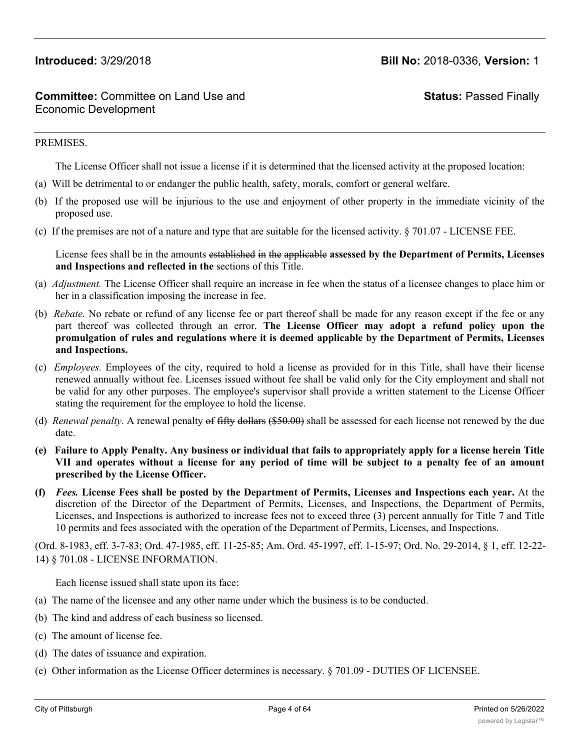PREMISES.

The License Officer shall not issue a license if it is determined that the licensed activity at the proposed location:

(a) Will be detrimental to or endanger the public health, safety, morals, comfort or general welfare.

(b) If the proposed use will be injurious to the use and enjoyment of other property in the immediate vicinity of the proposed use.

(c) If the premises are not of a nature and type that are suitable for the licensed activity. § 701.07 - LICENSE FEE.

License fees shall be in the amounts ~~established~~ ~~in~~ ~~the~~ ~~applicable~~ **assessed by the Department of Permits, Licenses and Inspections and reflected in the** sections of this Title.

(a) *Adjustment.* The License Officer shall require an increase in fee when the status of a licensee changes to place him or her in a classification imposing the increase in fee.

(b) *Rebate.* No rebate or refund of any license fee or part thereof shall be made for any reason except if the fee or any part thereof was collected through an error. **The License Officer may adopt a refund policy upon the promulgation of rules and regulations where it is deemed applicable by the Department of Permits, Licenses and Inspections.**

(c) *Employees.* Employees of the city, required to hold a license as provided for in this Title, shall have their license renewed annually without fee. Licenses issued without fee shall be valid only for the City employment and shall not be valid for any other purposes. The employee's supervisor shall provide a written statement to the License Officer stating the requirement for the employee to hold the license.

(d) *Renewal penalty.* A renewal penalty ~~of~~ ~~fifty~~ ~~dollars~~ ~~($50.00)~~ shall be assessed for each license not renewed by the due date.

**(e) Failure to Apply Penalty. Any business or individual that fails to appropriately apply for a license herein Title VII and operates without a license for any period of time will be subject to a penalty fee of an amount prescribed by the License Officer.**

**(f) *Fees.* License Fees shall be posted by the Department of Permits, Licenses and Inspections each year.** At the discretion of the Director of the Department of Permits, Licenses, and Inspections, the Department of Permits, Licenses, and Inspections is authorized to increase fees not to exceed three (3) percent annually for Title 7 and Title 10 permits and fees associated with the operation of the Department of Permits, Licenses, and Inspections.

(Ord. 8-1983, eff. 3-7-83; Ord. 47-1985, eff. 11-25-85; Am. Ord. 45-1997, eff. 1-15-97; Ord. No. 29-2014, § 1, eff. 12-22-14) § 701.08 - LICENSE INFORMATION.

Each license issued shall state upon its face:

(a) The name of the licensee and any other name under which the business is to be conducted.

(b) The kind and address of each business so licensed.

(c) The amount of license fee.

(d) The dates of issuance and expiration.

(e) Other information as the License Officer determines is necessary. § 701.09 - DUTIES OF LICENSEE.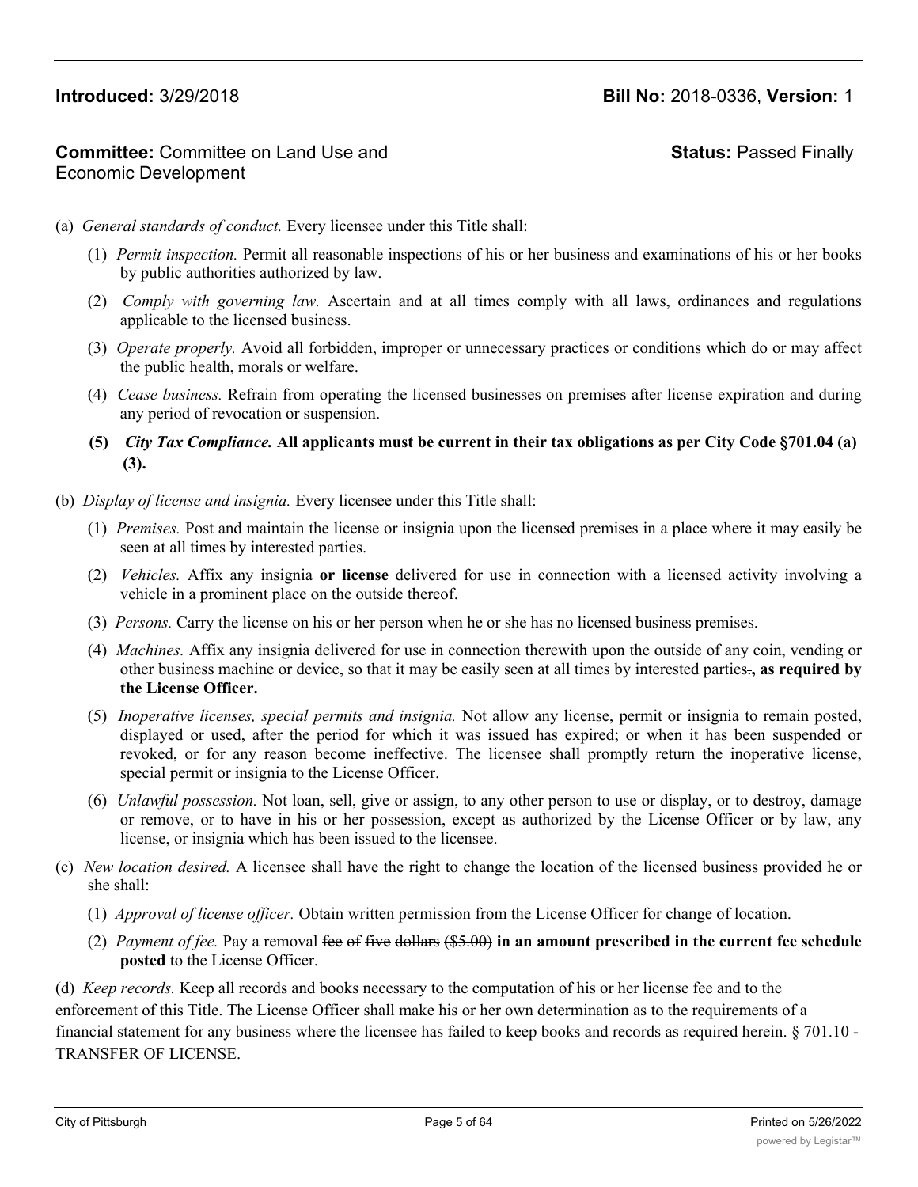**Introduced:** 3/29/2018 **Bill No:** 2018-0336, **Version:** 1

**Committee:** Committee on Land Use and Economic Development **Status:** Passed Finally

(a) *General standards of conduct.* Every licensee under this Title shall:

(1) *Permit inspection.* Permit all reasonable inspections of his or her business and examinations of his or her books by public authorities authorized by law.

(2) *Comply with governing law.* Ascertain and at all times comply with all laws, ordinances and regulations applicable to the licensed business.

(3) *Operate properly.* Avoid all forbidden, improper or unnecessary practices or conditions which do or may affect the public health, morals or welfare.

(4) *Cease business.* Refrain from operating the licensed businesses on premises after license expiration and during any period of revocation or suspension.

**(5) *City Tax Compliance.* All applicants must be current in their tax obligations as per City Code §701.04 (a) (3).**

(b) *Display of license and insignia.* Every licensee under this Title shall:

(1) *Premises.* Post and maintain the license or insignia upon the licensed premises in a place where it may easily be seen at all times by interested parties.

(2) *Vehicles.* Affix any insignia **or license** delivered for use in connection with a licensed activity involving a vehicle in a prominent place on the outside thereof.

(3) *Persons.* Carry the license on his or her person when he or she has no licensed business premises.

(4) *Machines.* Affix any insignia delivered for use in connection therewith upon the outside of any coin, vending or other business machine or device, so that it may be easily seen at all times by interested parties~~.~~**, as required by the License Officer.**

(5) *Inoperative licenses, special permits and insignia.* Not allow any license, permit or insignia to remain posted, displayed or used, after the period for which it was issued has expired; or when it has been suspended or revoked, or for any reason become ineffective. The licensee shall promptly return the inoperative license, special permit or insignia to the License Officer.

(6) *Unlawful possession.* Not loan, sell, give or assign, to any other person to use or display, or to destroy, damage or remove, or to have in his or her possession, except as authorized by the License Officer or by law, any license, or insignia which has been issued to the licensee.

(c) *New location desired.* A licensee shall have the right to change the location of the licensed business provided he or she shall:

(1) *Approval of license officer.* Obtain written permission from the License Officer for change of location.

(2) *Payment of fee.* Pay a removal ~~fee of five dollars ($5.00)~~ **in an amount prescribed in the current fee schedule posted** to the License Officer.

(d) *Keep records.* Keep all records and books necessary to the computation of his or her license fee and to the enforcement of this Title. The License Officer shall make his or her own determination as to the requirements of a financial statement for any business where the licensee has failed to keep books and records as required herein. § 701.10 - TRANSFER OF LICENSE.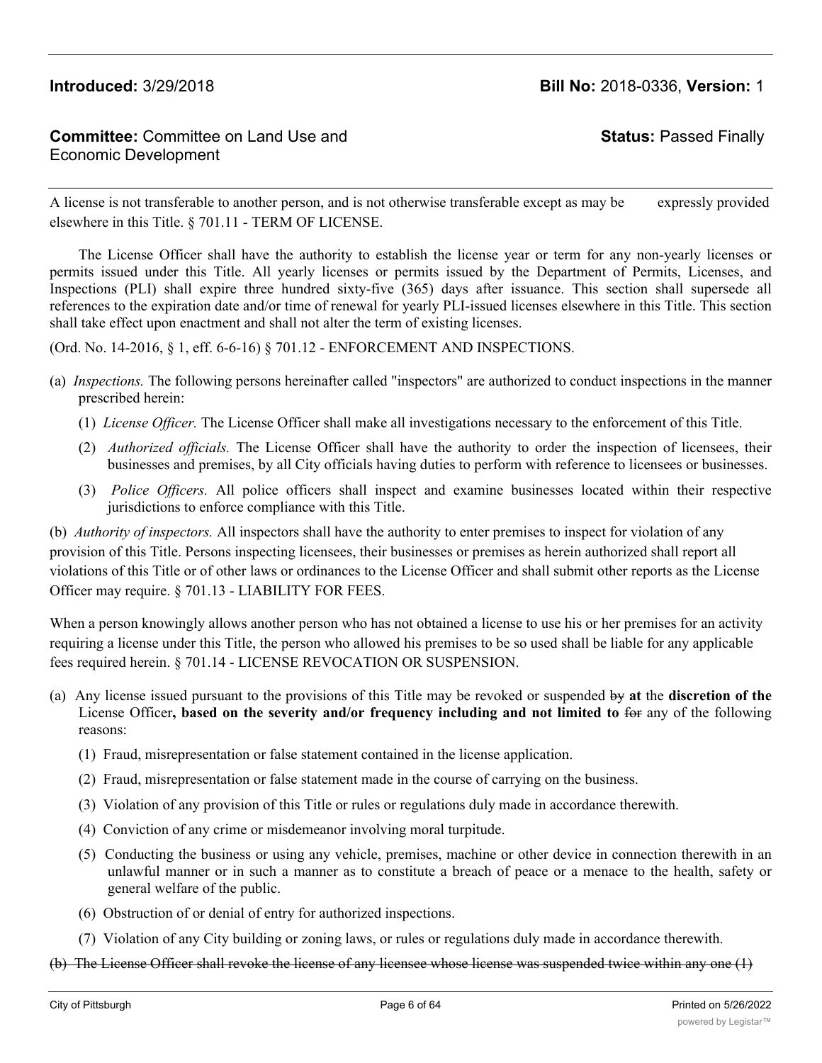**Introduced:** 3/29/2018 **Bill No:** 2018-0336, **Version:** 1

**Committee:** Committee on Land Use and Economic Development **Status:** Passed Finally

A license is not transferable to another person, and is not otherwise transferable except as may be expressly provided elsewhere in this Title. § 701.11 - TERM OF LICENSE.

The License Officer shall have the authority to establish the license year or term for any non-yearly licenses or permits issued under this Title. All yearly licenses or permits issued by the Department of Permits, Licenses, and Inspections (PLI) shall expire three hundred sixty-five (365) days after issuance. This section shall supersede all references to the expiration date and/or time of renewal for yearly PLI-issued licenses elsewhere in this Title. This section shall take effect upon enactment and shall not alter the term of existing licenses.

(Ord. No. 14-2016, § 1, eff. 6-6-16) § 701.12 - ENFORCEMENT AND INSPECTIONS.

(a) *Inspections.* The following persons hereinafter called "inspectors" are authorized to conduct inspections in the manner prescribed herein:

  (1) *License Officer.* The License Officer shall make all investigations necessary to the enforcement of this Title.

  (2) *Authorized officials.* The License Officer shall have the authority to order the inspection of licensees, their businesses and premises, by all City officials having duties to perform with reference to licensees or businesses.

  (3) *Police Officers.* All police officers shall inspect and examine businesses located within their respective jurisdictions to enforce compliance with this Title.

(b) *Authority of inspectors.* All inspectors shall have the authority to enter premises to inspect for violation of any provision of this Title. Persons inspecting licensees, their businesses or premises as herein authorized shall report all violations of this Title or of other laws or ordinances to the License Officer and shall submit other reports as the License Officer may require. § 701.13 - LIABILITY FOR FEES.

When a person knowingly allows another person who has not obtained a license to use his or her premises for an activity requiring a license under this Title, the person who allowed his premises to be so used shall be liable for any applicable fees required herein. § 701.14 - LICENSE REVOCATION OR SUSPENSION.

(a) Any license issued pursuant to the provisions of this Title may be revoked or suspended ~~by~~ **at** the **discretion of the** License Officer**, based on the severity and/or frequency including and not limited to** ~~for~~ any of the following reasons:

  (1) Fraud, misrepresentation or false statement contained in the license application.

  (2) Fraud, misrepresentation or false statement made in the course of carrying on the business.

  (3) Violation of any provision of this Title or rules or regulations duly made in accordance therewith.

  (4) Conviction of any crime or misdemeanor involving moral turpitude.

  (5) Conducting the business or using any vehicle, premises, machine or other device in connection therewith in an unlawful manner or in such a manner as to constitute a breach of peace or a menace to the health, safety or general welfare of the public.

  (6) Obstruction of or denial of entry for authorized inspections.

  (7) Violation of any City building or zoning laws, or rules or regulations duly made in accordance therewith.

~~(b) The License Officer shall revoke the license of any licensee whose license was suspended twice within any one (1)~~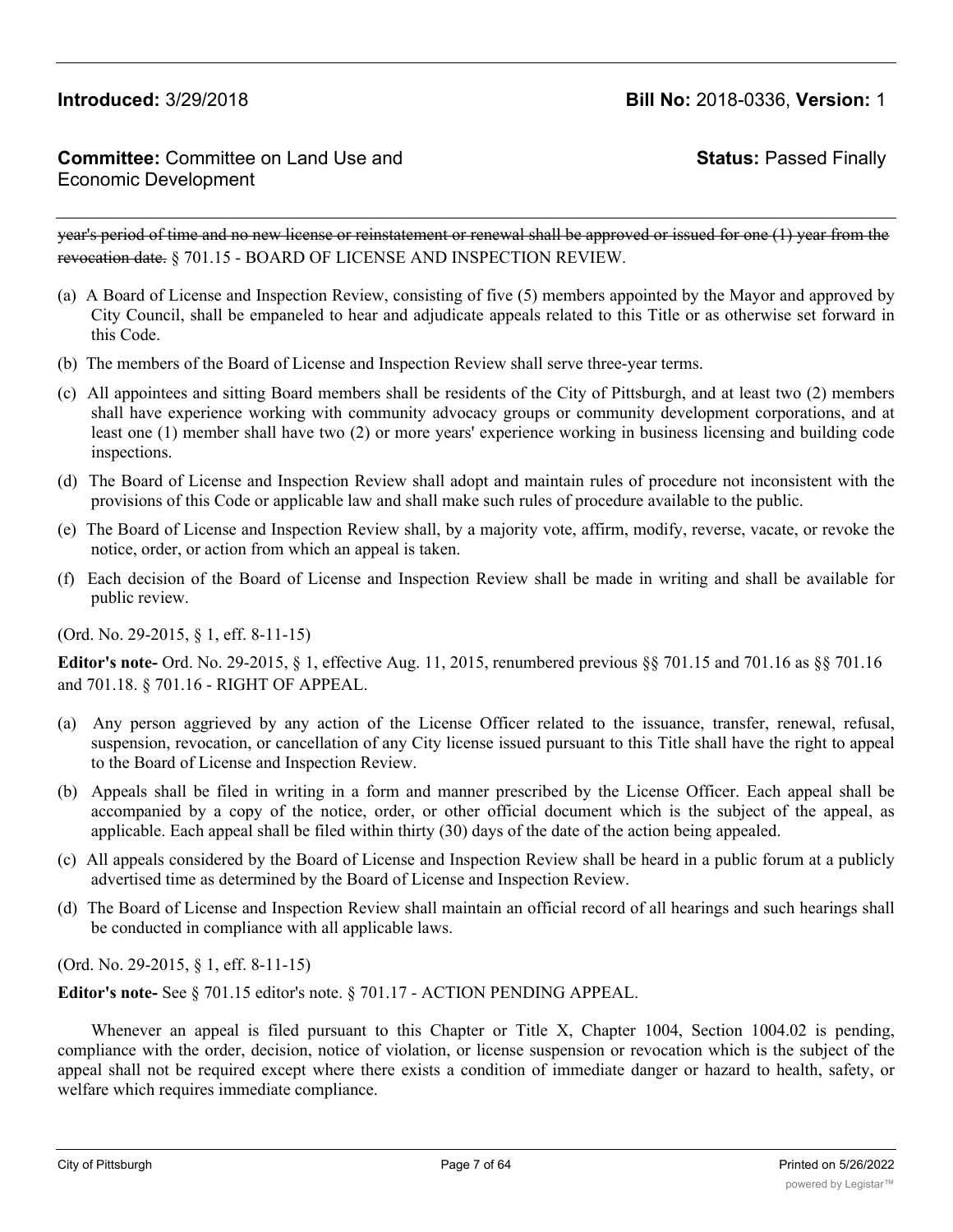~~year's period of time and no new license or reinstatement or renewal shall be approved or issued for one (1) year from the revocation date.~~ § 701.15 - BOARD OF LICENSE AND INSPECTION REVIEW.

(a) A Board of License and Inspection Review, consisting of five (5) members appointed by the Mayor and approved by City Council, shall be empaneled to hear and adjudicate appeals related to this Title or as otherwise set forward in this Code.

(b) The members of the Board of License and Inspection Review shall serve three-year terms.

(c) All appointees and sitting Board members shall be residents of the City of Pittsburgh, and at least two (2) members shall have experience working with community advocacy groups or community development corporations, and at least one (1) member shall have two (2) or more years' experience working in business licensing and building code inspections.

(d) The Board of License and Inspection Review shall adopt and maintain rules of procedure not inconsistent with the provisions of this Code or applicable law and shall make such rules of procedure available to the public.

(e) The Board of License and Inspection Review shall, by a majority vote, affirm, modify, reverse, vacate, or revoke the notice, order, or action from which an appeal is taken.

(f) Each decision of the Board of License and Inspection Review shall be made in writing and shall be available for public review.

(Ord. No. 29-2015, § 1, eff. 8-11-15)

**Editor's note-** Ord. No. 29-2015, § 1, effective Aug. 11, 2015, renumbered previous §§ 701.15 and 701.16 as §§ 701.16 and 701.18. § 701.16 - RIGHT OF APPEAL.

(a) Any person aggrieved by any action of the License Officer related to the issuance, transfer, renewal, refusal, suspension, revocation, or cancellation of any City license issued pursuant to this Title shall have the right to appeal to the Board of License and Inspection Review.

(b) Appeals shall be filed in writing in a form and manner prescribed by the License Officer. Each appeal shall be accompanied by a copy of the notice, order, or other official document which is the subject of the appeal, as applicable. Each appeal shall be filed within thirty (30) days of the date of the action being appealed.

(c) All appeals considered by the Board of License and Inspection Review shall be heard in a public forum at a publicly advertised time as determined by the Board of License and Inspection Review.

(d) The Board of License and Inspection Review shall maintain an official record of all hearings and such hearings shall be conducted in compliance with all applicable laws.

(Ord. No. 29-2015, § 1, eff. 8-11-15)

**Editor's note-** See § 701.15 editor's note. § 701.17 - ACTION PENDING APPEAL.

Whenever an appeal is filed pursuant to this Chapter or Title X, Chapter 1004, Section 1004.02 is pending, compliance with the order, decision, notice of violation, or license suspension or revocation which is the subject of the appeal shall not be required except where there exists a condition of immediate danger or hazard to health, safety, or welfare which requires immediate compliance.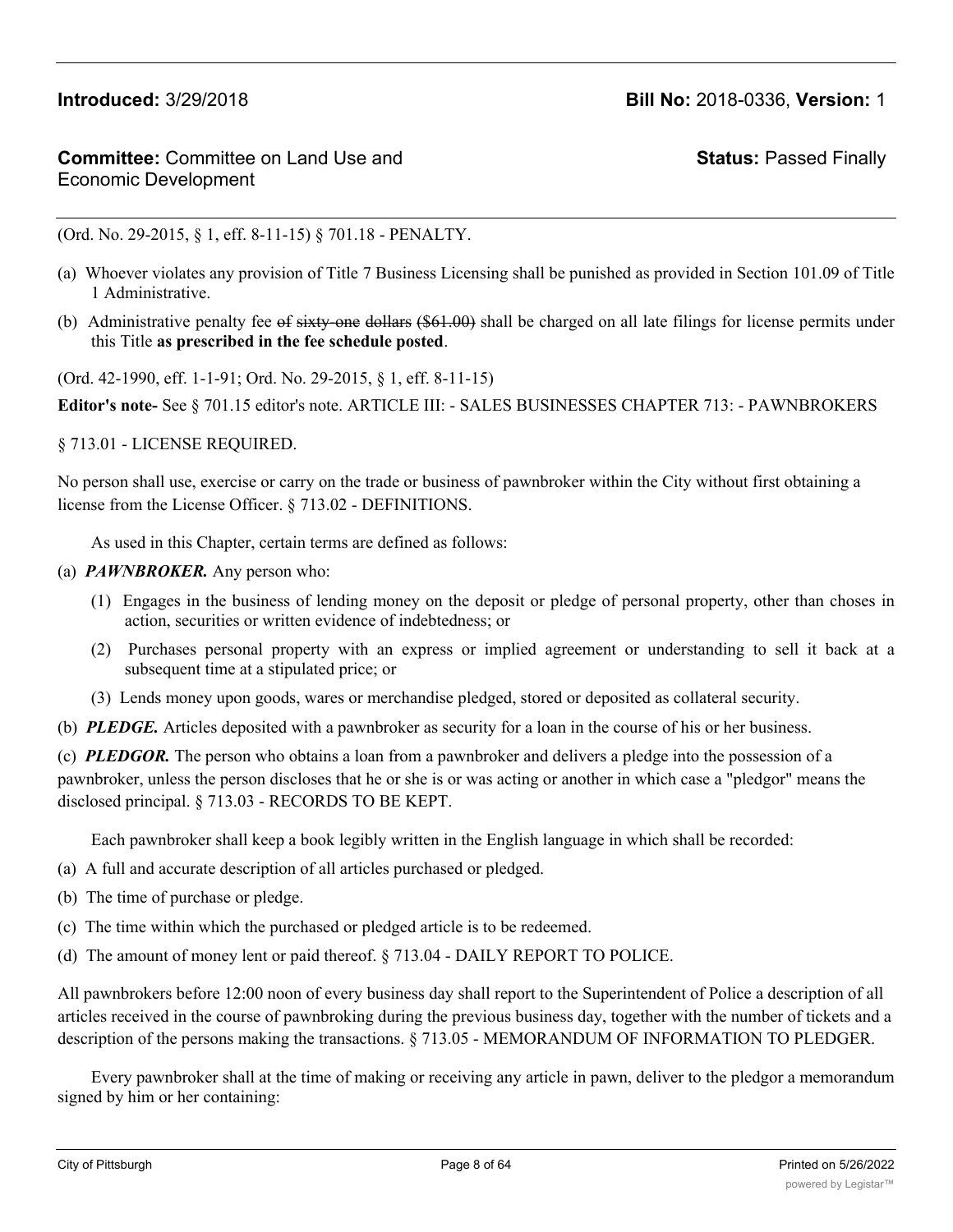(Ord. No. 29-2015, § 1, eff. 8-11-15) § 701.18 - PENALTY.

(a) Whoever violates any provision of Title 7 Business Licensing shall be punished as provided in Section 101.09 of Title 1 Administrative.

(b) Administrative penalty fee ~~of sixty-one dollars ($61.00)~~ shall be charged on all late filings for license permits under this Title **as prescribed in the fee schedule posted**.

(Ord. 42-1990, eff. 1-1-91; Ord. No. 29-2015, § 1, eff. 8-11-15)

**Editor's note-** See § 701.15 editor's note. ARTICLE III: - SALES BUSINESSES CHAPTER 713: - PAWNBROKERS

§ 713.01 - LICENSE REQUIRED.

No person shall use, exercise or carry on the trade or business of pawnbroker within the City without first obtaining a license from the License Officer. § 713.02 - DEFINITIONS.

As used in this Chapter, certain terms are defined as follows:

(a) ***PAWNBROKER.*** Any person who:

   (1) Engages in the business of lending money on the deposit or pledge of personal property, other than choses in action, securities or written evidence of indebtedness; or

   (2) Purchases personal property with an express or implied agreement or understanding to sell it back at a subsequent time at a stipulated price; or

   (3) Lends money upon goods, wares or merchandise pledged, stored or deposited as collateral security.

(b) ***PLEDGE.*** Articles deposited with a pawnbroker as security for a loan in the course of his or her business.

(c) ***PLEDGOR.*** The person who obtains a loan from a pawnbroker and delivers a pledge into the possession of a pawnbroker, unless the person discloses that he or she is or was acting or another in which case a "pledgor" means the disclosed principal. § 713.03 - RECORDS TO BE KEPT.

Each pawnbroker shall keep a book legibly written in the English language in which shall be recorded:

(a) A full and accurate description of all articles purchased or pledged.

(b) The time of purchase or pledge.

(c) The time within which the purchased or pledged article is to be redeemed.

(d) The amount of money lent or paid thereof. § 713.04 - DAILY REPORT TO POLICE.

All pawnbrokers before 12:00 noon of every business day shall report to the Superintendent of Police a description of all articles received in the course of pawnbroking during the previous business day, together with the number of tickets and a description of the persons making the transactions. § 713.05 - MEMORANDUM OF INFORMATION TO PLEDGER.

Every pawnbroker shall at the time of making or receiving any article in pawn, deliver to the pledgor a memorandum signed by him or her containing: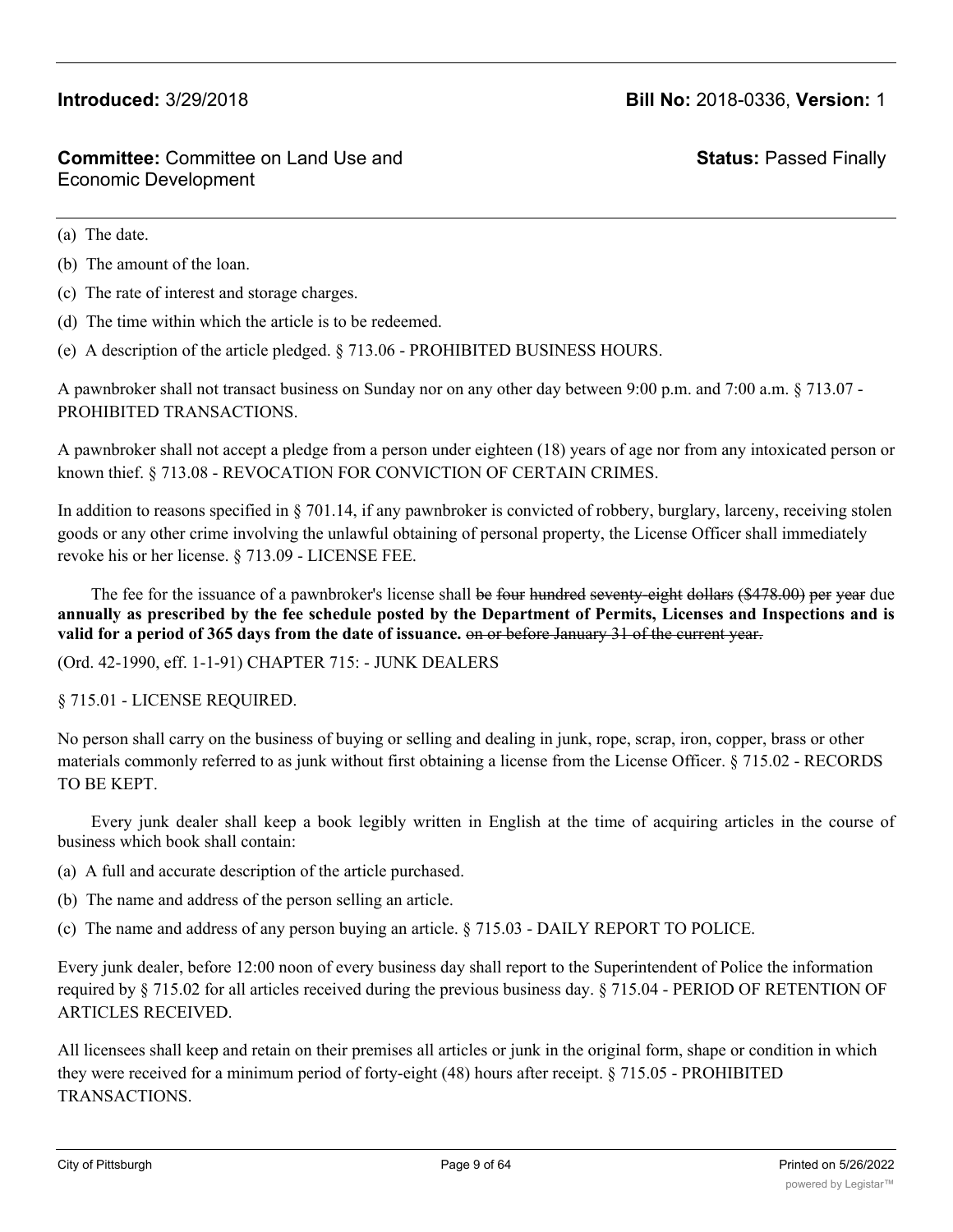(a) The date.

(b) The amount of the loan.

(c) The rate of interest and storage charges.

(d) The time within which the article is to be redeemed.

(e) A description of the article pledged. § 713.06 - PROHIBITED BUSINESS HOURS.

A pawnbroker shall not transact business on Sunday nor on any other day between 9:00 p.m. and 7:00 a.m. § 713.07 - PROHIBITED TRANSACTIONS.

A pawnbroker shall not accept a pledge from a person under eighteen (18) years of age nor from any intoxicated person or known thief. § 713.08 - REVOCATION FOR CONVICTION OF CERTAIN CRIMES.

In addition to reasons specified in § 701.14, if any pawnbroker is convicted of robbery, burglary, larceny, receiving stolen goods or any other crime involving the unlawful obtaining of personal property, the License Officer shall immediately revoke his or her license. § 713.09 - LICENSE FEE.

The fee for the issuance of a pawnbroker's license shall ~~be four hundred seventy-eight dollars ($478.00) per year~~ due **annually as prescribed by the fee schedule posted by the Department of Permits, Licenses and Inspections and is valid for a period of 365 days from the date of issuance.** ~~on or before January 31 of the current year.~~

(Ord. 42-1990, eff. 1-1-91) CHAPTER 715: - JUNK DEALERS

§ 715.01 - LICENSE REQUIRED.

No person shall carry on the business of buying or selling and dealing in junk, rope, scrap, iron, copper, brass or other materials commonly referred to as junk without first obtaining a license from the License Officer. § 715.02 - RECORDS TO BE KEPT.

Every junk dealer shall keep a book legibly written in English at the time of acquiring articles in the course of business which book shall contain:

(a) A full and accurate description of the article purchased.

(b) The name and address of the person selling an article.

(c) The name and address of any person buying an article. § 715.03 - DAILY REPORT TO POLICE.

Every junk dealer, before 12:00 noon of every business day shall report to the Superintendent of Police the information required by § 715.02 for all articles received during the previous business day. § 715.04 - PERIOD OF RETENTION OF ARTICLES RECEIVED.

All licensees shall keep and retain on their premises all articles or junk in the original form, shape or condition in which they were received for a minimum period of forty-eight (48) hours after receipt. § 715.05 - PROHIBITED TRANSACTIONS.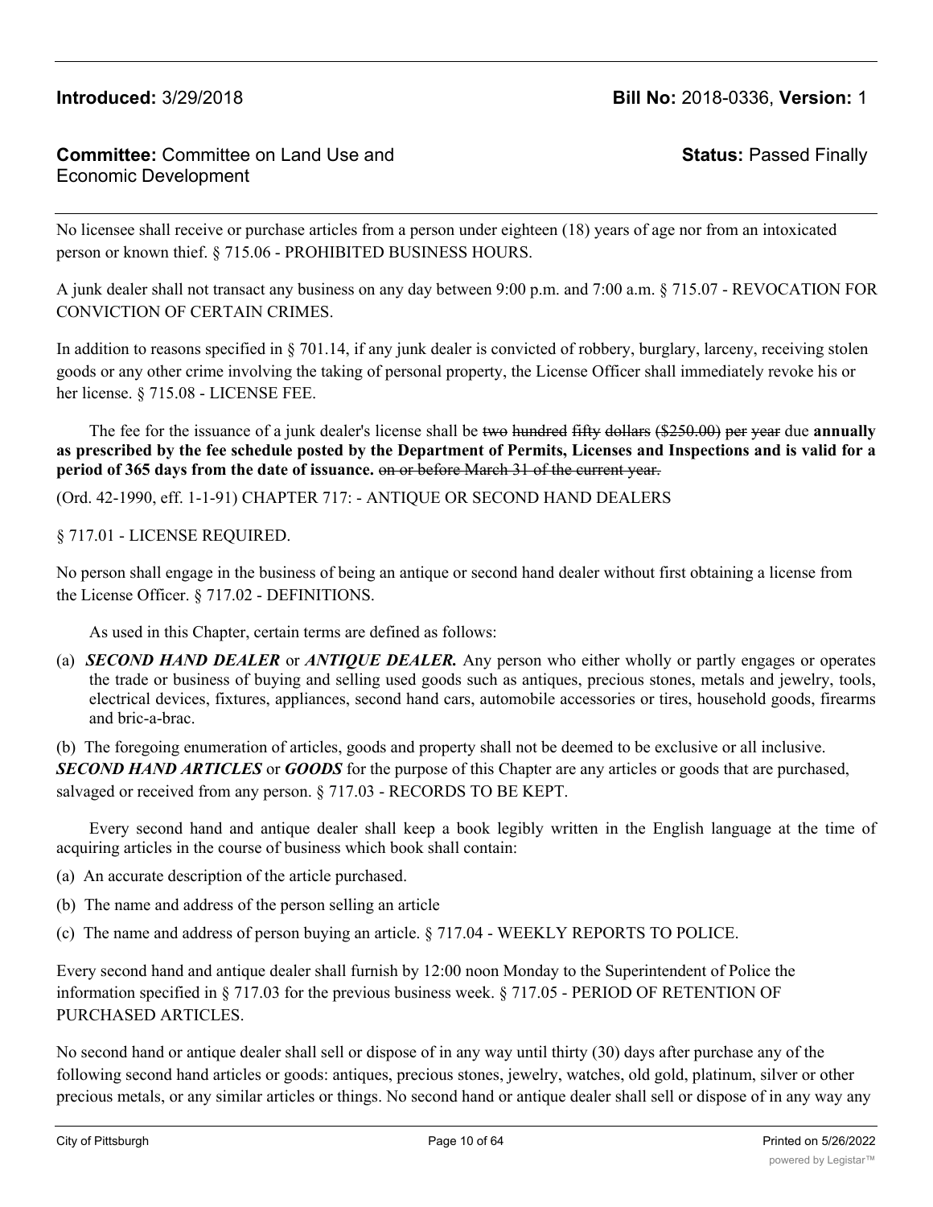No licensee shall receive or purchase articles from a person under eighteen (18) years of age nor from an intoxicated person or known thief. § 715.06 - PROHIBITED BUSINESS HOURS.

A junk dealer shall not transact any business on any day between 9:00 p.m. and 7:00 a.m. § 715.07 - REVOCATION FOR CONVICTION OF CERTAIN CRIMES.

In addition to reasons specified in § 701.14, if any junk dealer is convicted of robbery, burglary, larceny, receiving stolen goods or any other crime involving the taking of personal property, the License Officer shall immediately revoke his or her license. § 715.08 - LICENSE FEE.

The fee for the issuance of a junk dealer's license shall be ~~two hundred fifty dollars ($250.00) per year~~ due **annually as prescribed by the fee schedule posted by the Department of Permits, Licenses and Inspections and is valid for a period of 365 days from the date of issuance.** ~~on or before March 31 of the current year.~~

(Ord. 42-1990, eff. 1-1-91) CHAPTER 717: - ANTIQUE OR SECOND HAND DEALERS

§ 717.01 - LICENSE REQUIRED.

No person shall engage in the business of being an antique or second hand dealer without first obtaining a license from the License Officer. § 717.02 - DEFINITIONS.

As used in this Chapter, certain terms are defined as follows:

(a) ***SECOND HAND DEALER*** or ***ANTIQUE DEALER.*** Any person who either wholly or partly engages or operates the trade or business of buying and selling used goods such as antiques, precious stones, metals and jewelry, tools, electrical devices, fixtures, appliances, second hand cars, automobile accessories or tires, household goods, firearms and bric-a-brac.

(b) The foregoing enumeration of articles, goods and property shall not be deemed to be exclusive or all inclusive. ***SECOND HAND ARTICLES*** or ***GOODS*** for the purpose of this Chapter are any articles or goods that are purchased, salvaged or received from any person. § 717.03 - RECORDS TO BE KEPT.

Every second hand and antique dealer shall keep a book legibly written in the English language at the time of acquiring articles in the course of business which book shall contain:

(a) An accurate description of the article purchased.

(b) The name and address of the person selling an article

(c) The name and address of person buying an article. § 717.04 - WEEKLY REPORTS TO POLICE.

Every second hand and antique dealer shall furnish by 12:00 noon Monday to the Superintendent of Police the information specified in § 717.03 for the previous business week. § 717.05 - PERIOD OF RETENTION OF PURCHASED ARTICLES.

No second hand or antique dealer shall sell or dispose of in any way until thirty (30) days after purchase any of the following second hand articles or goods: antiques, precious stones, jewelry, watches, old gold, platinum, silver or other precious metals, or any similar articles or things. No second hand or antique dealer shall sell or dispose of in any way any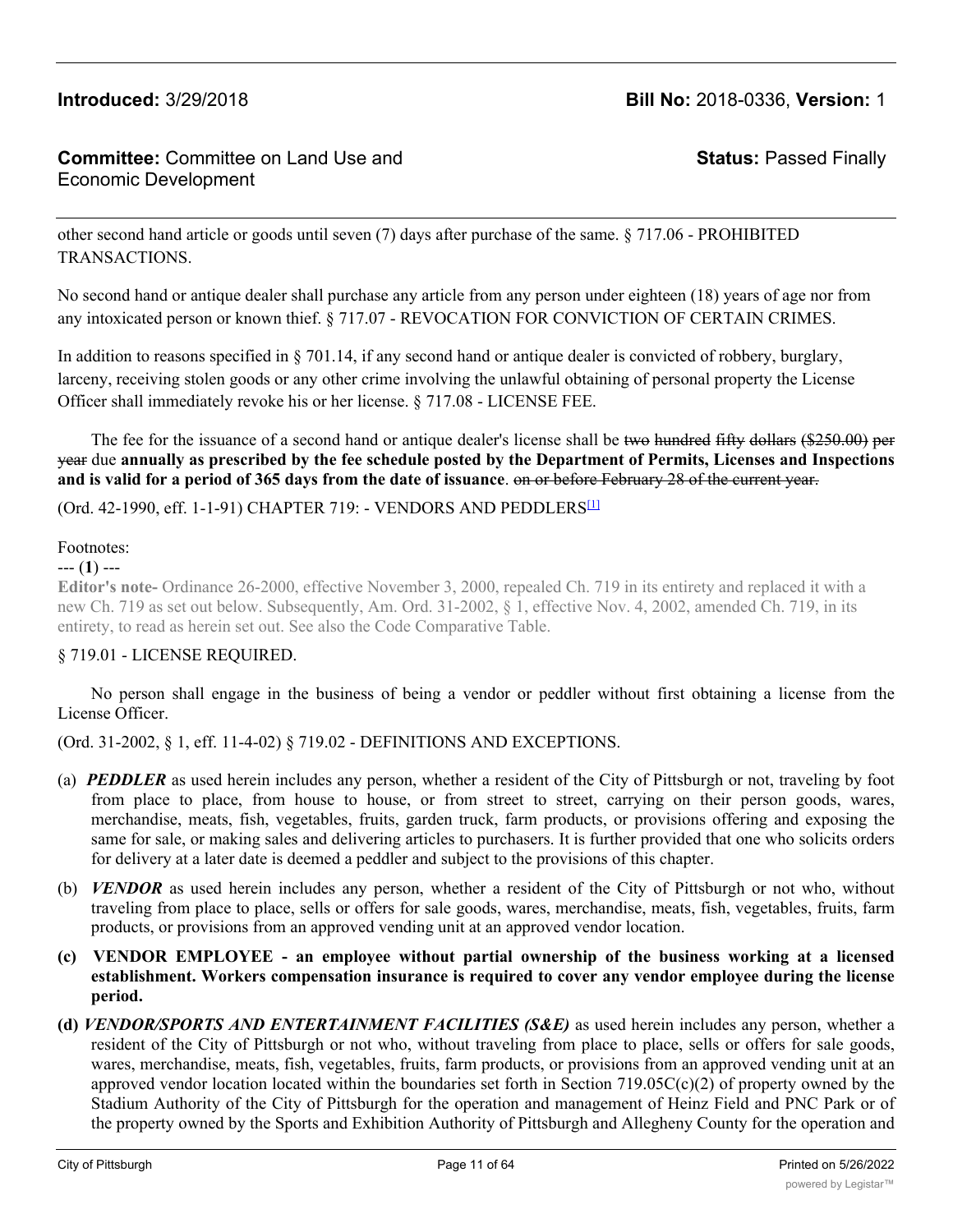other second hand article or goods until seven (7) days after purchase of the same. § 717.06 - PROHIBITED TRANSACTIONS.

No second hand or antique dealer shall purchase any article from any person under eighteen (18) years of age nor from any intoxicated person or known thief. § 717.07 - REVOCATION FOR CONVICTION OF CERTAIN CRIMES.

In addition to reasons specified in § 701.14, if any second hand or antique dealer is convicted of robbery, burglary, larceny, receiving stolen goods or any other crime involving the unlawful obtaining of personal property the License Officer shall immediately revoke his or her license. § 717.08 - LICENSE FEE.

The fee for the issuance of a second hand or antique dealer's license shall be ~~two hundred fifty dollars ($250.00) per year~~ due **annually as prescribed by the fee schedule posted by the Department of Permits, Licenses and Inspections and is valid for a period of 365 days from the date of issuance**. ~~on or before February 28 of the current year.~~

(Ord. 42-1990, eff. 1-1-91) CHAPTER 719: - VENDORS AND PEDDLERS[1]

Footnotes:

--- (**1**) ---

**Editor's note-** Ordinance 26-2000, effective November 3, 2000, repealed Ch. 719 in its entirety and replaced it with a new Ch. 719 as set out below. Subsequently, Am. Ord. 31-2002, § 1, effective Nov. 4, 2002, amended Ch. 719, in its entirety, to read as herein set out. See also the Code Comparative Table.

§ 719.01 - LICENSE REQUIRED.

No person shall engage in the business of being a vendor or peddler without first obtaining a license from the License Officer.

(Ord. 31-2002, § 1, eff. 11-4-02) § 719.02 - DEFINITIONS AND EXCEPTIONS.

(a) ***PEDDLER*** as used herein includes any person, whether a resident of the City of Pittsburgh or not, traveling by foot from place to place, from house to house, or from street to street, carrying on their person goods, wares, merchandise, meats, fish, vegetables, fruits, garden truck, farm products, or provisions offering and exposing the same for sale, or making sales and delivering articles to purchasers. It is further provided that one who solicits orders for delivery at a later date is deemed a peddler and subject to the provisions of this chapter.

(b) ***VENDOR*** as used herein includes any person, whether a resident of the City of Pittsburgh or not who, without traveling from place to place, sells or offers for sale goods, wares, merchandise, meats, fish, vegetables, fruits, farm products, or provisions from an approved vending unit at an approved vendor location.

**(c) VENDOR EMPLOYEE - an employee without partial ownership of the business working at a licensed establishment. Workers compensation insurance is required to cover any vendor employee during the license period.**

**(d)** ***VENDOR/SPORTS AND ENTERTAINMENT FACILITIES (S&E)*** as used herein includes any person, whether a resident of the City of Pittsburgh or not who, without traveling from place to place, sells or offers for sale goods, wares, merchandise, meats, fish, vegetables, fruits, farm products, or provisions from an approved vending unit at an approved vendor location located within the boundaries set forth in Section 719.05C(c)(2) of property owned by the Stadium Authority of the City of Pittsburgh for the operation and management of Heinz Field and PNC Park or of the property owned by the Sports and Exhibition Authority of Pittsburgh and Allegheny County for the operation and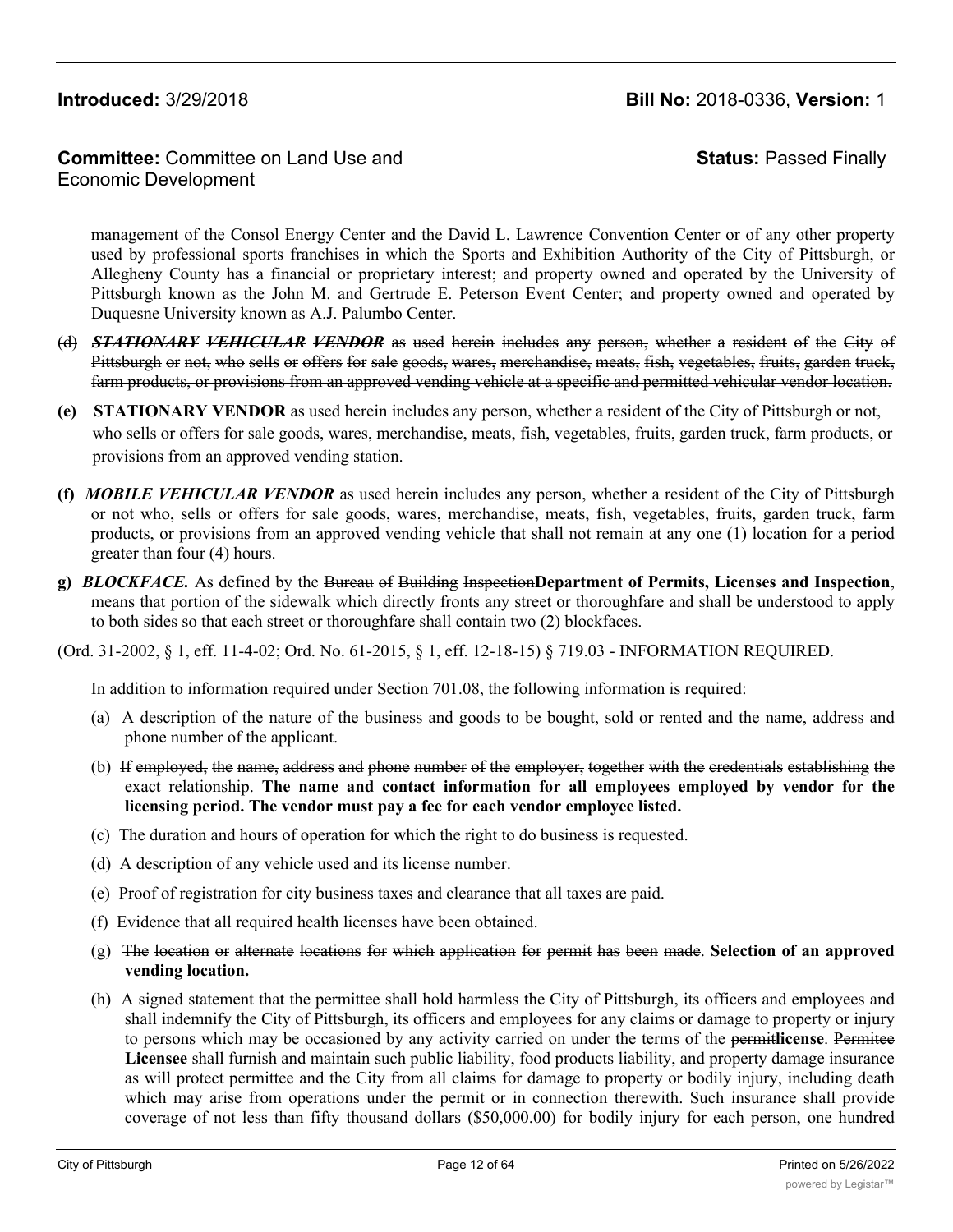management of the Consol Energy Center and the David L. Lawrence Convention Center or of any other property used by professional sports franchises in which the Sports and Exhibition Authority of the City of Pittsburgh, or Allegheny County has a financial or proprietary interest; and property owned and operated by the University of Pittsburgh known as the John M. and Gertrude E. Peterson Event Center; and property owned and operated by Duquesne University known as A.J. Palumbo Center.

~~(d) ***STATIONARY VEHICULAR VENDOR*** as used herein includes any person, whether a resident of the City of Pittsburgh or not, who sells or offers for sale goods, wares, merchandise, meats, fish, vegetables, fruits, garden truck, farm products, or provisions from an approved vending vehicle at a specific and permitted vehicular vendor location.~~

**(e) STATIONARY VENDOR** as used herein includes any person, whether a resident of the City of Pittsburgh or not, who sells or offers for sale goods, wares, merchandise, meats, fish, vegetables, fruits, garden truck, farm products, or provisions from an approved vending station.

**(f)** ***MOBILE VEHICULAR VENDOR*** as used herein includes any person, whether a resident of the City of Pittsburgh or not who, sells or offers for sale goods, wares, merchandise, meats, fish, vegetables, fruits, garden truck, farm products, or provisions from an approved vending vehicle that shall not remain at any one (1) location for a period greater than four (4) hours.

**g)** ***BLOCKFACE.*** As defined by the ~~Bureau of Building Inspection~~**Department of Permits, Licenses and Inspection**, means that portion of the sidewalk which directly fronts any street or thoroughfare and shall be understood to apply to both sides so that each street or thoroughfare shall contain two (2) blockfaces.

(Ord. 31-2002, § 1, eff. 11-4-02; Ord. No. 61-2015, § 1, eff. 12-18-15) § 719.03 - INFORMATION REQUIRED.

In addition to information required under Section 701.08, the following information is required:

(a) A description of the nature of the business and goods to be bought, sold or rented and the name, address and phone number of the applicant.

(b) ~~If employed, the name, address and phone number of the employer, together with the credentials establishing the exact relationship.~~ **The name and contact information for all employees employed by vendor for the licensing period. The vendor must pay a fee for each vendor employee listed.**

(c) The duration and hours of operation for which the right to do business is requested.

(d) A description of any vehicle used and its license number.

(e) Proof of registration for city business taxes and clearance that all taxes are paid.

(f) Evidence that all required health licenses have been obtained.

(g) ~~The location or alternate locations for which application for permit has been made~~. **Selection of an approved vending location.**

(h) A signed statement that the permittee shall hold harmless the City of Pittsburgh, its officers and employees and shall indemnify the City of Pittsburgh, its officers and employees for any claims or damage to property or injury to persons which may be occasioned by any activity carried on under the terms of the ~~permit~~**license**. ~~Permitee~~ **Licensee** shall furnish and maintain such public liability, food products liability, and property damage insurance as will protect permittee and the City from all claims for damage to property or bodily injury, including death which may arise from operations under the permit or in connection therewith. Such insurance shall provide coverage of ~~not less than fifty thousand dollars ($50,000.00)~~ for bodily injury for each person, ~~one hundred~~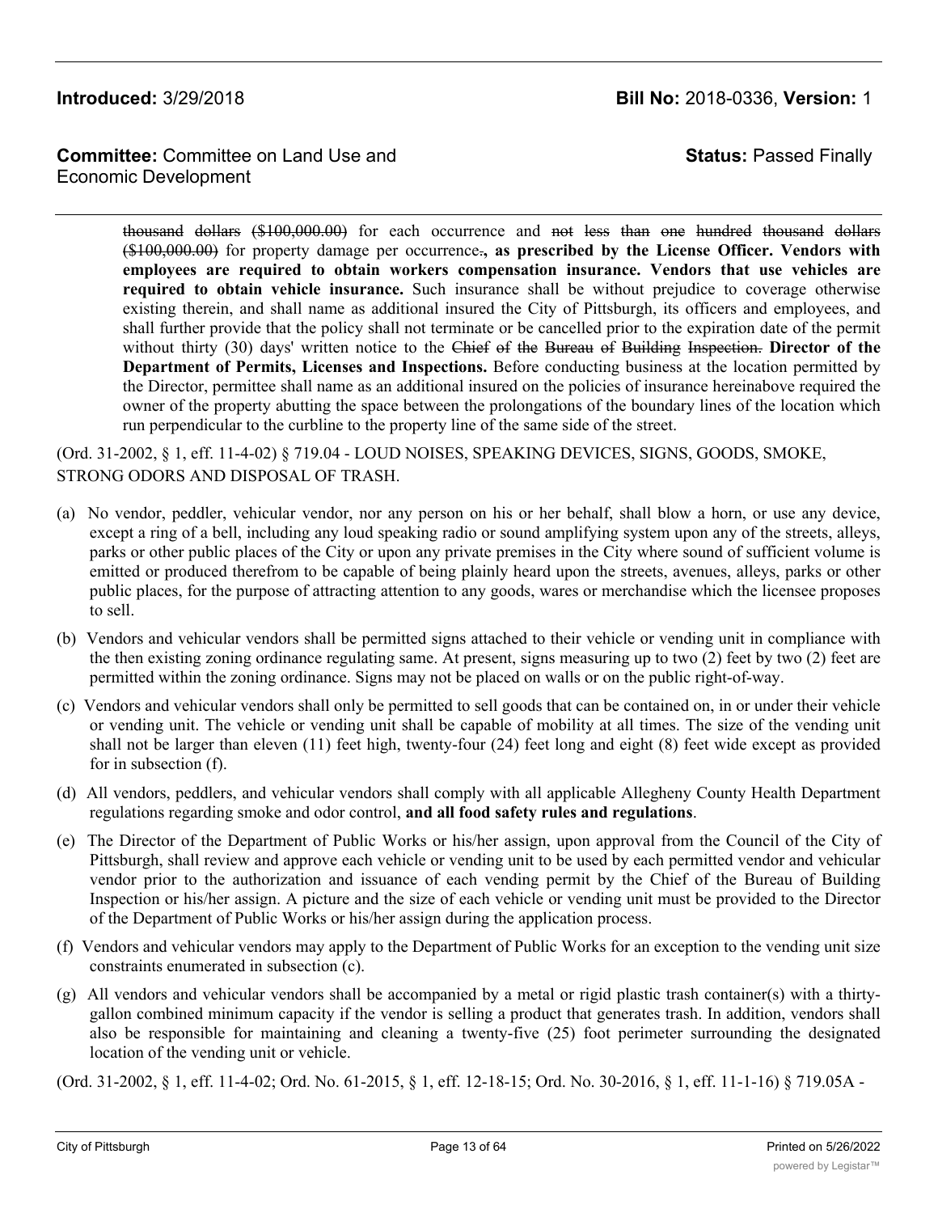thousand dollars ($100,000.00) for each occurrence and not less than one hundred thousand dollars ($100,000.00) for property damage per occurrence.**, as prescribed by the License Officer. Vendors with employees are required to obtain workers compensation insurance. Vendors that use vehicles are required to obtain vehicle insurance.** Such insurance shall be without prejudice to coverage otherwise existing therein, and shall name as additional insured the City of Pittsburgh, its officers and employees, and shall further provide that the policy shall not terminate or be cancelled prior to the expiration date of the permit without thirty (30) days' written notice to the Chief of the Bureau of Building Inspection. **Director of the Department of Permits, Licenses and Inspections.** Before conducting business at the location permitted by the Director, permittee shall name as an additional insured on the policies of insurance hereinabove required the owner of the property abutting the space between the prolongations of the boundary lines of the location which run perpendicular to the curbline to the property line of the same side of the street.

(Ord. 31-2002, § 1, eff. 11-4-02) § 719.04 - LOUD NOISES, SPEAKING DEVICES, SIGNS, GOODS, SMOKE, STRONG ODORS AND DISPOSAL OF TRASH.

(a) No vendor, peddler, vehicular vendor, nor any person on his or her behalf, shall blow a horn, or use any device, except a ring of a bell, including any loud speaking radio or sound amplifying system upon any of the streets, alleys, parks or other public places of the City or upon any private premises in the City where sound of sufficient volume is emitted or produced therefrom to be capable of being plainly heard upon the streets, avenues, alleys, parks or other public places, for the purpose of attracting attention to any goods, wares or merchandise which the licensee proposes to sell.

(b) Vendors and vehicular vendors shall be permitted signs attached to their vehicle or vending unit in compliance with the then existing zoning ordinance regulating same. At present, signs measuring up to two (2) feet by two (2) feet are permitted within the zoning ordinance. Signs may not be placed on walls or on the public right-of-way.

(c) Vendors and vehicular vendors shall only be permitted to sell goods that can be contained on, in or under their vehicle or vending unit. The vehicle or vending unit shall be capable of mobility at all times. The size of the vending unit shall not be larger than eleven (11) feet high, twenty-four (24) feet long and eight (8) feet wide except as provided for in subsection (f).

(d) All vendors, peddlers, and vehicular vendors shall comply with all applicable Allegheny County Health Department regulations regarding smoke and odor control, **and all food safety rules and regulations**.

(e) The Director of the Department of Public Works or his/her assign, upon approval from the Council of the City of Pittsburgh, shall review and approve each vehicle or vending unit to be used by each permitted vendor and vehicular vendor prior to the authorization and issuance of each vending permit by the Chief of the Bureau of Building Inspection or his/her assign. A picture and the size of each vehicle or vending unit must be provided to the Director of the Department of Public Works or his/her assign during the application process.

(f) Vendors and vehicular vendors may apply to the Department of Public Works for an exception to the vending unit size constraints enumerated in subsection (c).

(g) All vendors and vehicular vendors shall be accompanied by a metal or rigid plastic trash container(s) with a thirty-gallon combined minimum capacity if the vendor is selling a product that generates trash. In addition, vendors shall also be responsible for maintaining and cleaning a twenty-five (25) foot perimeter surrounding the designated location of the vending unit or vehicle.

(Ord. 31-2002, § 1, eff. 11-4-02; Ord. No. 61-2015, § 1, eff. 12-18-15; Ord. No. 30-2016, § 1, eff. 11-1-16) § 719.05A -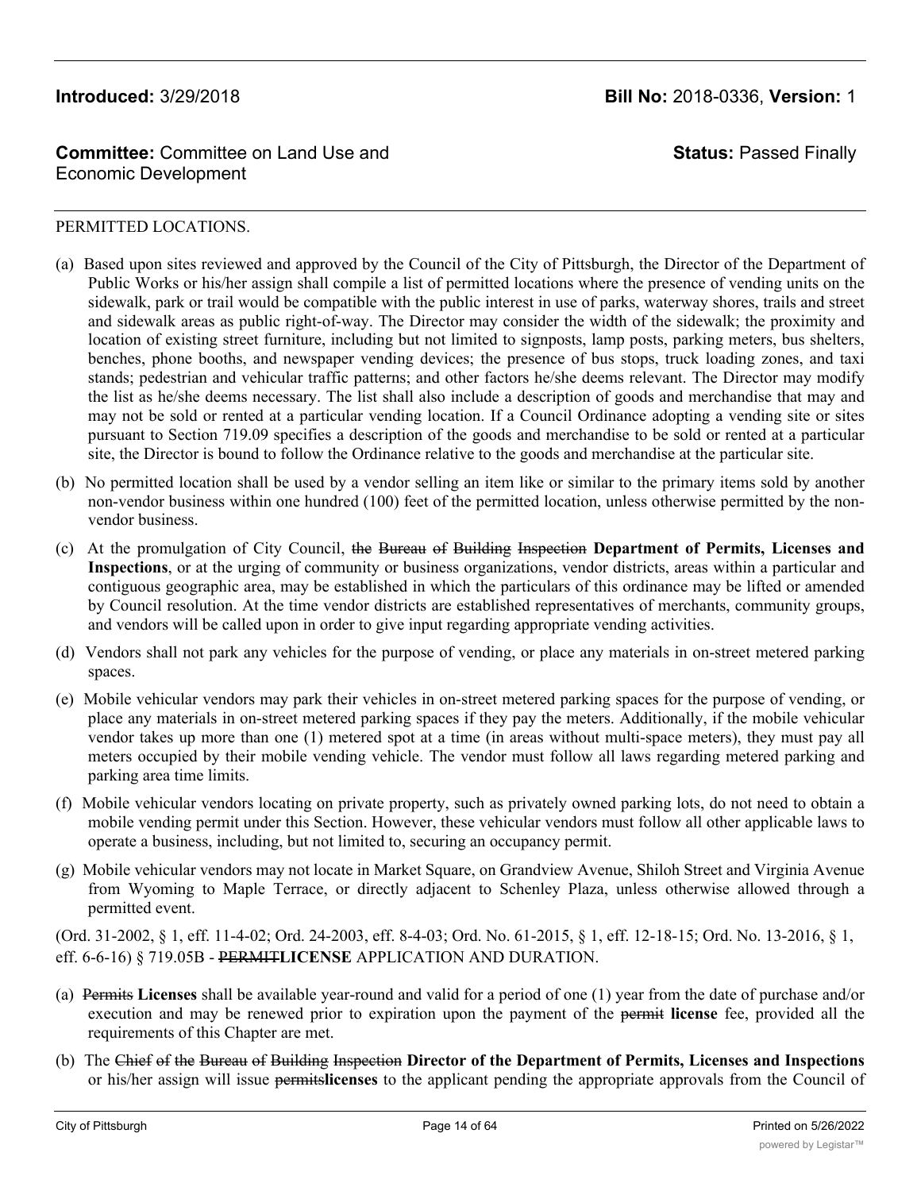**Introduced:** 3/29/2018 **Bill No:** 2018-0336, **Version:** 1

**Committee:** Committee on Land Use and Economic Development **Status:** Passed Finally

PERMITTED LOCATIONS.

(a) Based upon sites reviewed and approved by the Council of the City of Pittsburgh, the Director of the Department of Public Works or his/her assign shall compile a list of permitted locations where the presence of vending units on the sidewalk, park or trail would be compatible with the public interest in use of parks, waterway shores, trails and street and sidewalk areas as public right-of-way. The Director may consider the width of the sidewalk; the proximity and location of existing street furniture, including but not limited to signposts, lamp posts, parking meters, bus shelters, benches, phone booths, and newspaper vending devices; the presence of bus stops, truck loading zones, and taxi stands; pedestrian and vehicular traffic patterns; and other factors he/she deems relevant. The Director may modify the list as he/she deems necessary. The list shall also include a description of goods and merchandise that may and may not be sold or rented at a particular vending location. If a Council Ordinance adopting a vending site or sites pursuant to Section 719.09 specifies a description of the goods and merchandise to be sold or rented at a particular site, the Director is bound to follow the Ordinance relative to the goods and merchandise at the particular site.

(b) No permitted location shall be used by a vendor selling an item like or similar to the primary items sold by another non-vendor business within one hundred (100) feet of the permitted location, unless otherwise permitted by the non-vendor business.

(c) At the promulgation of City Council, ~~the Bureau of Building Inspection~~ **Department of Permits, Licenses and Inspections**, or at the urging of community or business organizations, vendor districts, areas within a particular and contiguous geographic area, may be established in which the particulars of this ordinance may be lifted or amended by Council resolution. At the time vendor districts are established representatives of merchants, community groups, and vendors will be called upon in order to give input regarding appropriate vending activities.

(d) Vendors shall not park any vehicles for the purpose of vending, or place any materials in on-street metered parking spaces.

(e) Mobile vehicular vendors may park their vehicles in on-street metered parking spaces for the purpose of vending, or place any materials in on-street metered parking spaces if they pay the meters. Additionally, if the mobile vehicular vendor takes up more than one (1) metered spot at a time (in areas without multi-space meters), they must pay all meters occupied by their mobile vending vehicle. The vendor must follow all laws regarding metered parking and parking area time limits.

(f) Mobile vehicular vendors locating on private property, such as privately owned parking lots, do not need to obtain a mobile vending permit under this Section. However, these vehicular vendors must follow all other applicable laws to operate a business, including, but not limited to, securing an occupancy permit.

(g) Mobile vehicular vendors may not locate in Market Square, on Grandview Avenue, Shiloh Street and Virginia Avenue from Wyoming to Maple Terrace, or directly adjacent to Schenley Plaza, unless otherwise allowed through a permitted event.

(Ord. 31-2002, § 1, eff. 11-4-02; Ord. 24-2003, eff. 8-4-03; Ord. No. 61-2015, § 1, eff. 12-18-15; Ord. No. 13-2016, § 1, eff. 6-6-16) § 719.05B - ~~PERMIT~~**LICENSE** APPLICATION AND DURATION.

(a) ~~Permits~~ **Licenses** shall be available year-round and valid for a period of one (1) year from the date of purchase and/or execution and may be renewed prior to expiration upon the payment of the ~~permit~~ **license** fee, provided all the requirements of this Chapter are met.

(b) The ~~Chief of the Bureau of Building Inspection~~ **Director of the Department of Permits, Licenses and Inspections** or his/her assign will issue ~~permits~~**licenses** to the applicant pending the appropriate approvals from the Council of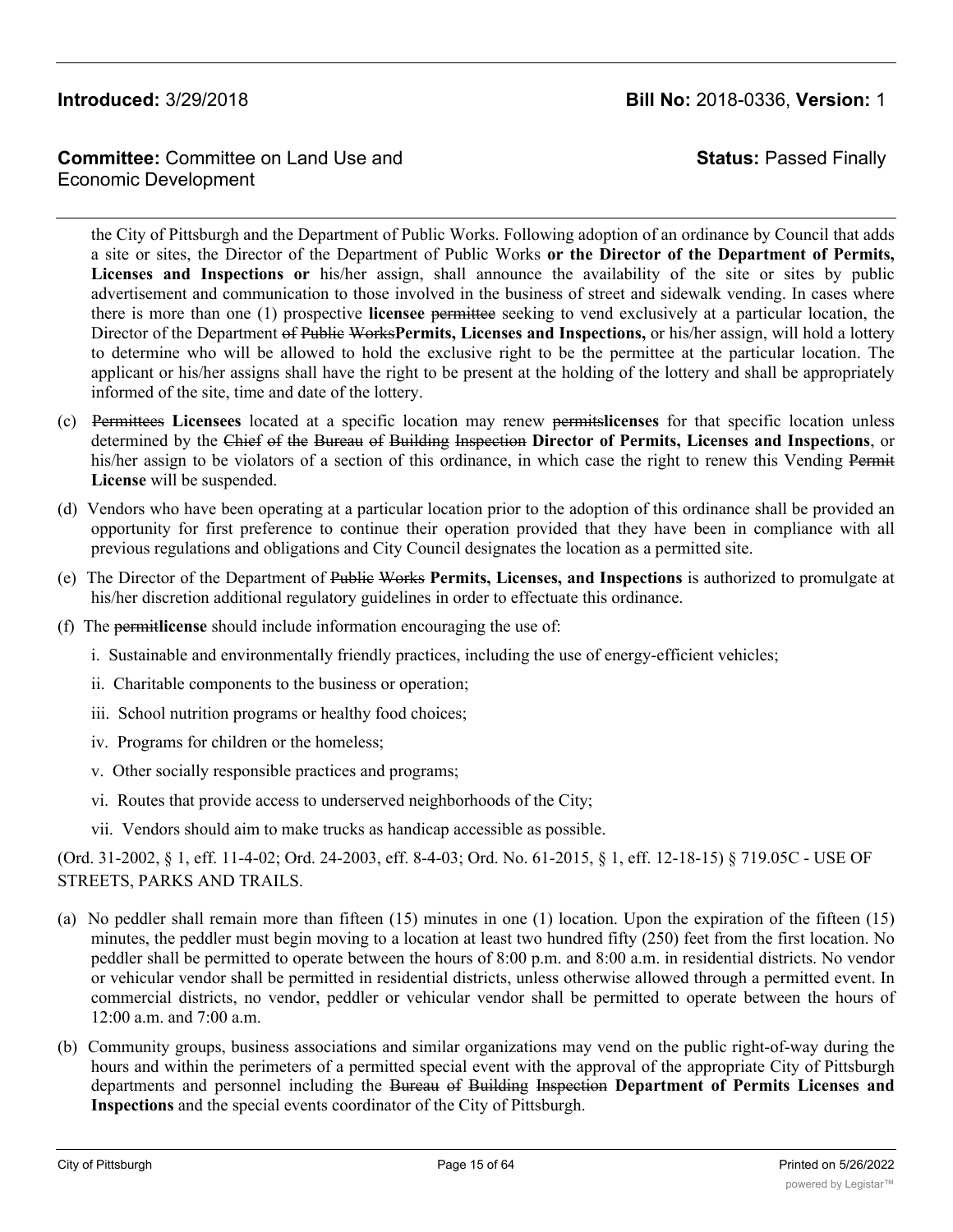the City of Pittsburgh and the Department of Public Works. Following adoption of an ordinance by Council that adds a site or sites, the Director of the Department of Public Works **or the Director of the Department of Permits, Licenses and Inspections or** his/her assign, shall announce the availability of the site or sites by public advertisement and communication to those involved in the business of street and sidewalk vending. In cases where there is more than one (1) prospective **licensee** ~~permittee~~ seeking to vend exclusively at a particular location, the Director of the Department ~~of Public Works~~**Permits, Licenses and Inspections,** or his/her assign, will hold a lottery to determine who will be allowed to hold the exclusive right to be the permittee at the particular location. The applicant or his/her assigns shall have the right to be present at the holding of the lottery and shall be appropriately informed of the site, time and date of the lottery.

(c) ~~Permittees~~ **Licensees** located at a specific location may renew ~~permits~~**licenses** for that specific location unless determined by the ~~Chief of the Bureau of Building Inspection~~ **Director of Permits, Licenses and Inspections**, or his/her assign to be violators of a section of this ordinance, in which case the right to renew this Vending ~~Permit~~ **License** will be suspended.

(d) Vendors who have been operating at a particular location prior to the adoption of this ordinance shall be provided an opportunity for first preference to continue their operation provided that they have been in compliance with all previous regulations and obligations and City Council designates the location as a permitted site.

(e) The Director of the Department of ~~Public Works~~ **Permits, Licenses, and Inspections** is authorized to promulgate at his/her discretion additional regulatory guidelines in order to effectuate this ordinance.

(f) The ~~permit~~**license** should include information encouraging the use of:

i. Sustainable and environmentally friendly practices, including the use of energy-efficient vehicles;

ii. Charitable components to the business or operation;

iii. School nutrition programs or healthy food choices;

iv. Programs for children or the homeless;

v. Other socially responsible practices and programs;

vi. Routes that provide access to underserved neighborhoods of the City;

vii. Vendors should aim to make trucks as handicap accessible as possible.

(Ord. 31-2002, § 1, eff. 11-4-02; Ord. 24-2003, eff. 8-4-03; Ord. No. 61-2015, § 1, eff. 12-18-15) § 719.05C - USE OF STREETS, PARKS AND TRAILS.

(a) No peddler shall remain more than fifteen (15) minutes in one (1) location. Upon the expiration of the fifteen (15) minutes, the peddler must begin moving to a location at least two hundred fifty (250) feet from the first location. No peddler shall be permitted to operate between the hours of 8:00 p.m. and 8:00 a.m. in residential districts. No vendor or vehicular vendor shall be permitted in residential districts, unless otherwise allowed through a permitted event. In commercial districts, no vendor, peddler or vehicular vendor shall be permitted to operate between the hours of 12:00 a.m. and 7:00 a.m.

(b) Community groups, business associations and similar organizations may vend on the public right-of-way during the hours and within the perimeters of a permitted special event with the approval of the appropriate City of Pittsburgh departments and personnel including the ~~Bureau of Building Inspection~~ **Department of Permits Licenses and Inspections** and the special events coordinator of the City of Pittsburgh.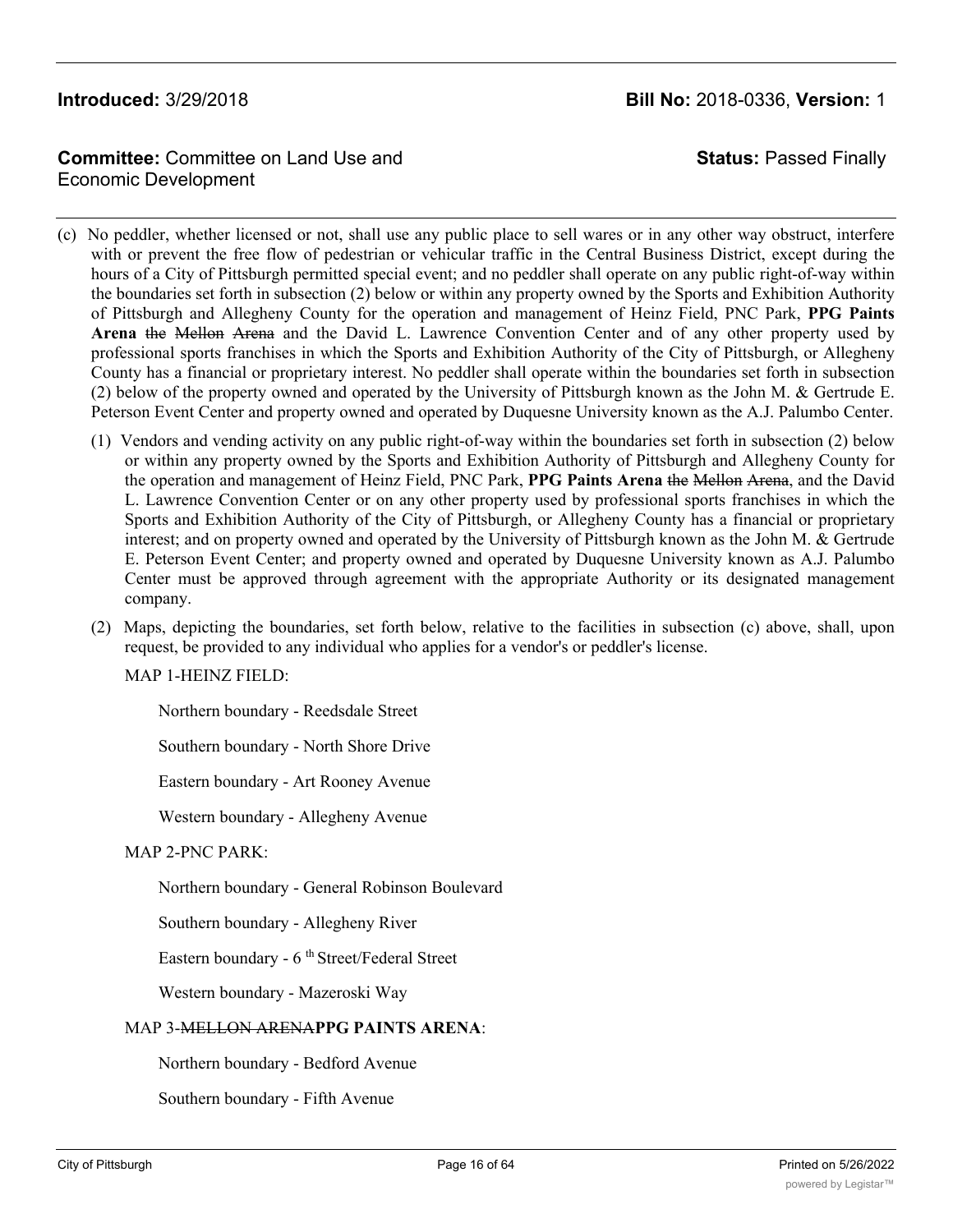**Introduced:** 3/29/2018

**Bill No:** 2018-0336, **Version:** 1

**Committee:** Committee on Land Use and Economic Development

**Status:** Passed Finally

(c) No peddler, whether licensed or not, shall use any public place to sell wares or in any other way obstruct, interfere with or prevent the free flow of pedestrian or vehicular traffic in the Central Business District, except during the hours of a City of Pittsburgh permitted special event; and no peddler shall operate on any public right-of-way within the boundaries set forth in subsection (2) below or within any property owned by the Sports and Exhibition Authority of Pittsburgh and Allegheny County for the operation and management of Heinz Field, PNC Park, **PPG Paints Arena** ~~the Mellon Arena~~ and the David L. Lawrence Convention Center and of any other property used by professional sports franchises in which the Sports and Exhibition Authority of the City of Pittsburgh, or Allegheny County has a financial or proprietary interest. No peddler shall operate within the boundaries set forth in subsection (2) below of the property owned and operated by the University of Pittsburgh known as the John M. & Gertrude E. Peterson Event Center and property owned and operated by Duquesne University known as the A.J. Palumbo Center.

(1) Vendors and vending activity on any public right-of-way within the boundaries set forth in subsection (2) below or within any property owned by the Sports and Exhibition Authority of Pittsburgh and Allegheny County for the operation and management of Heinz Field, PNC Park, **PPG Paints Arena** ~~the Mellon Arena~~, and the David L. Lawrence Convention Center or on any other property used by professional sports franchises in which the Sports and Exhibition Authority of the City of Pittsburgh, or Allegheny County has a financial or proprietary interest; and on property owned and operated by the University of Pittsburgh known as the John M. & Gertrude E. Peterson Event Center; and property owned and operated by Duquesne University known as A.J. Palumbo Center must be approved through agreement with the appropriate Authority or its designated management company.

(2) Maps, depicting the boundaries, set forth below, relative to the facilities in subsection (c) above, shall, upon request, be provided to any individual who applies for a vendor's or peddler's license.

MAP 1-HEINZ FIELD:

Northern boundary - Reedsdale Street

Southern boundary - North Shore Drive

Eastern boundary - Art Rooney Avenue

Western boundary - Allegheny Avenue

MAP 2-PNC PARK:

Northern boundary - General Robinson Boulevard

Southern boundary - Allegheny River

Eastern boundary - 6th Street/Federal Street

Western boundary - Mazeroski Way

MAP 3-~~MELLON ARENA~~**PPG PAINTS ARENA**:

Northern boundary - Bedford Avenue

Southern boundary - Fifth Avenue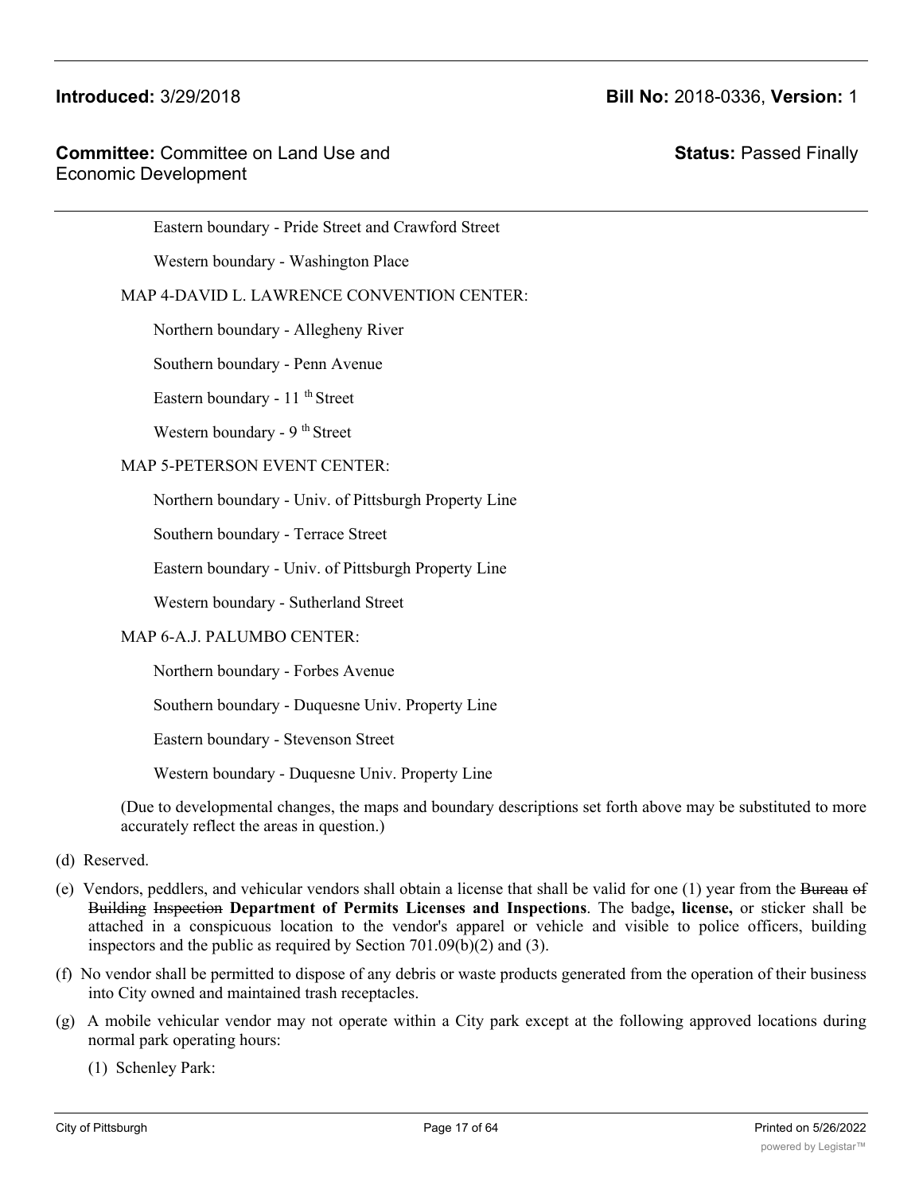Eastern boundary - Pride Street and Crawford Street

Western boundary - Washington Place

MAP 4-DAVID L. LAWRENCE CONVENTION CENTER:

Northern boundary - Allegheny River

Southern boundary - Penn Avenue

Eastern boundary - 11th Street

Western boundary - 9th Street

MAP 5-PETERSON EVENT CENTER:

Northern boundary - Univ. of Pittsburgh Property Line

Southern boundary - Terrace Street

Eastern boundary - Univ. of Pittsburgh Property Line

Western boundary - Sutherland Street

MAP 6-A.J. PALUMBO CENTER:

Northern boundary - Forbes Avenue

Southern boundary - Duquesne Univ. Property Line

Eastern boundary - Stevenson Street

Western boundary - Duquesne Univ. Property Line

(Due to developmental changes, the maps and boundary descriptions set forth above may be substituted to more accurately reflect the areas in question.)

(d) Reserved.

(e) Vendors, peddlers, and vehicular vendors shall obtain a license that shall be valid for one (1) year from the ~~Bureau of Building Inspection~~ **Department of Permits Licenses and Inspections**. The badge**, license,** or sticker shall be attached in a conspicuous location to the vendor's apparel or vehicle and visible to police officers, building inspectors and the public as required by Section 701.09(b)(2) and (3).

(f) No vendor shall be permitted to dispose of any debris or waste products generated from the operation of their business into City owned and maintained trash receptacles.

(g) A mobile vehicular vendor may not operate within a City park except at the following approved locations during normal park operating hours:

(1) Schenley Park: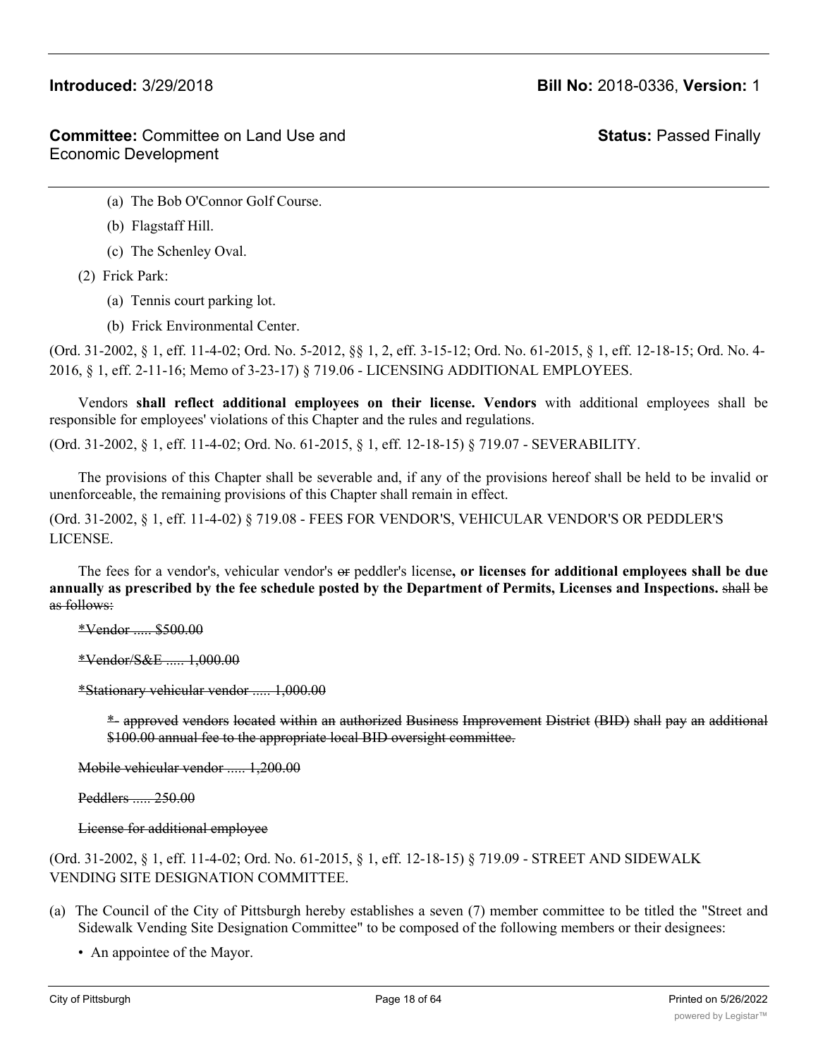(a) The Bob O'Connor Golf Course.

(b) Flagstaff Hill.

(c) The Schenley Oval.

(2) Frick Park:

(a) Tennis court parking lot.

(b) Frick Environmental Center.

(Ord. 31-2002, § 1, eff. 11-4-02; Ord. No. 5-2012, §§ 1, 2, eff. 3-15-12; Ord. No. 61-2015, § 1, eff. 12-18-15; Ord. No. 4-2016, § 1, eff. 2-11-16; Memo of 3-23-17) § 719.06 - LICENSING ADDITIONAL EMPLOYEES.

Vendors **shall reflect additional employees on their license. Vendors** with additional employees shall be responsible for employees' violations of this Chapter and the rules and regulations.

(Ord. 31-2002, § 1, eff. 11-4-02; Ord. No. 61-2015, § 1, eff. 12-18-15) § 719.07 - SEVERABILITY.

The provisions of this Chapter shall be severable and, if any of the provisions hereof shall be held to be invalid or unenforceable, the remaining provisions of this Chapter shall remain in effect.

(Ord. 31-2002, § 1, eff. 11-4-02) § 719.08 - FEES FOR VENDOR'S, VEHICULAR VENDOR'S OR PEDDLER'S LICENSE.

The fees for a vendor's, vehicular vendor's ~~or~~ peddler's license**, or licenses for additional employees shall be due annually as prescribed by the fee schedule posted by the Department of Permits, Licenses and Inspections.** ~~shall be as follows:~~

~~*Vendor ..... $500.00~~

~~*Vendor/S&E ..... 1,000.00~~

~~*Stationary vehicular vendor ..... 1,000.00~~

~~* approved vendors located within an authorized Business Improvement District (BID) shall pay an additional $100.00 annual fee to the appropriate local BID oversight committee.~~

~~Mobile vehicular vendor ..... 1,200.00~~

~~Peddlers ..... 250.00~~

~~License for additional employee~~

(Ord. 31-2002, § 1, eff. 11-4-02; Ord. No. 61-2015, § 1, eff. 12-18-15) § 719.09 - STREET AND SIDEWALK VENDING SITE DESIGNATION COMMITTEE.

(a) The Council of the City of Pittsburgh hereby establishes a seven (7) member committee to be titled the "Street and Sidewalk Vending Site Designation Committee" to be composed of the following members or their designees:

- An appointee of the Mayor.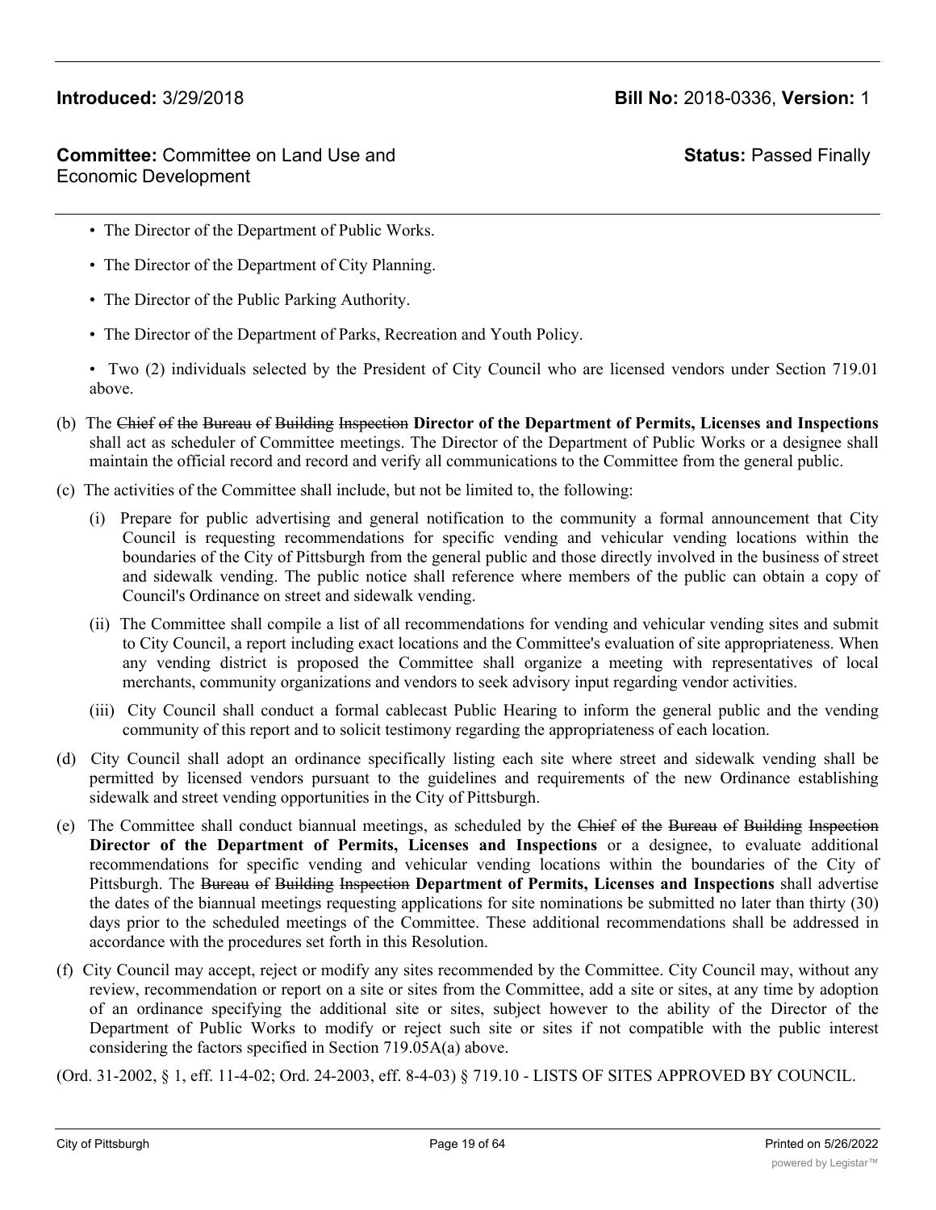- The Director of the Department of Public Works.
- The Director of the Department of City Planning.
- The Director of the Public Parking Authority.
- The Director of the Department of Parks, Recreation and Youth Policy.
- Two (2) individuals selected by the President of City Council who are licensed vendors under Section 719.01 above.

(b) The ~~Chief of the Bureau of Building Inspection~~ **Director of the Department of Permits, Licenses and Inspections** shall act as scheduler of Committee meetings. The Director of the Department of Public Works or a designee shall maintain the official record and record and verify all communications to the Committee from the general public.

(c) The activities of the Committee shall include, but not be limited to, the following:

(i) Prepare for public advertising and general notification to the community a formal announcement that City Council is requesting recommendations for specific vending and vehicular vending locations within the boundaries of the City of Pittsburgh from the general public and those directly involved in the business of street and sidewalk vending. The public notice shall reference where members of the public can obtain a copy of Council's Ordinance on street and sidewalk vending.

(ii) The Committee shall compile a list of all recommendations for vending and vehicular vending sites and submit to City Council, a report including exact locations and the Committee's evaluation of site appropriateness. When any vending district is proposed the Committee shall organize a meeting with representatives of local merchants, community organizations and vendors to seek advisory input regarding vendor activities.

(iii) City Council shall conduct a formal cablecast Public Hearing to inform the general public and the vending community of this report and to solicit testimony regarding the appropriateness of each location.

(d) City Council shall adopt an ordinance specifically listing each site where street and sidewalk vending shall be permitted by licensed vendors pursuant to the guidelines and requirements of the new Ordinance establishing sidewalk and street vending opportunities in the City of Pittsburgh.

(e) The Committee shall conduct biannual meetings, as scheduled by the ~~Chief of the Bureau of Building Inspection~~ **Director of the Department of Permits, Licenses and Inspections** or a designee, to evaluate additional recommendations for specific vending and vehicular vending locations within the boundaries of the City of Pittsburgh. The ~~Bureau of Building Inspection~~ **Department of Permits, Licenses and Inspections** shall advertise the dates of the biannual meetings requesting applications for site nominations be submitted no later than thirty (30) days prior to the scheduled meetings of the Committee. These additional recommendations shall be addressed in accordance with the procedures set forth in this Resolution.

(f) City Council may accept, reject or modify any sites recommended by the Committee. City Council may, without any review, recommendation or report on a site or sites from the Committee, add a site or sites, at any time by adoption of an ordinance specifying the additional site or sites, subject however to the ability of the Director of the Department of Public Works to modify or reject such site or sites if not compatible with the public interest considering the factors specified in Section 719.05A(a) above.

(Ord. 31-2002, § 1, eff. 11-4-02; Ord. 24-2003, eff. 8-4-03) § 719.10 - LISTS OF SITES APPROVED BY COUNCIL.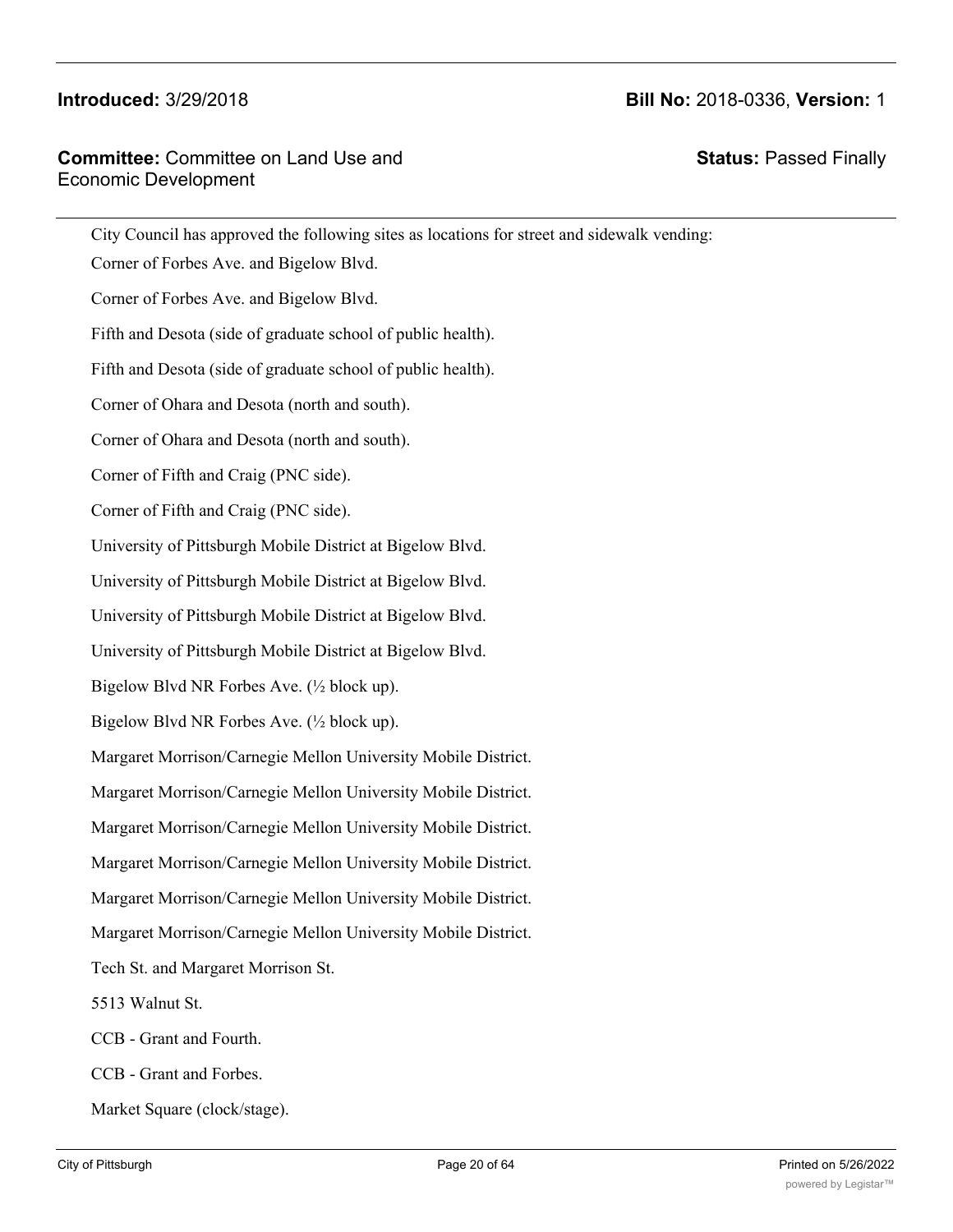City Council has approved the following sites as locations for street and sidewalk vending:

Corner of Forbes Ave. and Bigelow Blvd.

Corner of Forbes Ave. and Bigelow Blvd.

Fifth and Desota (side of graduate school of public health).

Fifth and Desota (side of graduate school of public health).

Corner of Ohara and Desota (north and south).

Corner of Ohara and Desota (north and south).

Corner of Fifth and Craig (PNC side).

Corner of Fifth and Craig (PNC side).

University of Pittsburgh Mobile District at Bigelow Blvd.

University of Pittsburgh Mobile District at Bigelow Blvd.

University of Pittsburgh Mobile District at Bigelow Blvd.

University of Pittsburgh Mobile District at Bigelow Blvd.

Bigelow Blvd NR Forbes Ave. (½ block up).

Bigelow Blvd NR Forbes Ave. (½ block up).

Margaret Morrison/Carnegie Mellon University Mobile District.

Margaret Morrison/Carnegie Mellon University Mobile District.

Margaret Morrison/Carnegie Mellon University Mobile District.

Margaret Morrison/Carnegie Mellon University Mobile District.

Margaret Morrison/Carnegie Mellon University Mobile District.

Margaret Morrison/Carnegie Mellon University Mobile District.

Tech St. and Margaret Morrison St.

5513 Walnut St.

CCB - Grant and Fourth.

CCB - Grant and Forbes.

Market Square (clock/stage).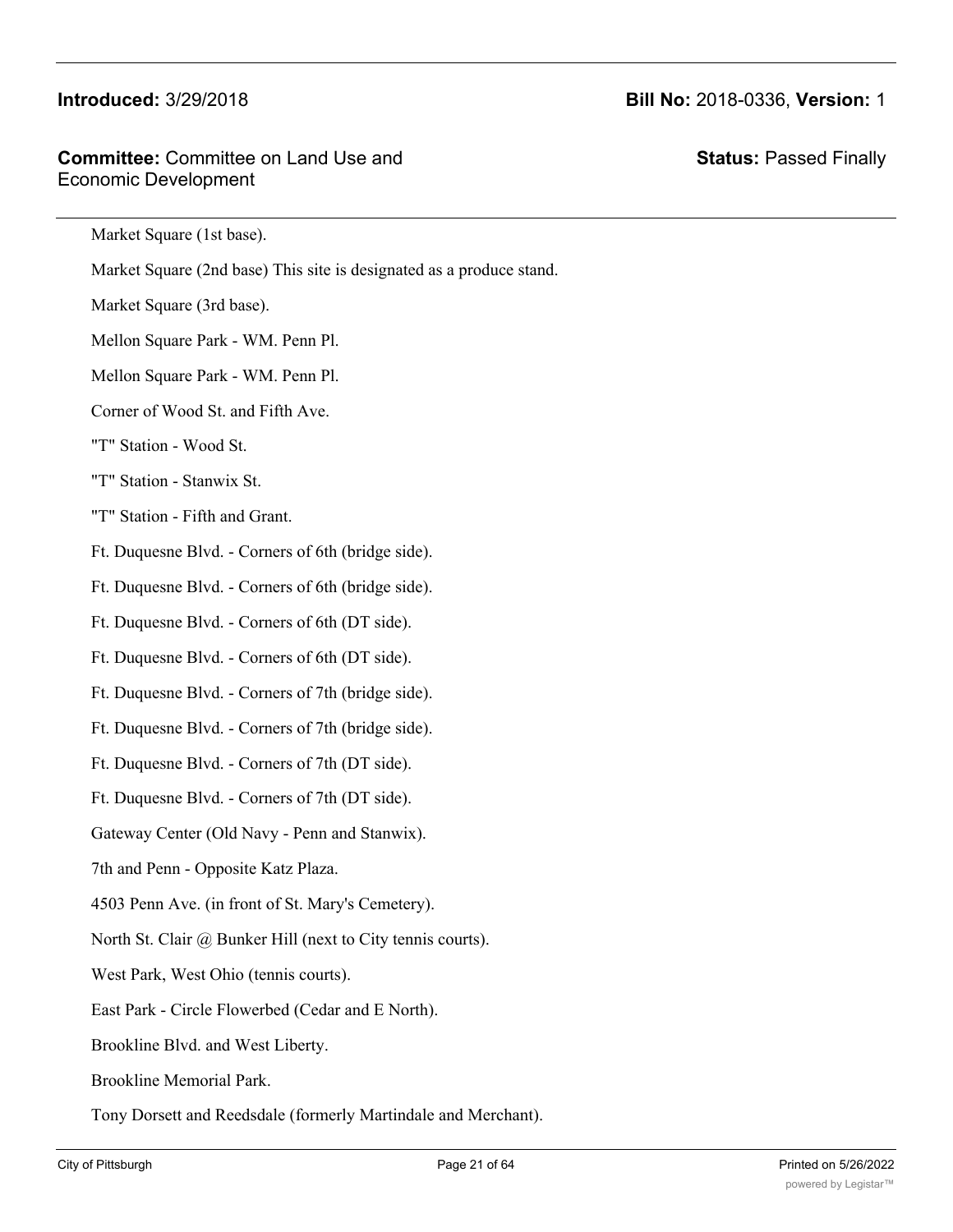Market Square (1st base).

Market Square (2nd base) This site is designated as a produce stand.

Market Square (3rd base).

Mellon Square Park - WM. Penn Pl.

Mellon Square Park - WM. Penn Pl.

Corner of Wood St. and Fifth Ave.

"T" Station - Wood St.

"T" Station - Stanwix St.

"T" Station - Fifth and Grant.

Ft. Duquesne Blvd. - Corners of 6th (bridge side).

Ft. Duquesne Blvd. - Corners of 6th (bridge side).

Ft. Duquesne Blvd. - Corners of 6th (DT side).

Ft. Duquesne Blvd. - Corners of 6th (DT side).

Ft. Duquesne Blvd. - Corners of 7th (bridge side).

Ft. Duquesne Blvd. - Corners of 7th (bridge side).

Ft. Duquesne Blvd. - Corners of 7th (DT side).

Ft. Duquesne Blvd. - Corners of 7th (DT side).

Gateway Center (Old Navy - Penn and Stanwix).

7th and Penn - Opposite Katz Plaza.

4503 Penn Ave. (in front of St. Mary's Cemetery).

North St. Clair @ Bunker Hill (next to City tennis courts).

West Park, West Ohio (tennis courts).

East Park - Circle Flowerbed (Cedar and E North).

Brookline Blvd. and West Liberty.

Brookline Memorial Park.

Tony Dorsett and Reedsdale (formerly Martindale and Merchant).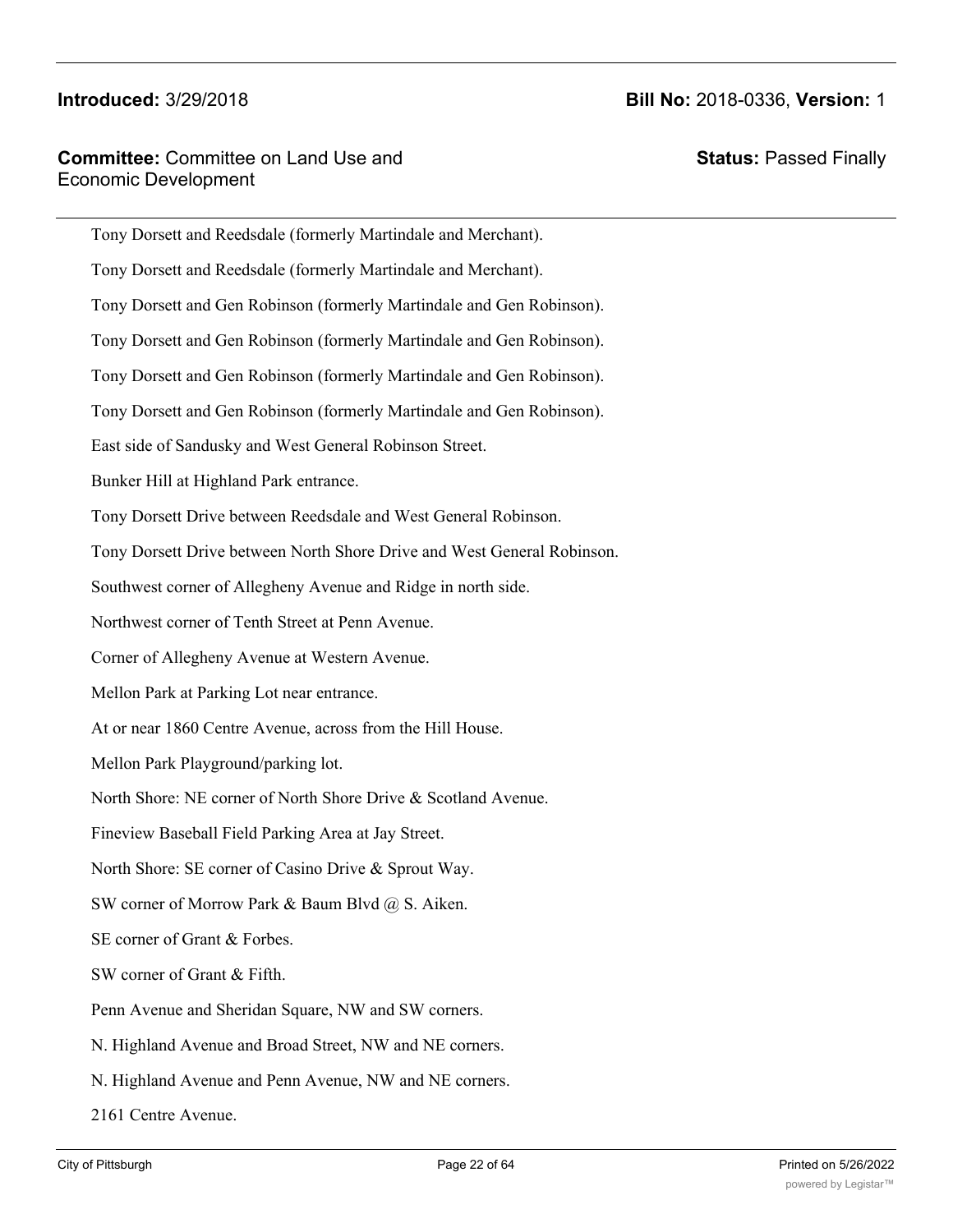Tony Dorsett and Reedsdale (formerly Martindale and Merchant).

Tony Dorsett and Reedsdale (formerly Martindale and Merchant).

Tony Dorsett and Gen Robinson (formerly Martindale and Gen Robinson).

Tony Dorsett and Gen Robinson (formerly Martindale and Gen Robinson).

Tony Dorsett and Gen Robinson (formerly Martindale and Gen Robinson).

Tony Dorsett and Gen Robinson (formerly Martindale and Gen Robinson).

East side of Sandusky and West General Robinson Street.

Bunker Hill at Highland Park entrance.

Tony Dorsett Drive between Reedsdale and West General Robinson.

Tony Dorsett Drive between North Shore Drive and West General Robinson.

Southwest corner of Allegheny Avenue and Ridge in north side.

Northwest corner of Tenth Street at Penn Avenue.

Corner of Allegheny Avenue at Western Avenue.

Mellon Park at Parking Lot near entrance.

At or near 1860 Centre Avenue, across from the Hill House.

Mellon Park Playground/parking lot.

North Shore: NE corner of North Shore Drive & Scotland Avenue.

Fineview Baseball Field Parking Area at Jay Street.

North Shore: SE corner of Casino Drive & Sprout Way.

SW corner of Morrow Park & Baum Blvd @ S. Aiken.

SE corner of Grant & Forbes.

SW corner of Grant & Fifth.

Penn Avenue and Sheridan Square, NW and SW corners.

N. Highland Avenue and Broad Street, NW and NE corners.

N. Highland Avenue and Penn Avenue, NW and NE corners.

2161 Centre Avenue.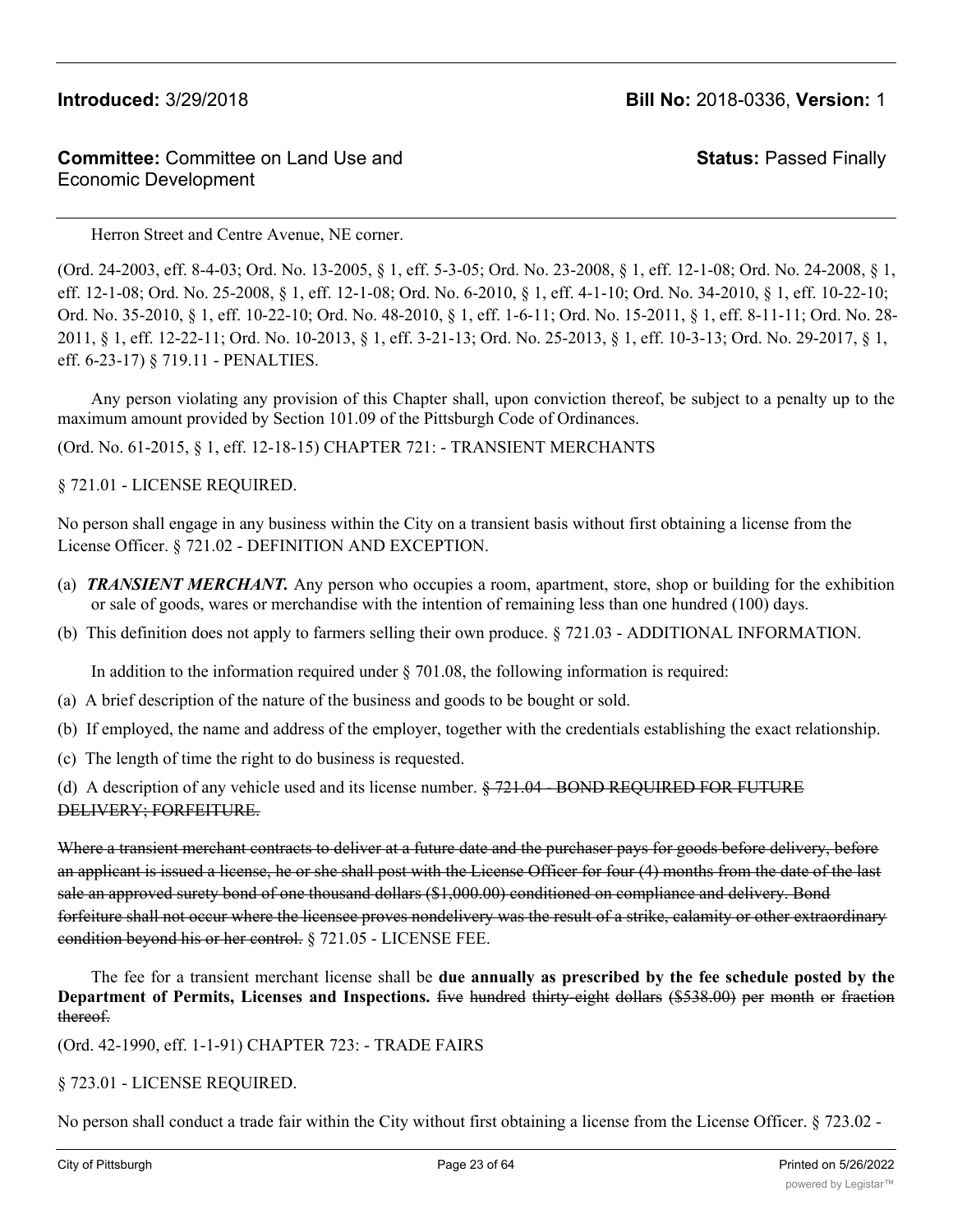Herron Street and Centre Avenue, NE corner.

(Ord. 24-2003, eff. 8-4-03; Ord. No. 13-2005, § 1, eff. 5-3-05; Ord. No. 23-2008, § 1, eff. 12-1-08; Ord. No. 24-2008, § 1, eff. 12-1-08; Ord. No. 25-2008, § 1, eff. 12-1-08; Ord. No. 6-2010, § 1, eff. 4-1-10; Ord. No. 34-2010, § 1, eff. 10-22-10; Ord. No. 35-2010, § 1, eff. 10-22-10; Ord. No. 48-2010, § 1, eff. 1-6-11; Ord. No. 15-2011, § 1, eff. 8-11-11; Ord. No. 28-2011, § 1, eff. 12-22-11; Ord. No. 10-2013, § 1, eff. 3-21-13; Ord. No. 25-2013, § 1, eff. 10-3-13; Ord. No. 29-2017, § 1, eff. 6-23-17) § 719.11 - PENALTIES.

Any person violating any provision of this Chapter shall, upon conviction thereof, be subject to a penalty up to the maximum amount provided by Section 101.09 of the Pittsburgh Code of Ordinances.

(Ord. No. 61-2015, § 1, eff. 12-18-15) CHAPTER 721: - TRANSIENT MERCHANTS

§ 721.01 - LICENSE REQUIRED.

No person shall engage in any business within the City on a transient basis without first obtaining a license from the License Officer. § 721.02 - DEFINITION AND EXCEPTION.

(a) ***TRANSIENT MERCHANT.*** Any person who occupies a room, apartment, store, shop or building for the exhibition or sale of goods, wares or merchandise with the intention of remaining less than one hundred (100) days.

(b) This definition does not apply to farmers selling their own produce. § 721.03 - ADDITIONAL INFORMATION.

In addition to the information required under § 701.08, the following information is required:

(a) A brief description of the nature of the business and goods to be bought or sold.

(b) If employed, the name and address of the employer, together with the credentials establishing the exact relationship.

(c) The length of time the right to do business is requested.

(d) A description of any vehicle used and its license number. ~~§ 721.04 - BOND REQUIRED FOR FUTURE DELIVERY; FORFEITURE.~~

~~Where a transient merchant contracts to deliver at a future date and the purchaser pays for goods before delivery, before an applicant is issued a license, he or she shall post with the License Officer for four (4) months from the date of the last sale an approved surety bond of one thousand dollars ($1,000.00) conditioned on compliance and delivery. Bond forfeiture shall not occur where the licensee proves nondelivery was the result of a strike, calamity or other extraordinary condition beyond his or her control.~~ § 721.05 - LICENSE FEE.

The fee for a transient merchant license shall be **due annually as prescribed by the fee schedule posted by the Department of Permits, Licenses and Inspections.** ~~five hundred thirty-eight dollars ($538.00) per month or fraction thereof.~~

(Ord. 42-1990, eff. 1-1-91) CHAPTER 723: - TRADE FAIRS

§ 723.01 - LICENSE REQUIRED.

No person shall conduct a trade fair within the City without first obtaining a license from the License Officer. § 723.02 -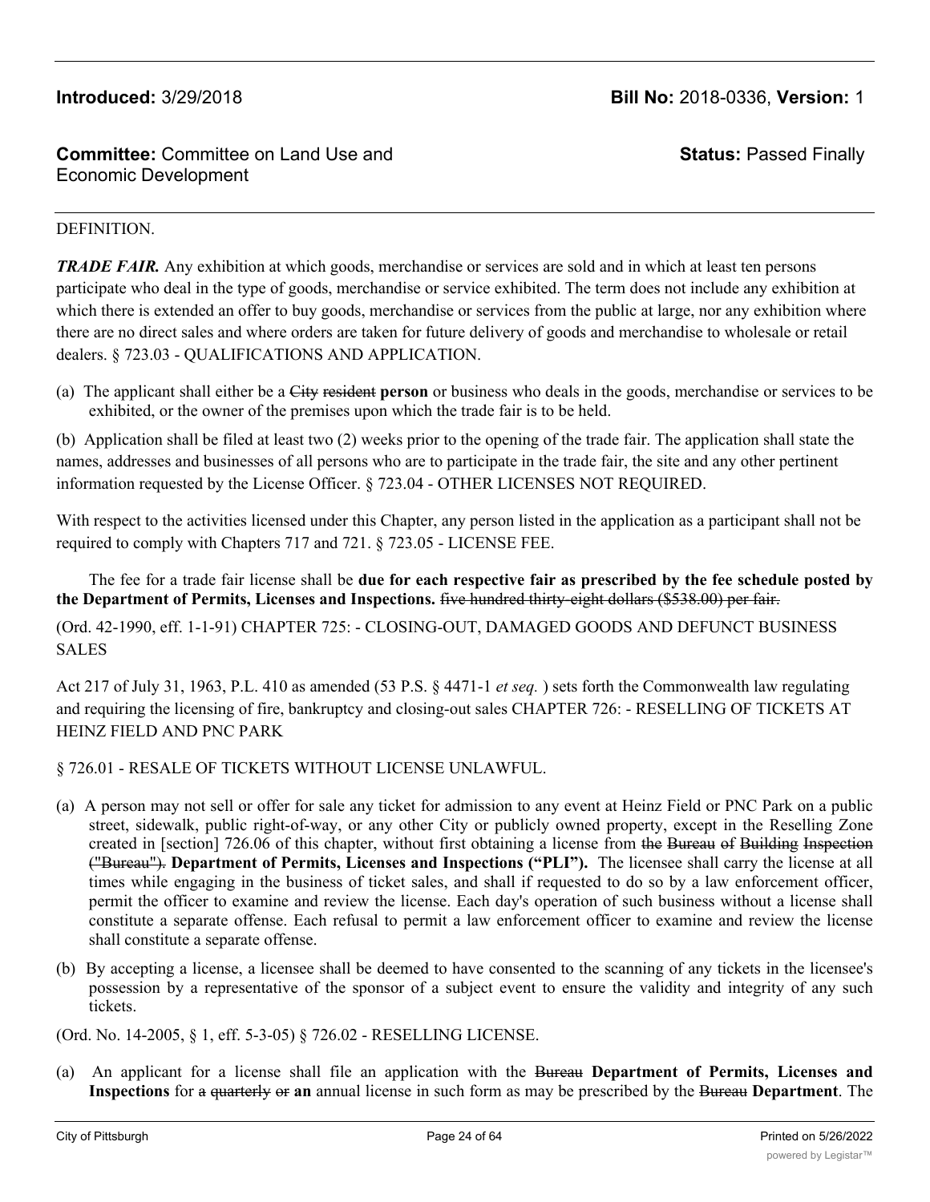**Introduced:** 3/29/2018 **Bill No:** 2018-0336, **Version:** 1

**Committee:** Committee on Land Use and Economic Development **Status:** Passed Finally

DEFINITION.

***TRADE FAIR.*** Any exhibition at which goods, merchandise or services are sold and in which at least ten persons participate who deal in the type of goods, merchandise or service exhibited. The term does not include any exhibition at which there is extended an offer to buy goods, merchandise or services from the public at large, nor any exhibition where there are no direct sales and where orders are taken for future delivery of goods and merchandise to wholesale or retail dealers. § 723.03 - QUALIFICATIONS AND APPLICATION.

(a) The applicant shall either be a ~~City~~ ~~resident~~ **person** or business who deals in the goods, merchandise or services to be exhibited, or the owner of the premises upon which the trade fair is to be held.

(b) Application shall be filed at least two (2) weeks prior to the opening of the trade fair. The application shall state the names, addresses and businesses of all persons who are to participate in the trade fair, the site and any other pertinent information requested by the License Officer. § 723.04 - OTHER LICENSES NOT REQUIRED.

With respect to the activities licensed under this Chapter, any person listed in the application as a participant shall not be required to comply with Chapters 717 and 721. § 723.05 - LICENSE FEE.

The fee for a trade fair license shall be **due for each respective fair as prescribed by the fee schedule posted by the Department of Permits, Licenses and Inspections.** ~~five hundred thirty-eight dollars ($538.00) per fair.~~

(Ord. 42-1990, eff. 1-1-91) CHAPTER 725: - CLOSING-OUT, DAMAGED GOODS AND DEFUNCT BUSINESS SALES

Act 217 of July 31, 1963, P.L. 410 as amended (53 P.S. § 4471-1 *et seq.* ) sets forth the Commonwealth law regulating and requiring the licensing of fire, bankruptcy and closing-out sales CHAPTER 726: - RESELLING OF TICKETS AT HEINZ FIELD AND PNC PARK

§ 726.01 - RESALE OF TICKETS WITHOUT LICENSE UNLAWFUL.

(a) A person may not sell or offer for sale any ticket for admission to any event at Heinz Field or PNC Park on a public street, sidewalk, public right-of-way, or any other City or publicly owned property, except in the Reselling Zone created in [section] 726.06 of this chapter, without first obtaining a license from ~~the~~ ~~Bureau~~ ~~of~~ ~~Building~~ ~~Inspection~~ ~~("Bureau").~~ **Department of Permits, Licenses and Inspections ("PLI").** The licensee shall carry the license at all times while engaging in the business of ticket sales, and shall if requested to do so by a law enforcement officer, permit the officer to examine and review the license. Each day's operation of such business without a license shall constitute a separate offense. Each refusal to permit a law enforcement officer to examine and review the license shall constitute a separate offense.

(b) By accepting a license, a licensee shall be deemed to have consented to the scanning of any tickets in the licensee's possession by a representative of the sponsor of a subject event to ensure the validity and integrity of any such tickets.

(Ord. No. 14-2005, § 1, eff. 5-3-05) § 726.02 - RESELLING LICENSE.

(a) An applicant for a license shall file an application with the ~~Bureau~~ **Department of Permits, Licenses and Inspections** for ~~a~~ ~~quarterly~~ ~~or~~ **an** annual license in such form as may be prescribed by the ~~Bureau~~ **Department**. The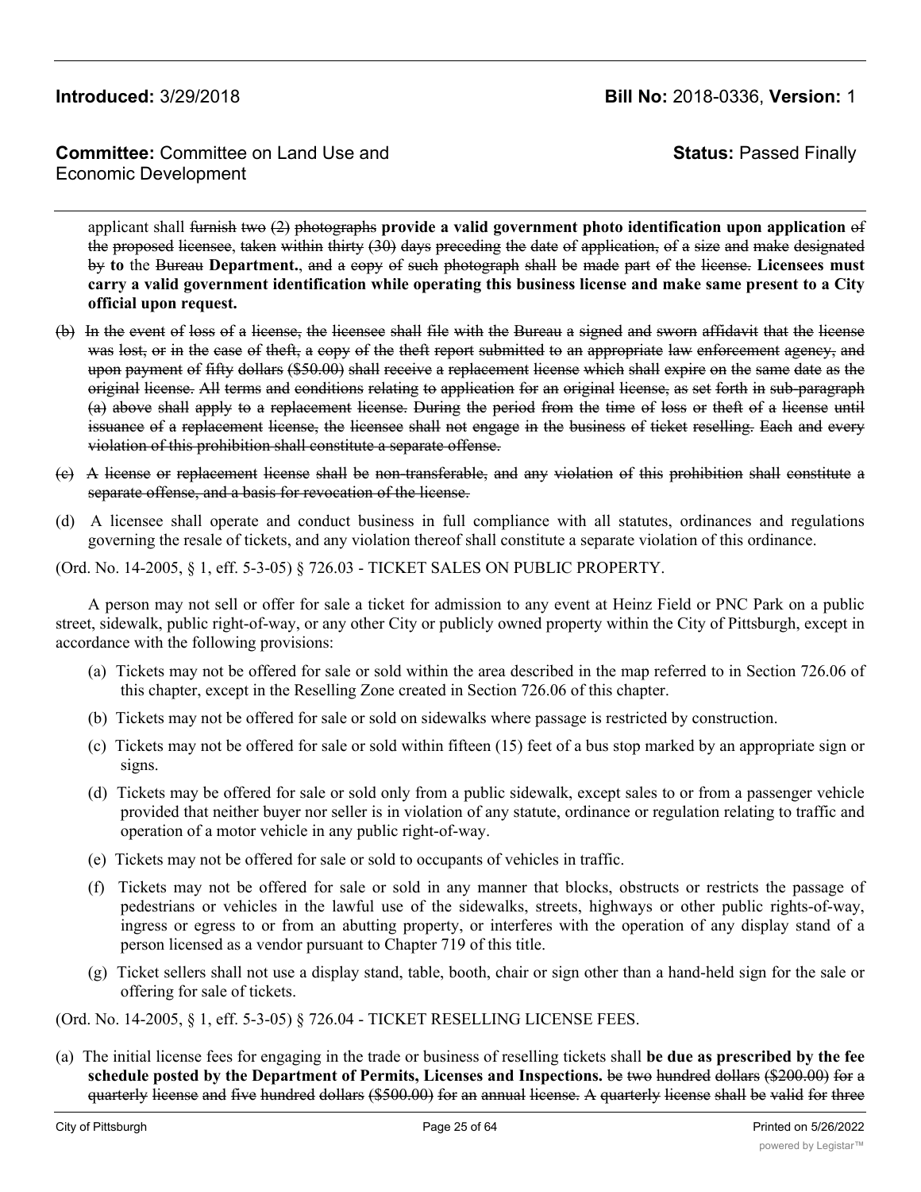applicant shall ~~furnish two (2) photographs~~ **provide a valid government photo identification upon application** ~~of the proposed licensee, taken within thirty (30) days preceding~~ ~~the date of application, of a size and make designated by~~ **to** the ~~Bureau~~ **Department.**, ~~and a copy of such photograph shall be made part of the license.~~ **Licensees must carry a valid government identification while operating this business license and make same present to a City official upon request.**

~~(b) In the event of loss of a license, the licensee shall file with the Bureau a signed and sworn affidavit that the license was lost, or in the case of theft, a copy of the theft report submitted to an appropriate law enforcement agency, and upon payment of fifty dollars ($50.00) shall receive a replacement license which shall expire on the same date as the original license. All terms and conditions relating to application for an original license, as set forth in sub-paragraph (a) above shall apply to a replacement license. During the period from the time of loss or theft of a license until issuance of a replacement license, the licensee shall not engage in the business of ticket reselling. Each and every violation of this prohibition shall constitute a separate offense.~~

~~(c) A license or replacement license shall be non-transferable, and any violation of this prohibition shall constitute a separate offense, and a basis for revocation of the license.~~

(d) A licensee shall operate and conduct business in full compliance with all statutes, ordinances and regulations governing the resale of tickets, and any violation thereof shall constitute a separate violation of this ordinance.

(Ord. No. 14-2005, § 1, eff. 5-3-05) § 726.03 - TICKET SALES ON PUBLIC PROPERTY.

A person may not sell or offer for sale a ticket for admission to any event at Heinz Field or PNC Park on a public street, sidewalk, public right-of-way, or any other City or publicly owned property within the City of Pittsburgh, except in accordance with the following provisions:

(a) Tickets may not be offered for sale or sold within the area described in the map referred to in Section 726.06 of this chapter, except in the Reselling Zone created in Section 726.06 of this chapter.

(b) Tickets may not be offered for sale or sold on sidewalks where passage is restricted by construction.

(c) Tickets may not be offered for sale or sold within fifteen (15) feet of a bus stop marked by an appropriate sign or signs.

(d) Tickets may be offered for sale or sold only from a public sidewalk, except sales to or from a passenger vehicle provided that neither buyer nor seller is in violation of any statute, ordinance or regulation relating to traffic and operation of a motor vehicle in any public right-of-way.

(e) Tickets may not be offered for sale or sold to occupants of vehicles in traffic.

(f) Tickets may not be offered for sale or sold in any manner that blocks, obstructs or restricts the passage of pedestrians or vehicles in the lawful use of the sidewalks, streets, highways or other public rights-of-way, ingress or egress to or from an abutting property, or interferes with the operation of any display stand of a person licensed as a vendor pursuant to Chapter 719 of this title.

(g) Ticket sellers shall not use a display stand, table, booth, chair or sign other than a hand-held sign for the sale or offering for sale of tickets.

(Ord. No. 14-2005, § 1, eff. 5-3-05) § 726.04 - TICKET RESELLING LICENSE FEES.

(a) The initial license fees for engaging in the trade or business of reselling tickets shall **be due as prescribed by the fee schedule posted by the Department of Permits, Licenses and Inspections.** ~~be two hundred dollars ($200.00) for a quarterly license and five hundred dollars ($500.00) for an annual license. A quarterly license shall be valid for three~~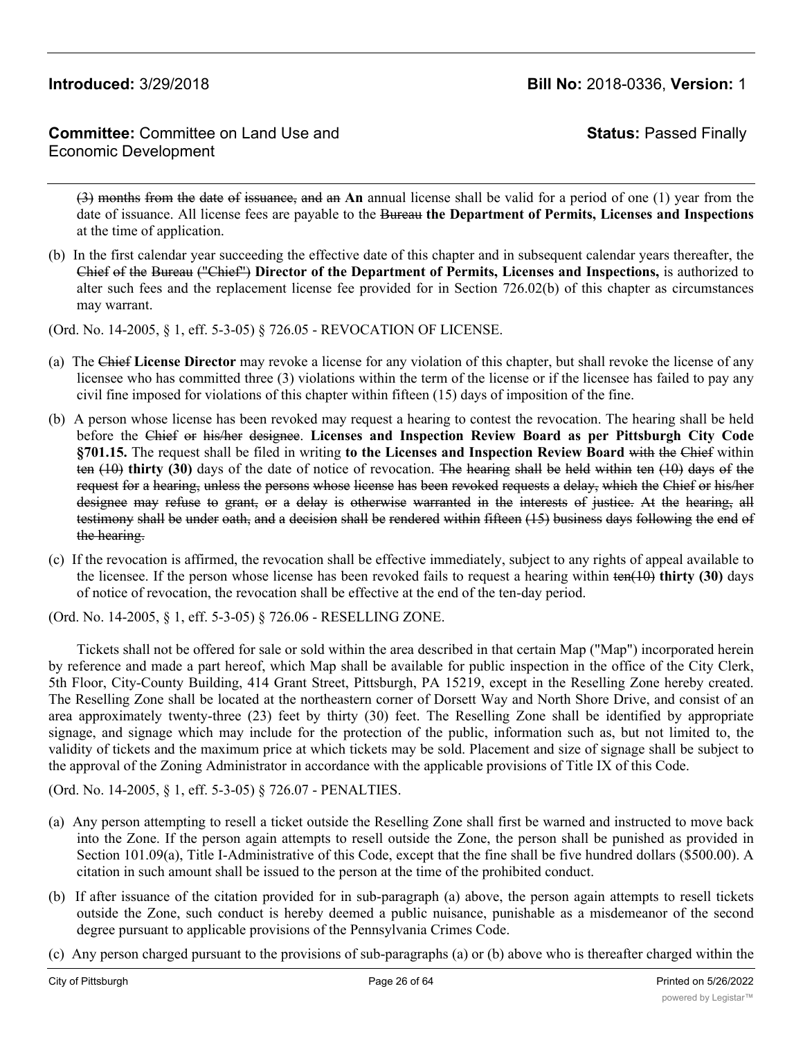~~(3) months from the date of issuance, and an~~ **An** annual license shall be valid for a period of one (1) year from the date of issuance. All license fees are payable to the ~~Bureau~~ **the Department of Permits, Licenses and Inspections** at the time of application.

(b) In the first calendar year succeeding the effective date of this chapter and in subsequent calendar years thereafter, the ~~Chief of the Bureau ("Chief")~~ **Director of the Department of Permits, Licenses and Inspections,** is authorized to alter such fees and the replacement license fee provided for in Section 726.02(b) of this chapter as circumstances may warrant.

(Ord. No. 14-2005, § 1, eff. 5-3-05) § 726.05 - REVOCATION OF LICENSE.

(a) The ~~Chief~~ **License Director** may revoke a license for any violation of this chapter, but shall revoke the license of any licensee who has committed three (3) violations within the term of the license or if the licensee has failed to pay any civil fine imposed for violations of this chapter within fifteen (15) days of imposition of the fine.

(b) A person whose license has been revoked may request a hearing to contest the revocation. The hearing shall be held before the ~~Chief or his/her designee~~. **Licenses and Inspection Review Board as per Pittsburgh City Code §701.15.** The request shall be filed in writing **to the Licenses and Inspection Review Board** ~~with the Chief~~ within ~~ten (10)~~ **thirty (30)** days of the date of notice of revocation. ~~The hearing shall be held within ten (10) days of the request for a hearing, unless the persons whose license has been revoked requests a delay, which the Chief or his/her designee may refuse to grant, or a delay is otherwise warranted in the interests of justice. At the hearing, all testimony shall be under oath, and a decision shall be rendered within fifteen (15) business days following the end of the hearing.~~

(c) If the revocation is affirmed, the revocation shall be effective immediately, subject to any rights of appeal available to the licensee. If the person whose license has been revoked fails to request a hearing within ~~ten(10)~~ **thirty (30)** days of notice of revocation, the revocation shall be effective at the end of the ten-day period.

(Ord. No. 14-2005, § 1, eff. 5-3-05) § 726.06 - RESELLING ZONE.

Tickets shall not be offered for sale or sold within the area described in that certain Map ("Map") incorporated herein by reference and made a part hereof, which Map shall be available for public inspection in the office of the City Clerk, 5th Floor, City-County Building, 414 Grant Street, Pittsburgh, PA 15219, except in the Reselling Zone hereby created. The Reselling Zone shall be located at the northeastern corner of Dorsett Way and North Shore Drive, and consist of an area approximately twenty-three (23) feet by thirty (30) feet. The Reselling Zone shall be identified by appropriate signage, and signage which may include for the protection of the public, information such as, but not limited to, the validity of tickets and the maximum price at which tickets may be sold. Placement and size of signage shall be subject to the approval of the Zoning Administrator in accordance with the applicable provisions of Title IX of this Code.

(Ord. No. 14-2005, § 1, eff. 5-3-05) § 726.07 - PENALTIES.

(a) Any person attempting to resell a ticket outside the Reselling Zone shall first be warned and instructed to move back into the Zone. If the person again attempts to resell outside the Zone, the person shall be punished as provided in Section 101.09(a), Title I-Administrative of this Code, except that the fine shall be five hundred dollars ($500.00). A citation in such amount shall be issued to the person at the time of the prohibited conduct.

(b) If after issuance of the citation provided for in sub-paragraph (a) above, the person again attempts to resell tickets outside the Zone, such conduct is hereby deemed a public nuisance, punishable as a misdemeanor of the second degree pursuant to applicable provisions of the Pennsylvania Crimes Code.

(c) Any person charged pursuant to the provisions of sub-paragraphs (a) or (b) above who is thereafter charged within the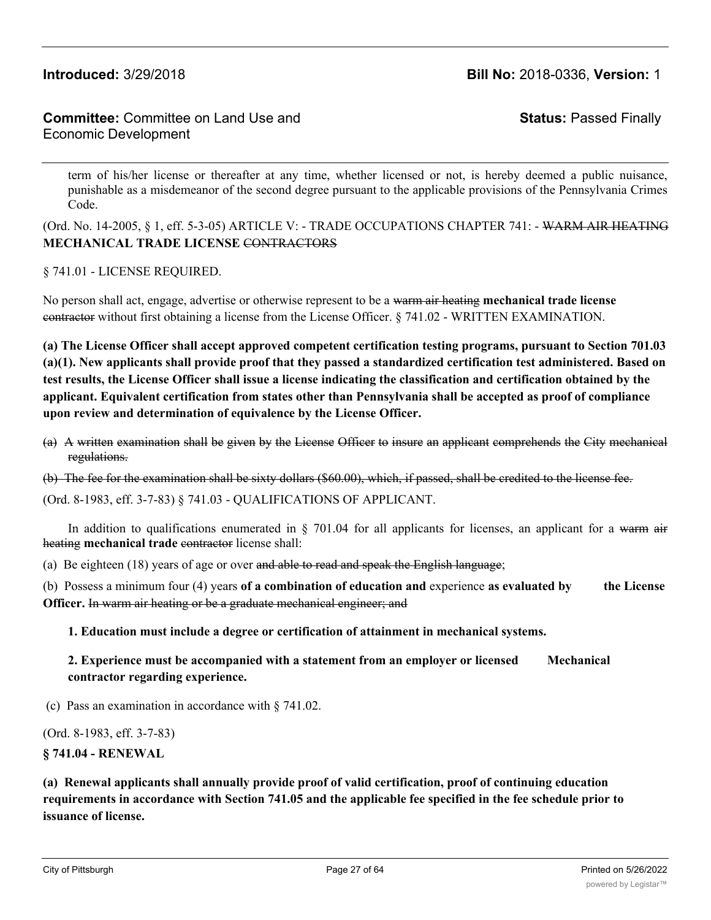term of his/her license or thereafter at any time, whether licensed or not, is hereby deemed a public nuisance, punishable as a misdemeanor of the second degree pursuant to the applicable provisions of the Pennsylvania Crimes Code.

(Ord. No. 14-2005, § 1, eff. 5-3-05) ARTICLE V: - TRADE OCCUPATIONS CHAPTER 741: - ~~WARM AIR HEATING~~ **MECHANICAL TRADE LICENSE** ~~CONTRACTORS~~

§ 741.01 - LICENSE REQUIRED.

No person shall act, engage, advertise or otherwise represent to be a ~~warm air heating~~ **mechanical trade license** ~~contractor~~ without first obtaining a license from the License Officer. § 741.02 - WRITTEN EXAMINATION.

**(a) The License Officer shall accept approved competent certification testing programs, pursuant to Section 701.03 (a)(1). New applicants shall provide proof that they passed a standardized certification test administered. Based on test results, the License Officer shall issue a license indicating the classification and certification obtained by the applicant. Equivalent certification from states other than Pennsylvania shall be accepted as proof of compliance upon review and determination of equivalence by the License Officer.**

~~(a) A written examination shall be given by the License Officer to insure an applicant comprehends the City mechanical regulations.~~

~~(b) The fee for the examination shall be sixty dollars ($60.00), which, if passed, shall be credited to the license fee.~~

(Ord. 8-1983, eff. 3-7-83) § 741.03 - QUALIFICATIONS OF APPLICANT.

In addition to qualifications enumerated in § 701.04 for all applicants for licenses, an applicant for a ~~warm air heating~~ **mechanical trade** ~~contractor~~ license shall:

(a) Be eighteen (18) years of age or over ~~and able to read and speak the English language~~;

(b) Possess a minimum four (4) years **of a combination of education and** experience **as evaluated by the License Officer.** ~~In warm air heating or be a graduate mechanical engineer; and~~

**1. Education must include a degree or certification of attainment in mechanical systems.**

**2. Experience must be accompanied with a statement from an employer or licensed Mechanical contractor regarding experience.**

(c) Pass an examination in accordance with § 741.02.

(Ord. 8-1983, eff. 3-7-83)

**§ 741.04 - RENEWAL**

**(a) Renewal applicants shall annually provide proof of valid certification, proof of continuing education requirements in accordance with Section 741.05 and the applicable fee specified in the fee schedule prior to issuance of license.**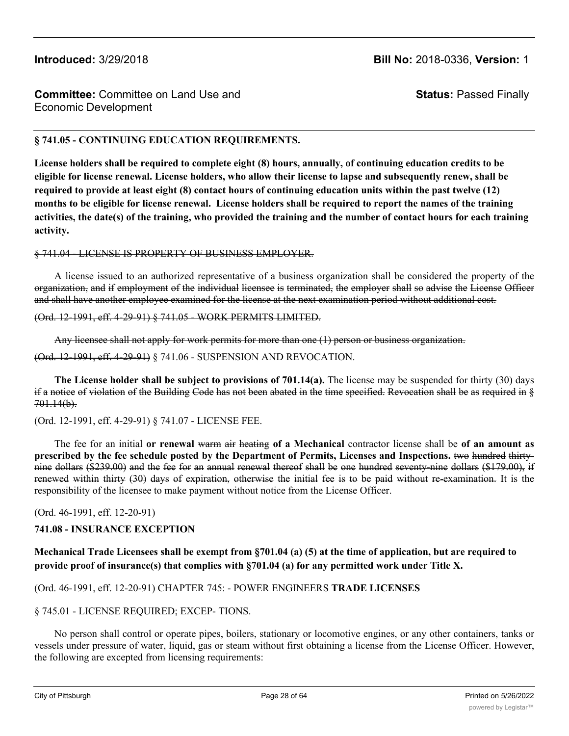**Introduced:** 3/29/2018 **Bill No:** 2018-0336, **Version:** 1

**Committee:** Committee on Land Use and Economic Development **Status:** Passed Finally

**§ 741.05 - CONTINUING EDUCATION REQUIREMENTS.**

**License holders shall be required to complete eight (8) hours, annually, of continuing education credits to be eligible for license renewal. License holders, who allow their license to lapse and subsequently renew, shall be required to provide at least eight (8) contact hours of continuing education units within the past twelve (12) months to be eligible for license renewal. License holders shall be required to report the names of the training activities, the date(s) of the training, who provided the training and the number of contact hours for each training activity.**

~~§ 741.04 - LICENSE IS PROPERTY OF BUSINESS EMPLOYER.~~

~~A license issued to an authorized representative of a business organization shall be considered the property of the organization, and if employment of the individual licensee is terminated, the employer shall so advise the License Officer and shall have another employee examined for the license at the next examination period without additional cost.~~

~~(Ord. 12-1991, eff. 4-29-91) § 741.05 - WORK PERMITS LIMITED.~~

~~Any licensee shall not apply for work permits for more than one (1) person or business organization.~~

~~(Ord. 12-1991, eff. 4-29-91)~~ § 741.06 - SUSPENSION AND REVOCATION.

**The License holder shall be subject to provisions of 701.14(a).** ~~The license may be suspended for thirty (30) days if a notice of violation of the Building Code has not been abated in the time specified. Revocation shall be as required in § 701.14(b).~~

(Ord. 12-1991, eff. 4-29-91) § 741.07 - LICENSE FEE.

The fee for an initial **or renewal** ~~warm air heating~~ **of a Mechanical** contractor license shall be **of an amount as prescribed by the fee schedule posted by the Department of Permits, Licenses and Inspections.** ~~two hundred thirty-nine dollars ($239.00) and the fee for an annual renewal thereof shall be one hundred seventy-nine dollars ($179.00), if renewed within thirty (30) days of expiration, otherwise the initial fee is to be paid without re-examination.~~ It is the responsibility of the licensee to make payment without notice from the License Officer.

(Ord. 46-1991, eff. 12-20-91)

**741.08 - INSURANCE EXCEPTION**

**Mechanical Trade Licensees shall be exempt from §701.04 (a) (5) at the time of application, but are required to provide proof of insurance(s) that complies with §701.04 (a) for any permitted work under Title X.**

(Ord. 46-1991, eff. 12-20-91) CHAPTER 745: - POWER ENGINEER~~S~~ **TRADE LICENSES**

§ 745.01 - LICENSE REQUIRED; EXCEP- TIONS.

No person shall control or operate pipes, boilers, stationary or locomotive engines, or any other containers, tanks or vessels under pressure of water, liquid, gas or steam without first obtaining a license from the License Officer. However, the following are excepted from licensing requirements: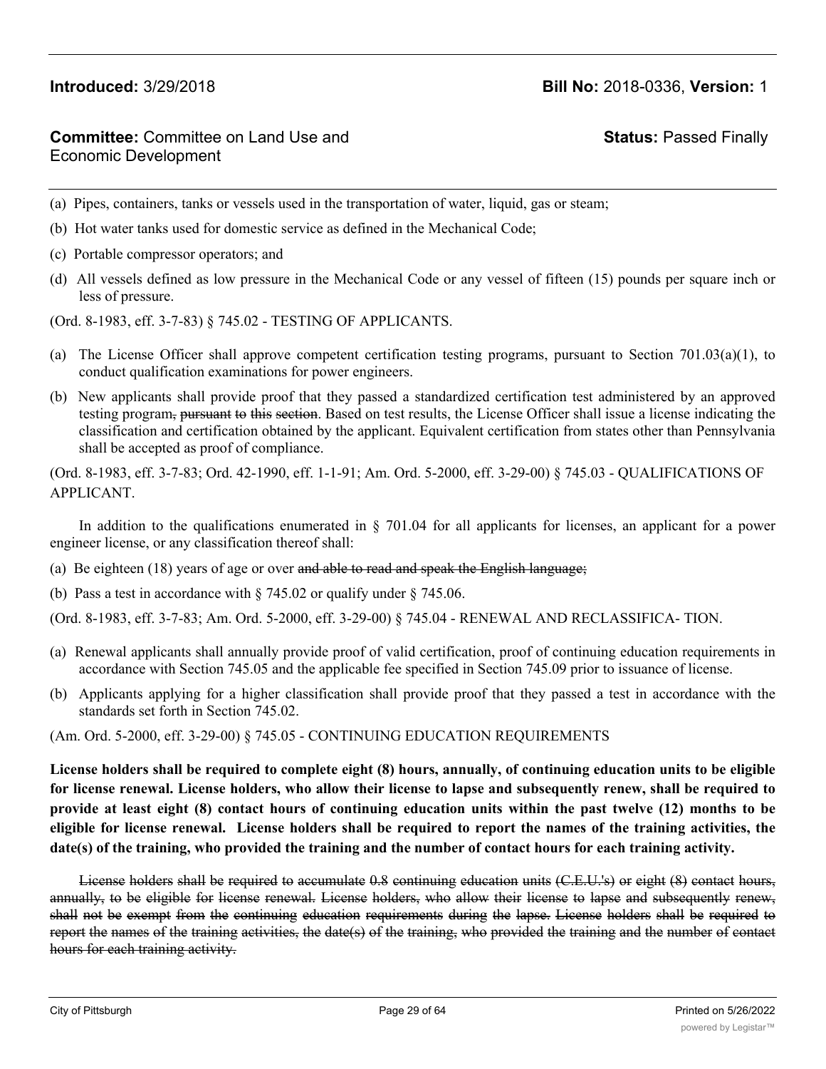(a) Pipes, containers, tanks or vessels used in the transportation of water, liquid, gas or steam;

(b) Hot water tanks used for domestic service as defined in the Mechanical Code;

(c) Portable compressor operators; and

(d) All vessels defined as low pressure in the Mechanical Code or any vessel of fifteen (15) pounds per square inch or less of pressure.

(Ord. 8-1983, eff. 3-7-83) § 745.02 - TESTING OF APPLICANTS.

(a) The License Officer shall approve competent certification testing programs, pursuant to Section 701.03(a)(1), to conduct qualification examinations for power engineers.

(b) New applicants shall provide proof that they passed a standardized certification test administered by an approved testing program~~, pursuant to this section~~. Based on test results, the License Officer shall issue a license indicating the classification and certification obtained by the applicant. Equivalent certification from states other than Pennsylvania shall be accepted as proof of compliance.

(Ord. 8-1983, eff. 3-7-83; Ord. 42-1990, eff. 1-1-91; Am. Ord. 5-2000, eff. 3-29-00) § 745.03 - QUALIFICATIONS OF APPLICANT.

In addition to the qualifications enumerated in § 701.04 for all applicants for licenses, an applicant for a power engineer license, or any classification thereof shall:

(a) Be eighteen (18) years of age or over ~~and able to read and speak the English language;~~

(b) Pass a test in accordance with § 745.02 or qualify under § 745.06.

(Ord. 8-1983, eff. 3-7-83; Am. Ord. 5-2000, eff. 3-29-00) § 745.04 - RENEWAL AND RECLASSIFICA- TION.

(a) Renewal applicants shall annually provide proof of valid certification, proof of continuing education requirements in accordance with Section 745.05 and the applicable fee specified in Section 745.09 prior to issuance of license.

(b) Applicants applying for a higher classification shall provide proof that they passed a test in accordance with the standards set forth in Section 745.02.

(Am. Ord. 5-2000, eff. 3-29-00) § 745.05 - CONTINUING EDUCATION REQUIREMENTS

**License holders shall be required to complete eight (8) hours, annually, of continuing education units to be eligible for license renewal. License holders, who allow their license to lapse and subsequently renew, shall be required to provide at least eight (8) contact hours of continuing education units within the past twelve (12) months to be eligible for license renewal. License holders shall be required to report the names of the training activities, the date(s) of the training, who provided the training and the number of contact hours for each training activity.**

~~License holders shall be required to accumulate 0.8 continuing education units (C.E.U.'s) or eight (8) contact hours, annually, to be eligible for license renewal. License holders, who allow their license to lapse and subsequently renew, shall not be exempt from the continuing education requirements during the lapse. License holders shall be required to report the names of the training activities, the date(s) of the training, who provided the training and the number of contact hours for each training activity.~~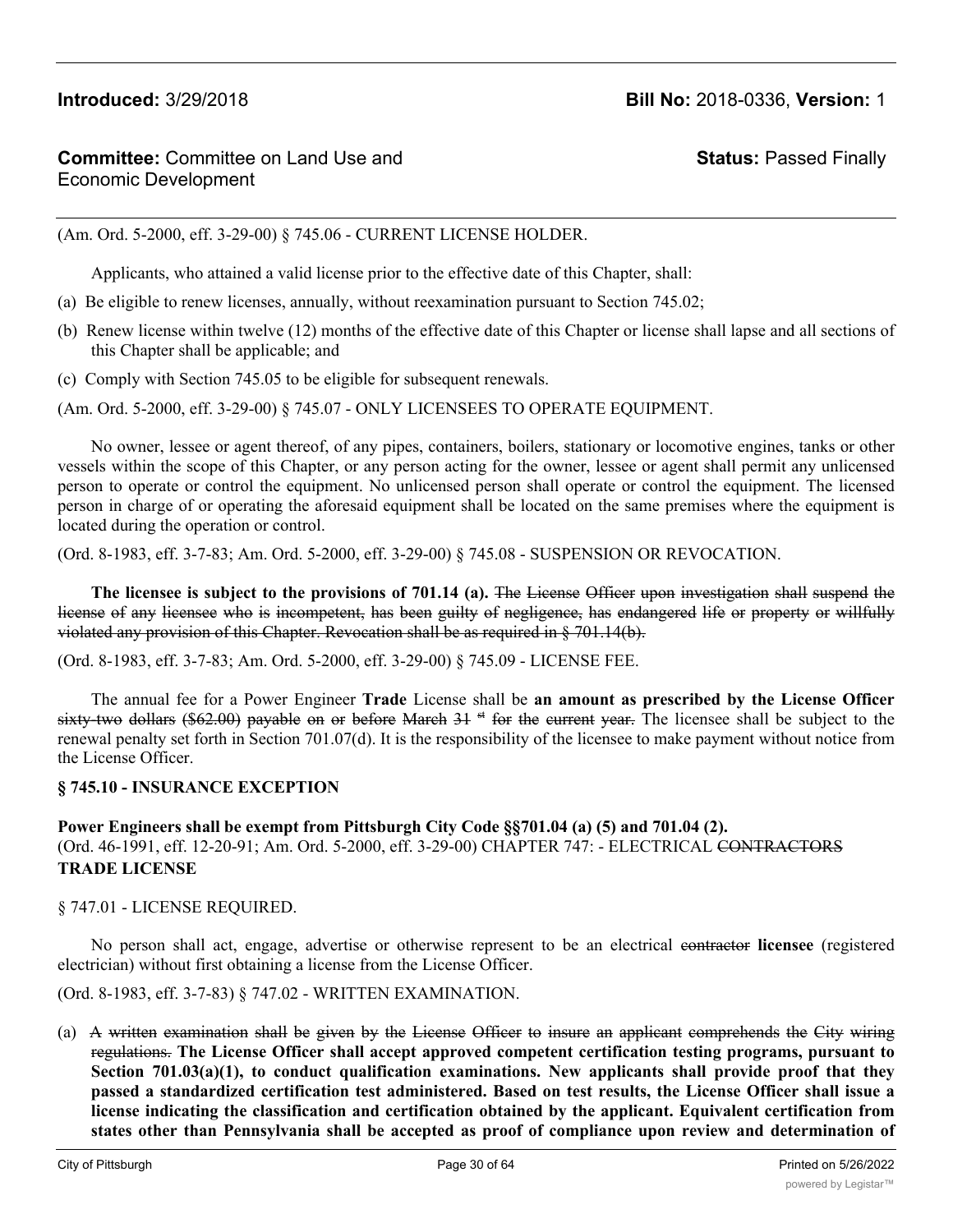(Am. Ord. 5-2000, eff. 3-29-00) § 745.06 - CURRENT LICENSE HOLDER.

Applicants, who attained a valid license prior to the effective date of this Chapter, shall:

(a) Be eligible to renew licenses, annually, without reexamination pursuant to Section 745.02;

(b) Renew license within twelve (12) months of the effective date of this Chapter or license shall lapse and all sections of this Chapter shall be applicable; and

(c) Comply with Section 745.05 to be eligible for subsequent renewals.

(Am. Ord. 5-2000, eff. 3-29-00) § 745.07 - ONLY LICENSEES TO OPERATE EQUIPMENT.

No owner, lessee or agent thereof, of any pipes, containers, boilers, stationary or locomotive engines, tanks or other vessels within the scope of this Chapter, or any person acting for the owner, lessee or agent shall permit any unlicensed person to operate or control the equipment. No unlicensed person shall operate or control the equipment. The licensed person in charge of or operating the aforesaid equipment shall be located on the same premises where the equipment is located during the operation or control.

(Ord. 8-1983, eff. 3-7-83; Am. Ord. 5-2000, eff. 3-29-00) § 745.08 - SUSPENSION OR REVOCATION.

**The licensee is subject to the provisions of 701.14 (a).** ~~The License Officer upon investigation shall suspend the license of any licensee who is incompetent, has been guilty of negligence, has endangered life or property or willfully violated any provision of this Chapter. Revocation shall be as required in § 701.14(b).~~

(Ord. 8-1983, eff. 3-7-83; Am. Ord. 5-2000, eff. 3-29-00) § 745.09 - LICENSE FEE.

The annual fee for a Power Engineer **Trade** License shall be **an amount as prescribed by the License Officer** ~~sixty-two dollars ($62.00) payable on or before March 31 st for the current year.~~ The licensee shall be subject to the renewal penalty set forth in Section 701.07(d). It is the responsibility of the licensee to make payment without notice from the License Officer.

**§ 745.10 - INSURANCE EXCEPTION**

**Power Engineers shall be exempt from Pittsburgh City Code §§701.04 (a) (5) and 701.04 (2).**

(Ord. 46-1991, eff. 12-20-91; Am. Ord. 5-2000, eff. 3-29-00) CHAPTER 747: - ELECTRICAL ~~CONTRACTORS~~ **TRADE LICENSE**

§ 747.01 - LICENSE REQUIRED.

No person shall act, engage, advertise or otherwise represent to be an electrical ~~contractor~~ **licensee** (registered electrician) without first obtaining a license from the License Officer.

(Ord. 8-1983, eff. 3-7-83) § 747.02 - WRITTEN EXAMINATION.

(a) ~~A written examination shall be given by the License Officer to insure an applicant comprehends the City wiring regulations.~~ **The License Officer shall accept approved competent certification testing programs, pursuant to Section 701.03(a)(1), to conduct qualification examinations. New applicants shall provide proof that they passed a standardized certification test administered. Based on test results, the License Officer shall issue a license indicating the classification and certification obtained by the applicant. Equivalent certification from states other than Pennsylvania shall be accepted as proof of compliance upon review and determination of**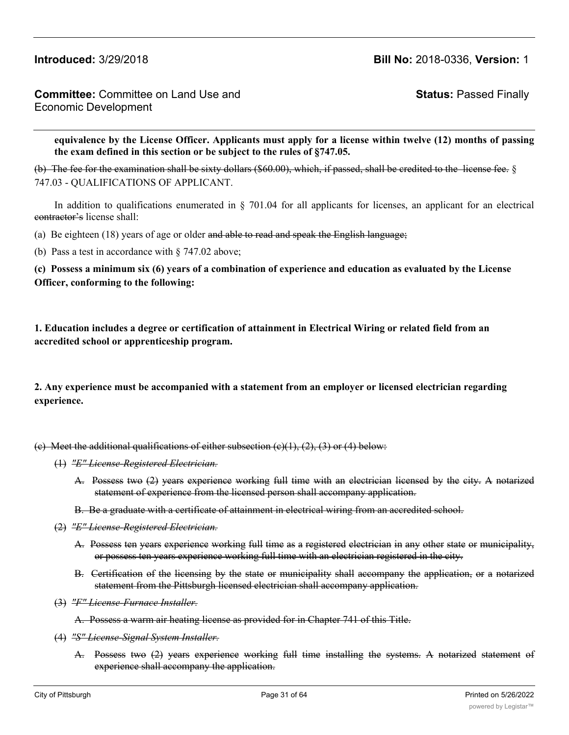**equivalence by the License Officer. Applicants must apply for a license within twelve (12) months of passing the exam defined in this section or be subject to the rules of §747.05.**

~~(b) The fee for the examination shall be sixty dollars ($60.00), which, if passed, shall be credited to the license fee.~~ § 747.03 - QUALIFICATIONS OF APPLICANT.

In addition to qualifications enumerated in § 701.04 for all applicants for licenses, an applicant for an electrical ~~contractor's~~ license shall:

(a) Be eighteen (18) years of age or older ~~and able to read and speak the English language;~~

(b) Pass a test in accordance with § 747.02 above;

**(c) Possess a minimum six (6) years of a combination of experience and education as evaluated by the License Officer, conforming to the following:**

**1. Education includes a degree or certification of attainment in Electrical Wiring or related field from an accredited school or apprenticeship program.**

**2. Any experience must be accompanied with a statement from an employer or licensed electrician regarding experience.**

~~(c) Meet the additional qualifications of either subsection (c)(1), (2), (3) or (4) below:~~

~~(1) *"E" License-Registered Electrician.*~~

~~A. Possess two (2) years experience working full time with an electrician licensed by the city. A notarized statement of experience from the licensed person shall accompany application.~~

~~B. Be a graduate with a certificate of attainment in electrical wiring from an accredited school.~~

~~(2) *"E" License-Registered Electrician.*~~

~~A. Possess ten years experience working full time as a registered electrician in any other state or municipality, or possess ten years experience working full time with an electrician registered in the city.~~

~~B. Certification of the licensing by the state or municipality shall accompany the application, or a notarized statement from the Pittsburgh licensed electrician shall accompany application.~~

~~(3) *"F" License-Furnace Installer.*~~

~~A. Possess a warm air heating license as provided for in Chapter 741 of this Title.~~

~~(4) *"S" License-Signal System Installer.*~~

~~A. Possess two (2) years experience working full time installing the systems. A notarized statement of experience shall accompany the application.~~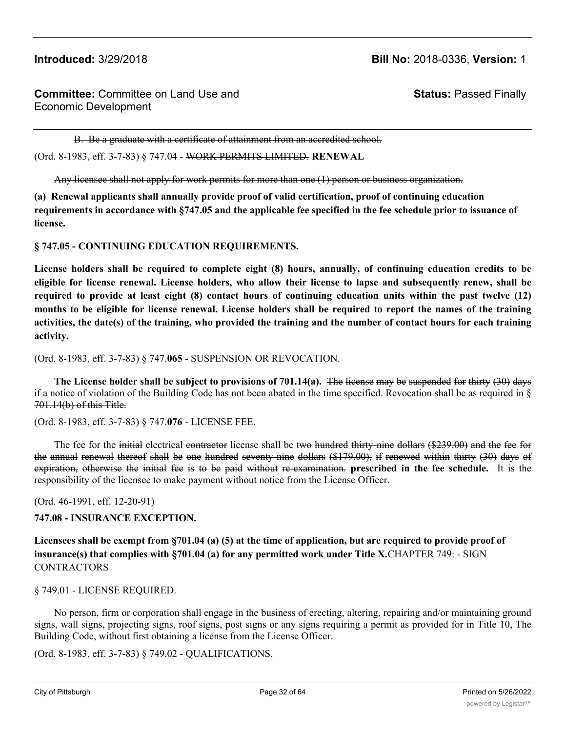~~B. Be a graduate with a certificate of attainment from an accredited school.~~

(Ord. 8-1983, eff. 3-7-83) § 747.04 - ~~WORK PERMITS LIMITED.~~ **RENEWAL**

~~Any licensee shall not apply for work permits for more than one (1) person or business organization.~~

**(a) Renewal applicants shall annually provide proof of valid certification, proof of continuing education requirements in accordance with §747.05 and the applicable fee specified in the fee schedule prior to issuance of license.**

**§ 747.05 - CONTINUING EDUCATION REQUIREMENTS.**

**License holders shall be required to complete eight (8) hours, annually, of continuing education credits to be eligible for license renewal. License holders, who allow their license to lapse and subsequently renew, shall be required to provide at least eight (8) contact hours of continuing education units within the past twelve (12) months to be eligible for license renewal. License holders shall be required to report the names of the training activities, the date(s) of the training, who provided the training and the number of contact hours for each training activity.**

(Ord. 8-1983, eff. 3-7-83) § 747.**06**~~5~~ - SUSPENSION OR REVOCATION.

**The License holder shall be subject to provisions of 701.14(a).** ~~The license may be suspended for thirty (30) days if a notice of violation of the Building Code has not been abated in the time specified. Revocation shall be as required in § 701.14(b) of this Title.~~

(Ord. 8-1983, eff. 3-7-83) § 747.**07**~~6~~ - LICENSE FEE.

The fee for the ~~initial~~ electrical ~~contractor~~ license shall be ~~two hundred thirty-nine dollars ($239.00) and the fee for the annual renewal thereof shall be one hundred seventy-nine dollars ($179.00), if renewed within thirty (30) days of expiration, otherwise the initial fee is to be paid without re-examination.~~ **prescribed in the fee schedule.** It is the responsibility of the licensee to make payment without notice from the License Officer.

(Ord. 46-1991, eff. 12-20-91)

**747.08 - INSURANCE EXCEPTION.**

**Licensees shall be exempt from §701.04 (a) (5) at the time of application, but are required to provide proof of insurance(s) that complies with §701.04 (a) for any permitted work under Title X.**CHAPTER 749: - SIGN CONTRACTORS

§ 749.01 - LICENSE REQUIRED.

No person, firm or corporation shall engage in the business of erecting, altering, repairing and/or maintaining ground signs, wall signs, projecting signs, roof signs, post signs or any signs requiring a permit as provided for in Title 10, The Building Code, without first obtaining a license from the License Officer.

(Ord. 8-1983, eff. 3-7-83) § 749.02 - QUALIFICATIONS.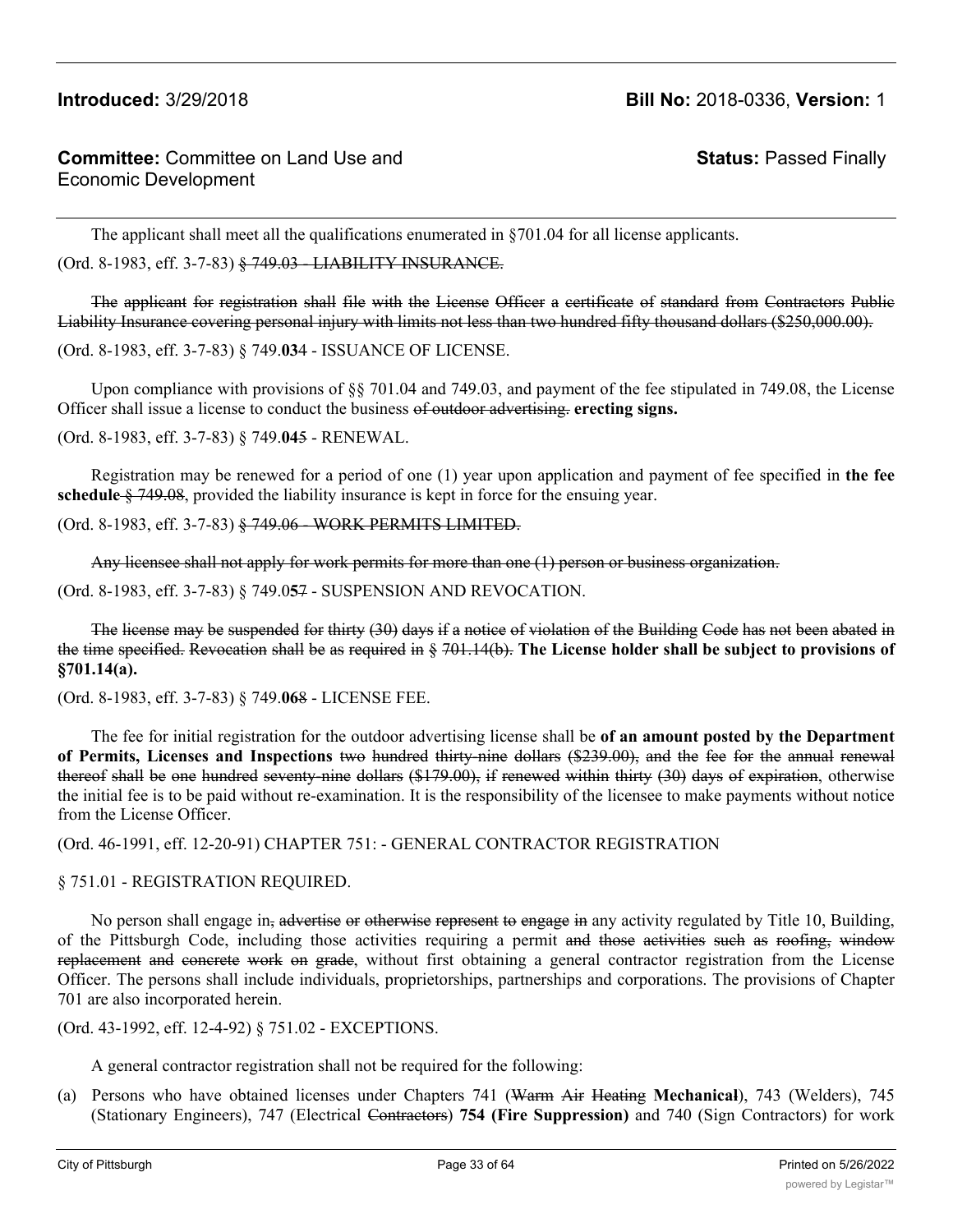The applicant shall meet all the qualifications enumerated in §701.04 for all license applicants.

(Ord. 8-1983, eff. 3-7-83) ~~§ 749.03 - LIABILITY INSURANCE.~~

~~The applicant for registration shall file with the License Officer a certificate of standard from Contractors Public Liability Insurance covering personal injury with limits not less than two hundred fifty thousand dollars ($250,000.00).~~

(Ord. 8-1983, eff. 3-7-83) § 749.**03**~~4~~ - ISSUANCE OF LICENSE.

Upon compliance with provisions of §§ 701.04 and 749.03, and payment of the fee stipulated in 749.08, the License Officer shall issue a license to conduct the business ~~of outdoor advertising.~~ **erecting signs.**

(Ord. 8-1983, eff. 3-7-83) § 749.**04**~~5~~ - RENEWAL.

Registration may be renewed for a period of one (1) year upon application and payment of fee specified in **the fee schedule** ~~§ 749.08~~, provided the liability insurance is kept in force for the ensuing year.

(Ord. 8-1983, eff. 3-7-83) ~~§ 749.06 - WORK PERMITS LIMITED.~~

~~Any licensee shall not apply for work permits for more than one (1) person or business organization.~~

(Ord. 8-1983, eff. 3-7-83) § 749.0**5**~~7~~ - SUSPENSION AND REVOCATION.

~~The license may be suspended for thirty (30) days if a notice of violation of the Building Code has not been abated in the time specified. Revocation shall be as required in § 701.14(b).~~ **The License holder shall be subject to provisions of §701.14(a).**

(Ord. 8-1983, eff. 3-7-83) § 749.**06**~~8~~ - LICENSE FEE.

The fee for initial registration for the outdoor advertising license shall be **of an amount posted by the Department of Permits, Licenses and Inspections** ~~two hundred thirty-nine dollars ($239.00), and the fee for the annual renewal thereof shall be one hundred seventy-nine dollars ($179.00), if renewed within thirty (30) days of expiration~~, otherwise the initial fee is to be paid without re-examination. It is the responsibility of the licensee to make payments without notice from the License Officer.

(Ord. 46-1991, eff. 12-20-91) CHAPTER 751: - GENERAL CONTRACTOR REGISTRATION

§ 751.01 - REGISTRATION REQUIRED.

No person shall engage in~~, advertise or otherwise represent to engage in~~ any activity regulated by Title 10, Building, of the Pittsburgh Code, including those activities requiring a permit ~~and those activities such as roofing, window replacement and concrete work on grade~~, without first obtaining a general contractor registration from the License Officer. The persons shall include individuals, proprietorships, partnerships and corporations. The provisions of Chapter 701 are also incorporated herein.

(Ord. 43-1992, eff. 12-4-92) § 751.02 - EXCEPTIONS.

A general contractor registration shall not be required for the following:

(a) Persons who have obtained licenses under Chapters 741 (~~Warm Air Heating~~ **Mechanical**), 743 (Welders), 745 (Stationary Engineers), 747 (Electrical ~~Contractors~~) **754 (Fire Suppression)** and 740 (Sign Contractors) for work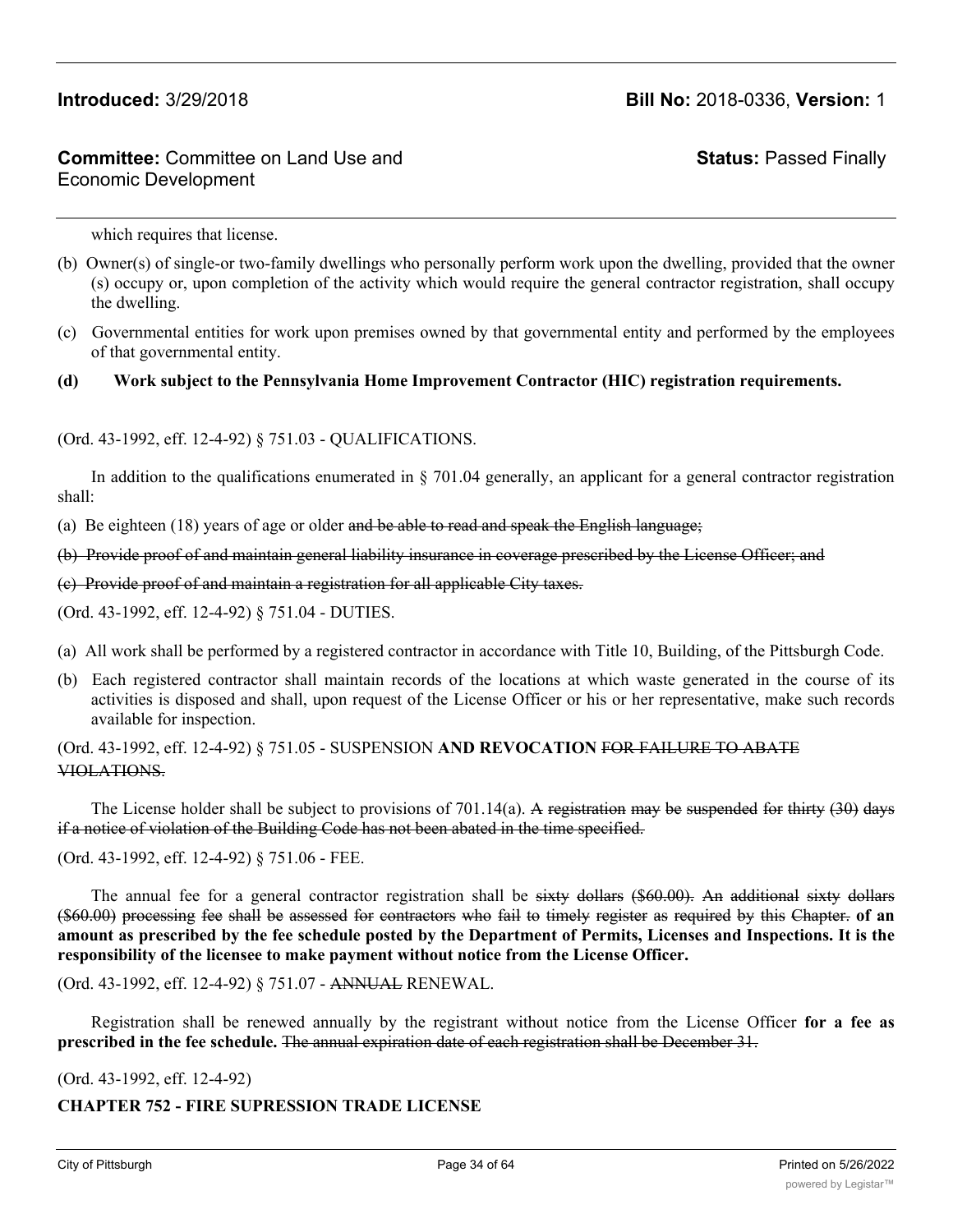which requires that license.

(b) Owner(s) of single-or two-family dwellings who personally perform work upon the dwelling, provided that the owner (s) occupy or, upon completion of the activity which would require the general contractor registration, shall occupy the dwelling.

(c) Governmental entities for work upon premises owned by that governmental entity and performed by the employees of that governmental entity.

**(d) Work subject to the Pennsylvania Home Improvement Contractor (HIC) registration requirements.**

(Ord. 43-1992, eff. 12-4-92) § 751.03 - QUALIFICATIONS.

In addition to the qualifications enumerated in § 701.04 generally, an applicant for a general contractor registration shall:

(a) Be eighteen (18) years of age or older ~~and be able to read and speak the English language;~~

~~(b) Provide proof of and maintain general liability insurance in coverage prescribed by the License Officer; and~~

~~(c) Provide proof of and maintain a registration for all applicable City taxes.~~

(Ord. 43-1992, eff. 12-4-92) § 751.04 - DUTIES.

(a) All work shall be performed by a registered contractor in accordance with Title 10, Building, of the Pittsburgh Code.

(b) Each registered contractor shall maintain records of the locations at which waste generated in the course of its activities is disposed and shall, upon request of the License Officer or his or her representative, make such records available for inspection.

(Ord. 43-1992, eff. 12-4-92) § 751.05 - SUSPENSION **AND REVOCATION** ~~FOR FAILURE TO ABATE VIOLATIONS.~~

The License holder shall be subject to provisions of 701.14(a). ~~A registration may be suspended for thirty (30) days if a notice of violation of the Building Code has not been abated in the time specified.~~

(Ord. 43-1992, eff. 12-4-92) § 751.06 - FEE.

The annual fee for a general contractor registration shall be ~~sixty dollars ($60.00). An additional sixty dollars ($60.00) processing fee shall be assessed for contractors who fail to timely register as required by this Chapter.~~ **of an amount as prescribed by the fee schedule posted by the Department of Permits, Licenses and Inspections. It is the responsibility of the licensee to make payment without notice from the License Officer.**

(Ord. 43-1992, eff. 12-4-92) § 751.07 - ~~ANNUAL~~ RENEWAL.

Registration shall be renewed annually by the registrant without notice from the License Officer **for a fee as prescribed in the fee schedule.** ~~The annual expiration date of each registration shall be December 31.~~

(Ord. 43-1992, eff. 12-4-92)

**CHAPTER 752 - FIRE SUPRESSION TRADE LICENSE**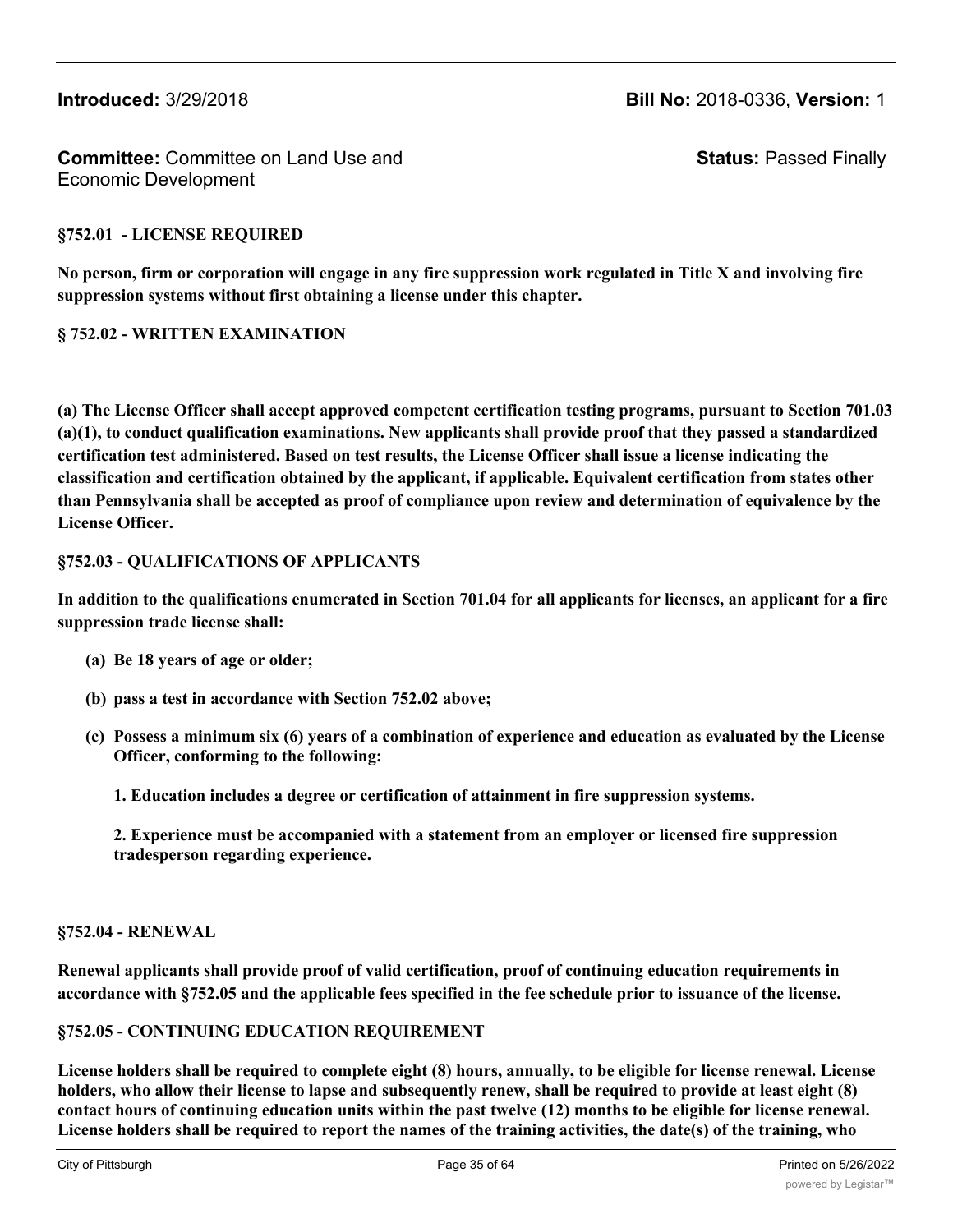**Introduced:** 3/29/2018 **Bill No:** 2018-0336, **Version:** 1

**Committee:** Committee on Land Use and Economic Development **Status:** Passed Finally

**§752.01 - LICENSE REQUIRED**

**No person, firm or corporation will engage in any fire suppression work regulated in Title X and involving fire suppression systems without first obtaining a license under this chapter.**

**§ 752.02 - WRITTEN EXAMINATION**

**(a) The License Officer shall accept approved competent certification testing programs, pursuant to Section 701.03 (a)(1), to conduct qualification examinations. New applicants shall provide proof that they passed a standardized certification test administered. Based on test results, the License Officer shall issue a license indicating the classification and certification obtained by the applicant, if applicable. Equivalent certification from states other than Pennsylvania shall be accepted as proof of compliance upon review and determination of equivalence by the License Officer.**

**§752.03 - QUALIFICATIONS OF APPLICANTS**

**In addition to the qualifications enumerated in Section 701.04 for all applicants for licenses, an applicant for a fire suppression trade license shall:**

- **(a) Be 18 years of age or older;**
- **(b) pass a test in accordance with Section 752.02 above;**
- **(c) Possess a minimum six (6) years of a combination of experience and education as evaluated by the License Officer, conforming to the following:**

  **1. Education includes a degree or certification of attainment in fire suppression systems.**

  **2. Experience must be accompanied with a statement from an employer or licensed fire suppression tradesperson regarding experience.**

**§752.04 - RENEWAL**

**Renewal applicants shall provide proof of valid certification, proof of continuing education requirements in accordance with §752.05 and the applicable fees specified in the fee schedule prior to issuance of the license.**

**§752.05 - CONTINUING EDUCATION REQUIREMENT**

**License holders shall be required to complete eight (8) hours, annually, to be eligible for license renewal. License holders, who allow their license to lapse and subsequently renew, shall be required to provide at least eight (8) contact hours of continuing education units within the past twelve (12) months to be eligible for license renewal. License holders shall be required to report the names of the training activities, the date(s) of the training, who**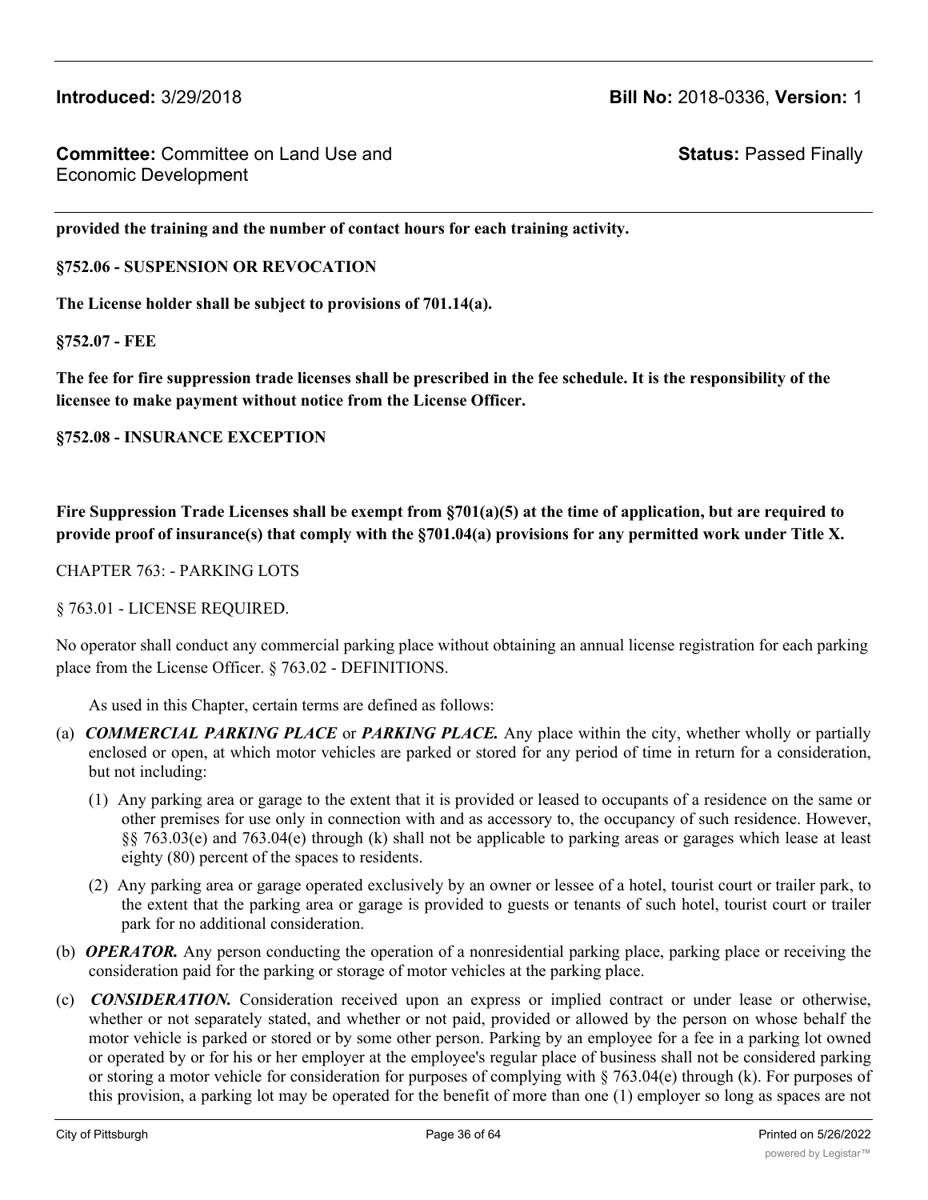**provided the training and the number of contact hours for each training activity.**

**§752.06 - SUSPENSION OR REVOCATION**

**The License holder shall be subject to provisions of 701.14(a).**

**§752.07 - FEE**

**The fee for fire suppression trade licenses shall be prescribed in the fee schedule. It is the responsibility of the licensee to make payment without notice from the License Officer.**

**§752.08 - INSURANCE EXCEPTION**

**Fire Suppression Trade Licenses shall be exempt from §701(a)(5) at the time of application, but are required to provide proof of insurance(s) that comply with the §701.04(a) provisions for any permitted work under Title X.**

CHAPTER 763: - PARKING LOTS

§ 763.01 - LICENSE REQUIRED.

No operator shall conduct any commercial parking place without obtaining an annual license registration for each parking place from the License Officer. § 763.02 - DEFINITIONS.

As used in this Chapter, certain terms are defined as follows:

(a) ***COMMERCIAL PARKING PLACE*** or ***PARKING PLACE.*** Any place within the city, whether wholly or partially enclosed or open, at which motor vehicles are parked or stored for any period of time in return for a consideration, but not including:

   (1) Any parking area or garage to the extent that it is provided or leased to occupants of a residence on the same or other premises for use only in connection with and as accessory to, the occupancy of such residence. However, §§ 763.03(e) and 763.04(e) through (k) shall not be applicable to parking areas or garages which lease at least eighty (80) percent of the spaces to residents.

   (2) Any parking area or garage operated exclusively by an owner or lessee of a hotel, tourist court or trailer park, to the extent that the parking area or garage is provided to guests or tenants of such hotel, tourist court or trailer park for no additional consideration.

(b) ***OPERATOR.*** Any person conducting the operation of a nonresidential parking place, parking place or receiving the consideration paid for the parking or storage of motor vehicles at the parking place.

(c) ***CONSIDERATION.*** Consideration received upon an express or implied contract or under lease or otherwise, whether or not separately stated, and whether or not paid, provided or allowed by the person on whose behalf the motor vehicle is parked or stored or by some other person. Parking by an employee for a fee in a parking lot owned or operated by or for his or her employer at the employee's regular place of business shall not be considered parking or storing a motor vehicle for consideration for purposes of complying with § 763.04(e) through (k). For purposes of this provision, a parking lot may be operated for the benefit of more than one (1) employer so long as spaces are not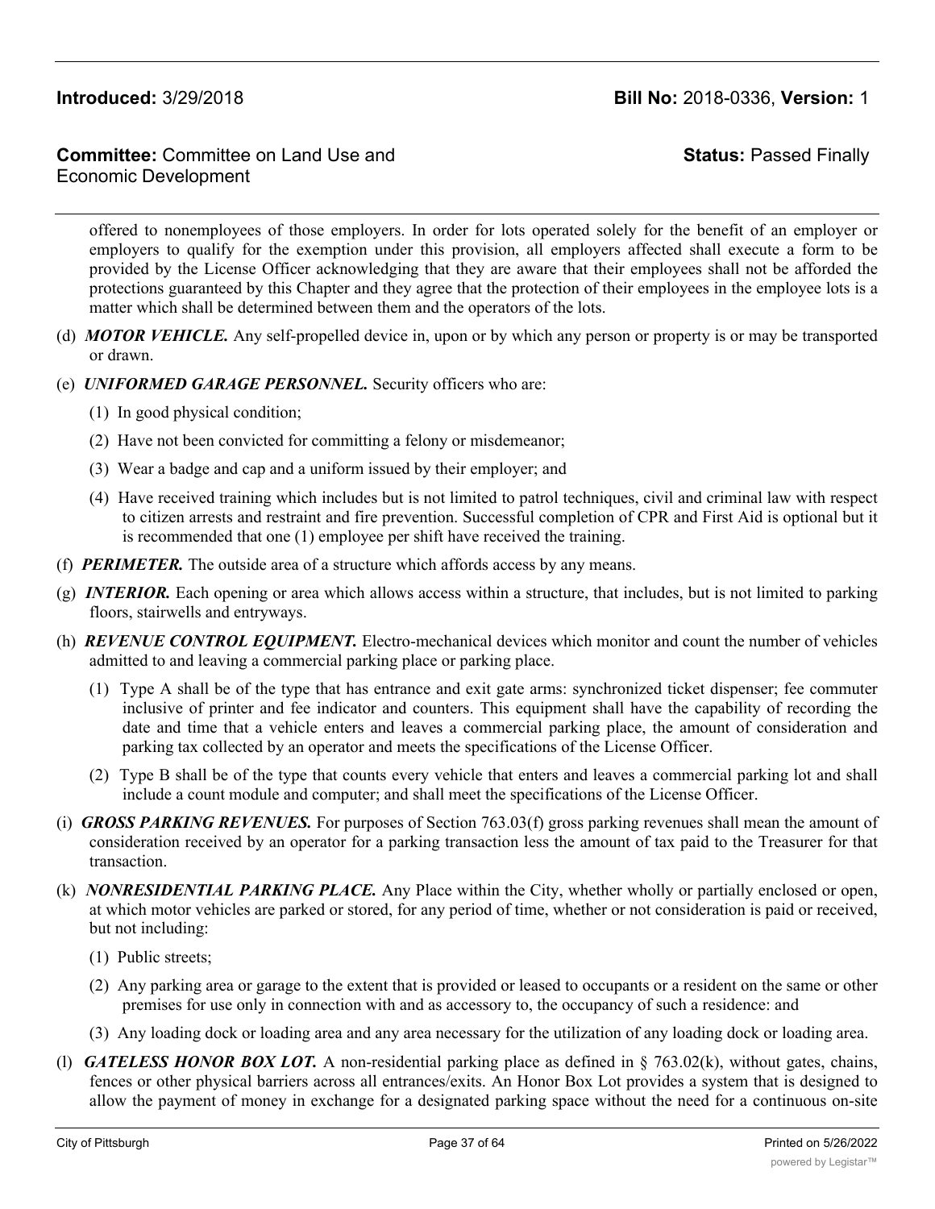offered to nonemployees of those employers. In order for lots operated solely for the benefit of an employer or employers to qualify for the exemption under this provision, all employers affected shall execute a form to be provided by the License Officer acknowledging that they are aware that their employees shall not be afforded the protections guaranteed by this Chapter and they agree that the protection of their employees in the employee lots is a matter which shall be determined between them and the operators of the lots.

(d) ***MOTOR VEHICLE.*** Any self-propelled device in, upon or by which any person or property is or may be transported or drawn.

(e) ***UNIFORMED GARAGE PERSONNEL.*** Security officers who are:

(1) In good physical condition;

(2) Have not been convicted for committing a felony or misdemeanor;

(3) Wear a badge and cap and a uniform issued by their employer; and

(4) Have received training which includes but is not limited to patrol techniques, civil and criminal law with respect to citizen arrests and restraint and fire prevention. Successful completion of CPR and First Aid is optional but it is recommended that one (1) employee per shift have received the training.

(f) ***PERIMETER.*** The outside area of a structure which affords access by any means.

(g) ***INTERIOR.*** Each opening or area which allows access within a structure, that includes, but is not limited to parking floors, stairwells and entryways.

(h) ***REVENUE CONTROL EQUIPMENT.*** Electro-mechanical devices which monitor and count the number of vehicles admitted to and leaving a commercial parking place or parking place.

(1) Type A shall be of the type that has entrance and exit gate arms: synchronized ticket dispenser; fee commuter inclusive of printer and fee indicator and counters. This equipment shall have the capability of recording the date and time that a vehicle enters and leaves a commercial parking place, the amount of consideration and parking tax collected by an operator and meets the specifications of the License Officer.

(2) Type B shall be of the type that counts every vehicle that enters and leaves a commercial parking lot and shall include a count module and computer; and shall meet the specifications of the License Officer.

(i) ***GROSS PARKING REVENUES.*** For purposes of Section 763.03(f) gross parking revenues shall mean the amount of consideration received by an operator for a parking transaction less the amount of tax paid to the Treasurer for that transaction.

(k) ***NONRESIDENTIAL PARKING PLACE.*** Any Place within the City, whether wholly or partially enclosed or open, at which motor vehicles are parked or stored, for any period of time, whether or not consideration is paid or received, but not including:

(1) Public streets;

(2) Any parking area or garage to the extent that is provided or leased to occupants or a resident on the same or other premises for use only in connection with and as accessory to, the occupancy of such a residence: and

(3) Any loading dock or loading area and any area necessary for the utilization of any loading dock or loading area.

(l) ***GATELESS HONOR BOX LOT.*** A non-residential parking place as defined in § 763.02(k), without gates, chains, fences or other physical barriers across all entrances/exits. An Honor Box Lot provides a system that is designed to allow the payment of money in exchange for a designated parking space without the need for a continuous on-site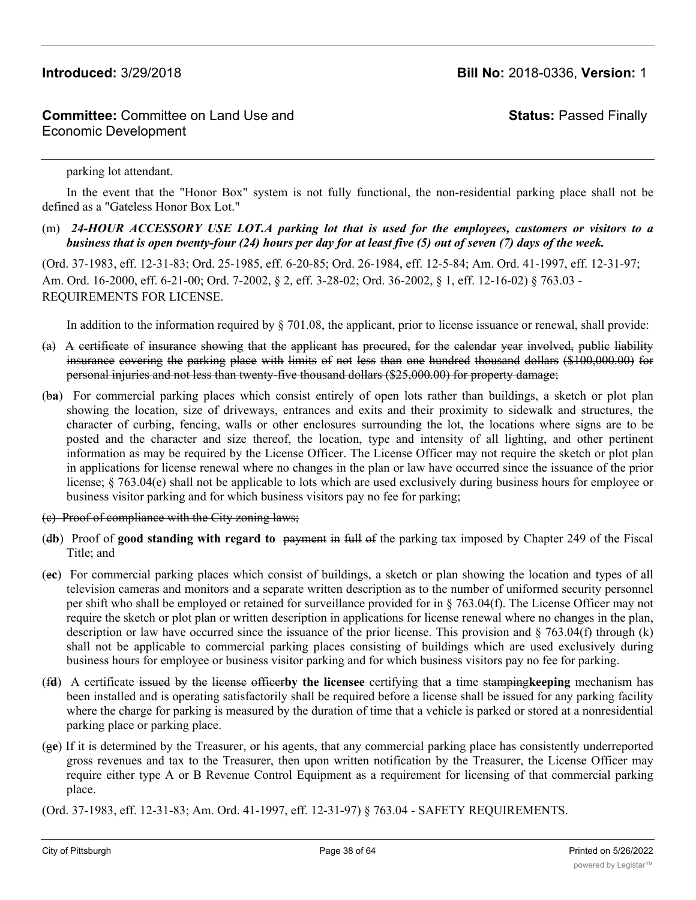parking lot attendant.

In the event that the "Honor Box" system is not fully functional, the non-residential parking place shall not be defined as a "Gateless Honor Box Lot."

(m) ***24-HOUR ACCESSORY USE LOT.A parking lot that is used for the employees, customers or visitors to a business that is open twenty-four (24) hours per day for at least five (5) out of seven (7) days of the week.***

(Ord. 37-1983, eff. 12-31-83; Ord. 25-1985, eff. 6-20-85; Ord. 26-1984, eff. 12-5-84; Am. Ord. 41-1997, eff. 12-31-97; Am. Ord. 16-2000, eff. 6-21-00; Ord. 7-2002, § 2, eff. 3-28-02; Ord. 36-2002, § 1, eff. 12-16-02) § 763.03 - REQUIREMENTS FOR LICENSE.

In addition to the information required by § 701.08, the applicant, prior to license issuance or renewal, shall provide:

(a) ~~A certificate of insurance showing that the applicant has procured, for the calendar year involved, public liability insurance covering the parking place with limits of not less than one hundred thousand dollars ($100,000.00) for personal injuries and not less than twenty-five thousand dollars ($25,000.00) for property damage;~~

(~~b~~**a**) For commercial parking places which consist entirely of open lots rather than buildings, a sketch or plot plan showing the location, size of driveways, entrances and exits and their proximity to sidewalk and structures, the character of curbing, fencing, walls or other enclosures surrounding the lot, the locations where signs are to be posted and the character and size thereof, the location, type and intensity of all lighting, and other pertinent information as may be required by the License Officer. The License Officer may not require the sketch or plot plan in applications for license renewal where no changes in the plan or law have occurred since the issuance of the prior license; § 763.04(e) shall not be applicable to lots which are used exclusively during business hours for employee or business visitor parking and for which business visitors pay no fee for parking;

~~(c) Proof of compliance with the City zoning laws;~~

(~~d~~**b**) Proof of **good standing with regard to** ~~payment in full of~~ the parking tax imposed by Chapter 249 of the Fiscal Title; and

(~~e~~**c**) For commercial parking places which consist of buildings, a sketch or plan showing the location and types of all television cameras and monitors and a separate written description as to the number of uniformed security personnel per shift who shall be employed or retained for surveillance provided for in § 763.04(f). The License Officer may not require the sketch or plot plan or written description in applications for license renewal where no changes in the plan, description or law have occurred since the issuance of the prior license. This provision and § 763.04(f) through (k) shall not be applicable to commercial parking places consisting of buildings which are used exclusively during business hours for employee or business visitor parking and for which business visitors pay no fee for parking.

(~~f~~**d**) A certificate ~~issued by the license officer~~**by the licensee** certifying that a time ~~stamping~~**keeping** mechanism has been installed and is operating satisfactorily shall be required before a license shall be issued for any parking facility where the charge for parking is measured by the duration of time that a vehicle is parked or stored at a nonresidential parking place or parking place.

(~~g~~**e**) If it is determined by the Treasurer, or his agents, that any commercial parking place has consistently underreported gross revenues and tax to the Treasurer, then upon written notification by the Treasurer, the License Officer may require either type A or B Revenue Control Equipment as a requirement for licensing of that commercial parking place.

(Ord. 37-1983, eff. 12-31-83; Am. Ord. 41-1997, eff. 12-31-97) § 763.04 - SAFETY REQUIREMENTS.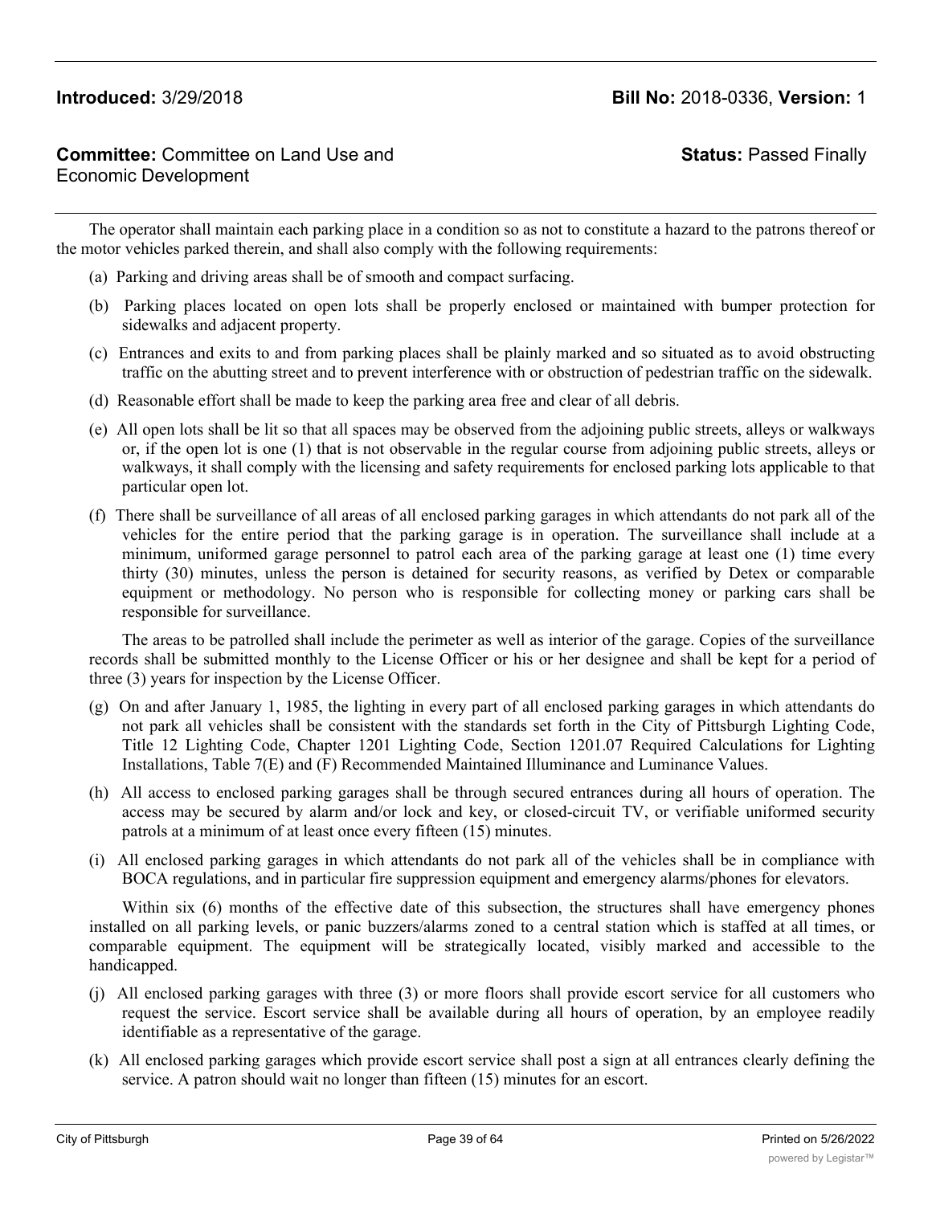The operator shall maintain each parking place in a condition so as not to constitute a hazard to the patrons thereof or the motor vehicles parked therein, and shall also comply with the following requirements:

(a) Parking and driving areas shall be of smooth and compact surfacing.

(b) Parking places located on open lots shall be properly enclosed or maintained with bumper protection for sidewalks and adjacent property.

(c) Entrances and exits to and from parking places shall be plainly marked and so situated as to avoid obstructing traffic on the abutting street and to prevent interference with or obstruction of pedestrian traffic on the sidewalk.

(d) Reasonable effort shall be made to keep the parking area free and clear of all debris.

(e) All open lots shall be lit so that all spaces may be observed from the adjoining public streets, alleys or walkways or, if the open lot is one (1) that is not observable in the regular course from adjoining public streets, alleys or walkways, it shall comply with the licensing and safety requirements for enclosed parking lots applicable to that particular open lot.

(f) There shall be surveillance of all areas of all enclosed parking garages in which attendants do not park all of the vehicles for the entire period that the parking garage is in operation. The surveillance shall include at a minimum, uniformed garage personnel to patrol each area of the parking garage at least one (1) time every thirty (30) minutes, unless the person is detained for security reasons, as verified by Detex or comparable equipment or methodology. No person who is responsible for collecting money or parking cars shall be responsible for surveillance.

The areas to be patrolled shall include the perimeter as well as interior of the garage. Copies of the surveillance records shall be submitted monthly to the License Officer or his or her designee and shall be kept for a period of three (3) years for inspection by the License Officer.

(g) On and after January 1, 1985, the lighting in every part of all enclosed parking garages in which attendants do not park all vehicles shall be consistent with the standards set forth in the City of Pittsburgh Lighting Code, Title 12 Lighting Code, Chapter 1201 Lighting Code, Section 1201.07 Required Calculations for Lighting Installations, Table 7(E) and (F) Recommended Maintained Illuminance and Luminance Values.

(h) All access to enclosed parking garages shall be through secured entrances during all hours of operation. The access may be secured by alarm and/or lock and key, or closed-circuit TV, or verifiable uniformed security patrols at a minimum of at least once every fifteen (15) minutes.

(i) All enclosed parking garages in which attendants do not park all of the vehicles shall be in compliance with BOCA regulations, and in particular fire suppression equipment and emergency alarms/phones for elevators.

Within six (6) months of the effective date of this subsection, the structures shall have emergency phones installed on all parking levels, or panic buzzers/alarms zoned to a central station which is staffed at all times, or comparable equipment. The equipment will be strategically located, visibly marked and accessible to the handicapped.

(j) All enclosed parking garages with three (3) or more floors shall provide escort service for all customers who request the service. Escort service shall be available during all hours of operation, by an employee readily identifiable as a representative of the garage.

(k) All enclosed parking garages which provide escort service shall post a sign at all entrances clearly defining the service. A patron should wait no longer than fifteen (15) minutes for an escort.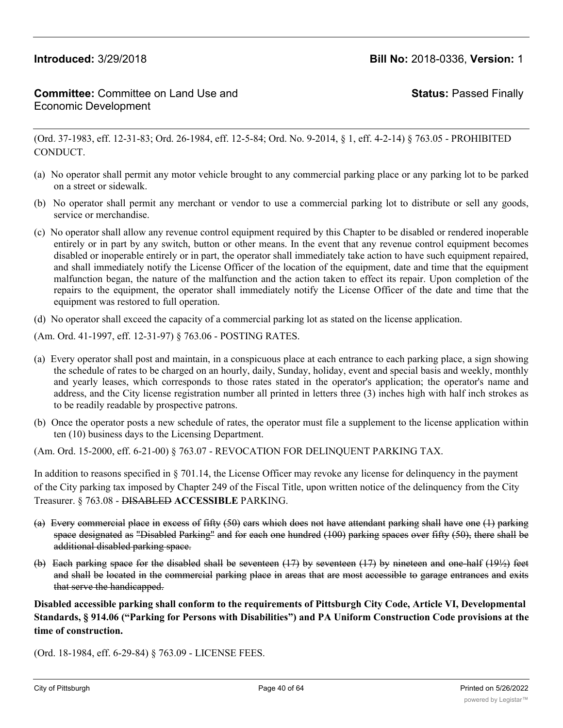**Introduced:** 3/29/2018 **Bill No:** 2018-0336, **Version:** 1

**Committee:** Committee on Land Use and Economic Development **Status:** Passed Finally

(Ord. 37-1983, eff. 12-31-83; Ord. 26-1984, eff. 12-5-84; Ord. No. 9-2014, § 1, eff. 4-2-14) § 763.05 - PROHIBITED CONDUCT.

(a) No operator shall permit any motor vehicle brought to any commercial parking place or any parking lot to be parked on a street or sidewalk.

(b) No operator shall permit any merchant or vendor to use a commercial parking lot to distribute or sell any goods, service or merchandise.

(c) No operator shall allow any revenue control equipment required by this Chapter to be disabled or rendered inoperable entirely or in part by any switch, button or other means. In the event that any revenue control equipment becomes disabled or inoperable entirely or in part, the operator shall immediately take action to have such equipment repaired, and shall immediately notify the License Officer of the location of the equipment, date and time that the equipment malfunction began, the nature of the malfunction and the action taken to effect its repair. Upon completion of the repairs to the equipment, the operator shall immediately notify the License Officer of the date and time that the equipment was restored to full operation.

(d) No operator shall exceed the capacity of a commercial parking lot as stated on the license application.

(Am. Ord. 41-1997, eff. 12-31-97) § 763.06 - POSTING RATES.

(a) Every operator shall post and maintain, in a conspicuous place at each entrance to each parking place, a sign showing the schedule of rates to be charged on an hourly, daily, Sunday, holiday, event and special basis and weekly, monthly and yearly leases, which corresponds to those rates stated in the operator's application; the operator's name and address, and the City license registration number all printed in letters three (3) inches high with half inch strokes as to be readily readable by prospective patrons.

(b) Once the operator posts a new schedule of rates, the operator must file a supplement to the license application within ten (10) business days to the Licensing Department.

(Am. Ord. 15-2000, eff. 6-21-00) § 763.07 - REVOCATION FOR DELINQUENT PARKING TAX.

In addition to reasons specified in § 701.14, the License Officer may revoke any license for delinquency in the payment of the City parking tax imposed by Chapter 249 of the Fiscal Title, upon written notice of the delinquency from the City Treasurer. § 763.08 - ~~DISABLED~~ **ACCESSIBLE** PARKING.

~~(a) Every commercial place in excess of fifty (50) cars which does not have attendant parking shall have one (1) parking space designated as "Disabled Parking" and for each one hundred (100) parking spaces over fifty (50), there shall be additional disabled parking space.~~

~~(b) Each parking space for the disabled shall be seventeen (17) by seventeen (17) by nineteen and one-half (19½) feet and shall be located in the commercial parking place in areas that are most accessible to garage entrances and exits that serve the handicapped.~~

**Disabled accessible parking shall conform to the requirements of Pittsburgh City Code, Article VI, Developmental Standards, § 914.06 ("Parking for Persons with Disabilities") and PA Uniform Construction Code provisions at the time of construction.**

(Ord. 18-1984, eff. 6-29-84) § 763.09 - LICENSE FEES.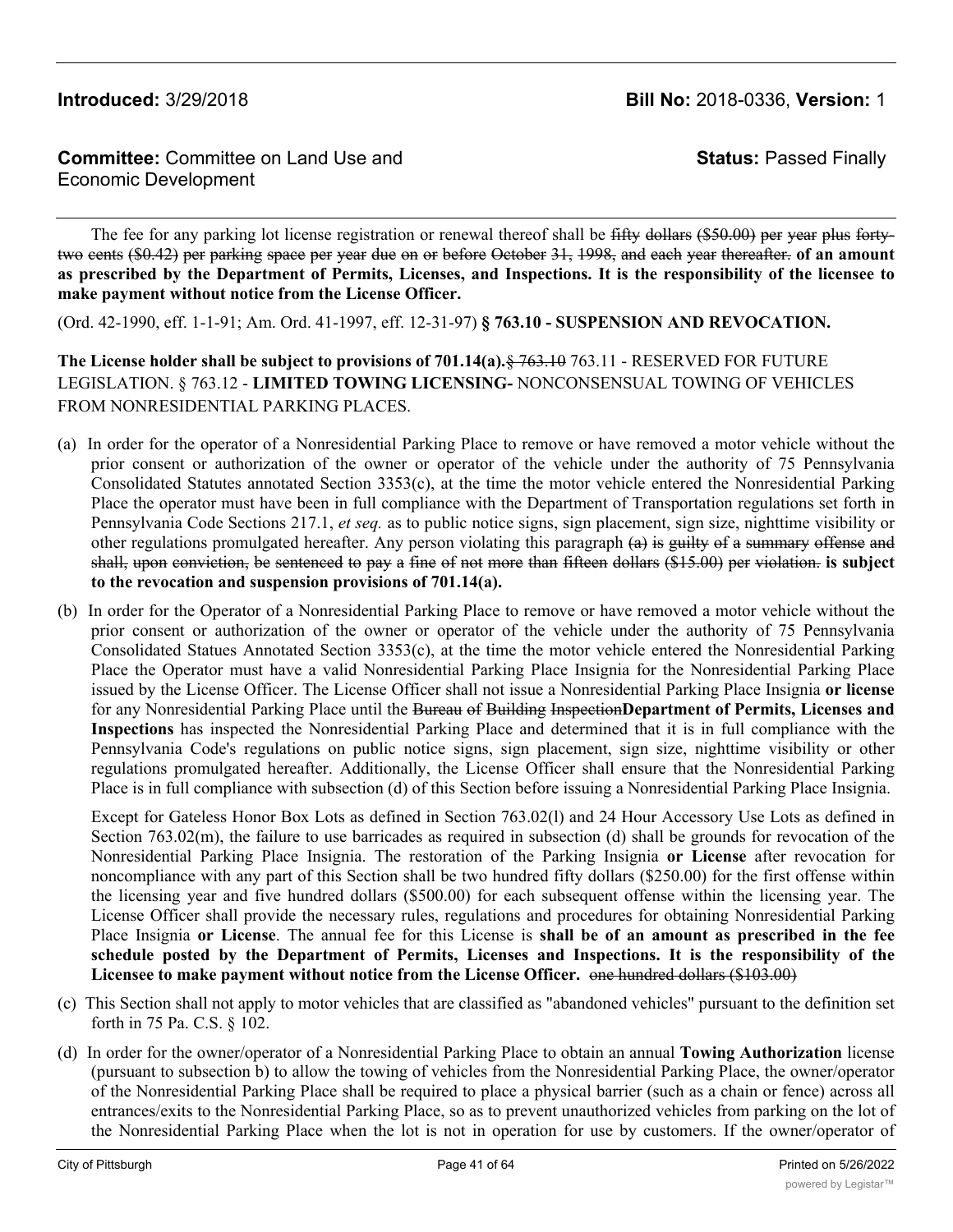The fee for any parking lot license registration or renewal thereof shall be ~~fifty dollars ($50.00) per year plus forty-two cents ($0.42) per parking space per year due on or before October 31, 1998, and each year thereafter.~~ **of an amount as prescribed by the Department of Permits, Licenses, and Inspections. It is the responsibility of the licensee to make payment without notice from the License Officer.**

(Ord. 42-1990, eff. 1-1-91; Am. Ord. 41-1997, eff. 12-31-97) **§ 763.10 - SUSPENSION AND REVOCATION.**

**The License holder shall be subject to provisions of 701.14(a).**~~§ 763.10~~ 763.11 - RESERVED FOR FUTURE LEGISLATION. § 763.12 - **LIMITED TOWING LICENSING-** NONCONSENSUAL TOWING OF VEHICLES FROM NONRESIDENTIAL PARKING PLACES.

(a) In order for the operator of a Nonresidential Parking Place to remove or have removed a motor vehicle without the prior consent or authorization of the owner or operator of the vehicle under the authority of 75 Pennsylvania Consolidated Statutes annotated Section 3353(c), at the time the motor vehicle entered the Nonresidential Parking Place the operator must have been in full compliance with the Department of Transportation regulations set forth in Pennsylvania Code Sections 217.1, *et seq.* as to public notice signs, sign placement, sign size, nighttime visibility or other regulations promulgated hereafter. Any person violating this paragraph ~~(a) is guilty of a summary offense and shall, upon conviction, be sentenced to pay a fine of not more than fifteen dollars ($15.00) per violation.~~ **is subject to the revocation and suspension provisions of 701.14(a).**

(b) In order for the Operator of a Nonresidential Parking Place to remove or have removed a motor vehicle without the prior consent or authorization of the owner or operator of the vehicle under the authority of 75 Pennsylvania Consolidated Statues Annotated Section 3353(c), at the time the motor vehicle entered the Nonresidential Parking Place the Operator must have a valid Nonresidential Parking Place Insignia for the Nonresidential Parking Place issued by the License Officer. The License Officer shall not issue a Nonresidential Parking Place Insignia **or license** for any Nonresidential Parking Place until the ~~Bureau of Building Inspection~~**Department of Permits, Licenses and Inspections** has inspected the Nonresidential Parking Place and determined that it is in full compliance with the Pennsylvania Code's regulations on public notice signs, sign placement, sign size, nighttime visibility or other regulations promulgated hereafter. Additionally, the License Officer shall ensure that the Nonresidential Parking Place is in full compliance with subsection (d) of this Section before issuing a Nonresidential Parking Place Insignia.

   Except for Gateless Honor Box Lots as defined in Section 763.02(l) and 24 Hour Accessory Use Lots as defined in Section 763.02(m), the failure to use barricades as required in subsection (d) shall be grounds for revocation of the Nonresidential Parking Place Insignia. The restoration of the Parking Insignia **or License** after revocation for noncompliance with any part of this Section shall be two hundred fifty dollars ($250.00) for the first offense within the licensing year and five hundred dollars ($500.00) for each subsequent offense within the licensing year. The License Officer shall provide the necessary rules, regulations and procedures for obtaining Nonresidential Parking Place Insignia **or License**. The annual fee for this License is **shall be of an amount as prescribed in the fee schedule posted by the Department of Permits, Licenses and Inspections. It is the responsibility of the Licensee to make payment without notice from the License Officer.** ~~one hundred dollars ($103.00)~~

(c) This Section shall not apply to motor vehicles that are classified as "abandoned vehicles" pursuant to the definition set forth in 75 Pa. C.S. § 102.

(d) In order for the owner/operator of a Nonresidential Parking Place to obtain an annual **Towing Authorization** license (pursuant to subsection b) to allow the towing of vehicles from the Nonresidential Parking Place, the owner/operator of the Nonresidential Parking Place shall be required to place a physical barrier (such as a chain or fence) across all entrances/exits to the Nonresidential Parking Place, so as to prevent unauthorized vehicles from parking on the lot of the Nonresidential Parking Place when the lot is not in operation for use by customers. If the owner/operator of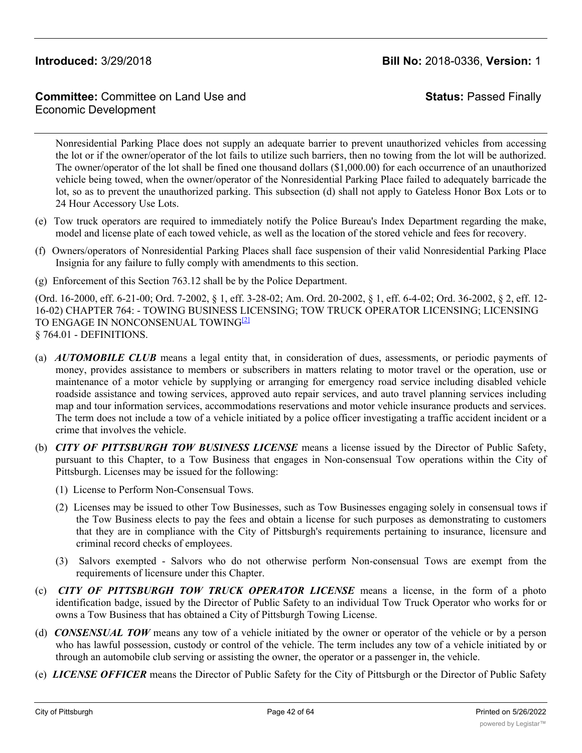Nonresidential Parking Place does not supply an adequate barrier to prevent unauthorized vehicles from accessing the lot or if the owner/operator of the lot fails to utilize such barriers, then no towing from the lot will be authorized. The owner/operator of the lot shall be fined one thousand dollars ($1,000.00) for each occurrence of an unauthorized vehicle being towed, when the owner/operator of the Nonresidential Parking Place failed to adequately barricade the lot, so as to prevent the unauthorized parking. This subsection (d) shall not apply to Gateless Honor Box Lots or to 24 Hour Accessory Use Lots.

(e) Tow truck operators are required to immediately notify the Police Bureau's Index Department regarding the make, model and license plate of each towed vehicle, as well as the location of the stored vehicle and fees for recovery.

(f) Owners/operators of Nonresidential Parking Places shall face suspension of their valid Nonresidential Parking Place Insignia for any failure to fully comply with amendments to this section.

(g) Enforcement of this Section 763.12 shall be by the Police Department.

(Ord. 16-2000, eff. 6-21-00; Ord. 7-2002, § 1, eff. 3-28-02; Am. Ord. 20-2002, § 1, eff. 6-4-02; Ord. 36-2002, § 2, eff. 12-16-02) CHAPTER 764: - TOWING BUSINESS LICENSING; TOW TRUCK OPERATOR LICENSING; LICENSING TO ENGAGE IN NONCONSENUAL TOWING[2]

§ 764.01 - DEFINITIONS.

(a) ***AUTOMOBILE CLUB*** means a legal entity that, in consideration of dues, assessments, or periodic payments of money, provides assistance to members or subscribers in matters relating to motor travel or the operation, use or maintenance of a motor vehicle by supplying or arranging for emergency road service including disabled vehicle roadside assistance and towing services, approved auto repair services, and auto travel planning services including map and tour information services, accommodations reservations and motor vehicle insurance products and services. The term does not include a tow of a vehicle initiated by a police officer investigating a traffic accident incident or a crime that involves the vehicle.

(b) ***CITY OF PITTSBURGH TOW BUSINESS LICENSE*** means a license issued by the Director of Public Safety, pursuant to this Chapter, to a Tow Business that engages in Non-consensual Tow operations within the City of Pittsburgh. Licenses may be issued for the following:

(1) License to Perform Non-Consensual Tows.

(2) Licenses may be issued to other Tow Businesses, such as Tow Businesses engaging solely in consensual tows if the Tow Business elects to pay the fees and obtain a license for such purposes as demonstrating to customers that they are in compliance with the City of Pittsburgh's requirements pertaining to insurance, licensure and criminal record checks of employees.

(3) Salvors exempted - Salvors who do not otherwise perform Non-consensual Tows are exempt from the requirements of licensure under this Chapter.

(c) ***CITY OF PITTSBURGH TOW TRUCK OPERATOR LICENSE*** means a license, in the form of a photo identification badge, issued by the Director of Public Safety to an individual Tow Truck Operator who works for or owns a Tow Business that has obtained a City of Pittsburgh Towing License.

(d) ***CONSENSUAL TOW*** means any tow of a vehicle initiated by the owner or operator of the vehicle or by a person who has lawful possession, custody or control of the vehicle. The term includes any tow of a vehicle initiated by or through an automobile club serving or assisting the owner, the operator or a passenger in, the vehicle.

(e) ***LICENSE OFFICER*** means the Director of Public Safety for the City of Pittsburgh or the Director of Public Safety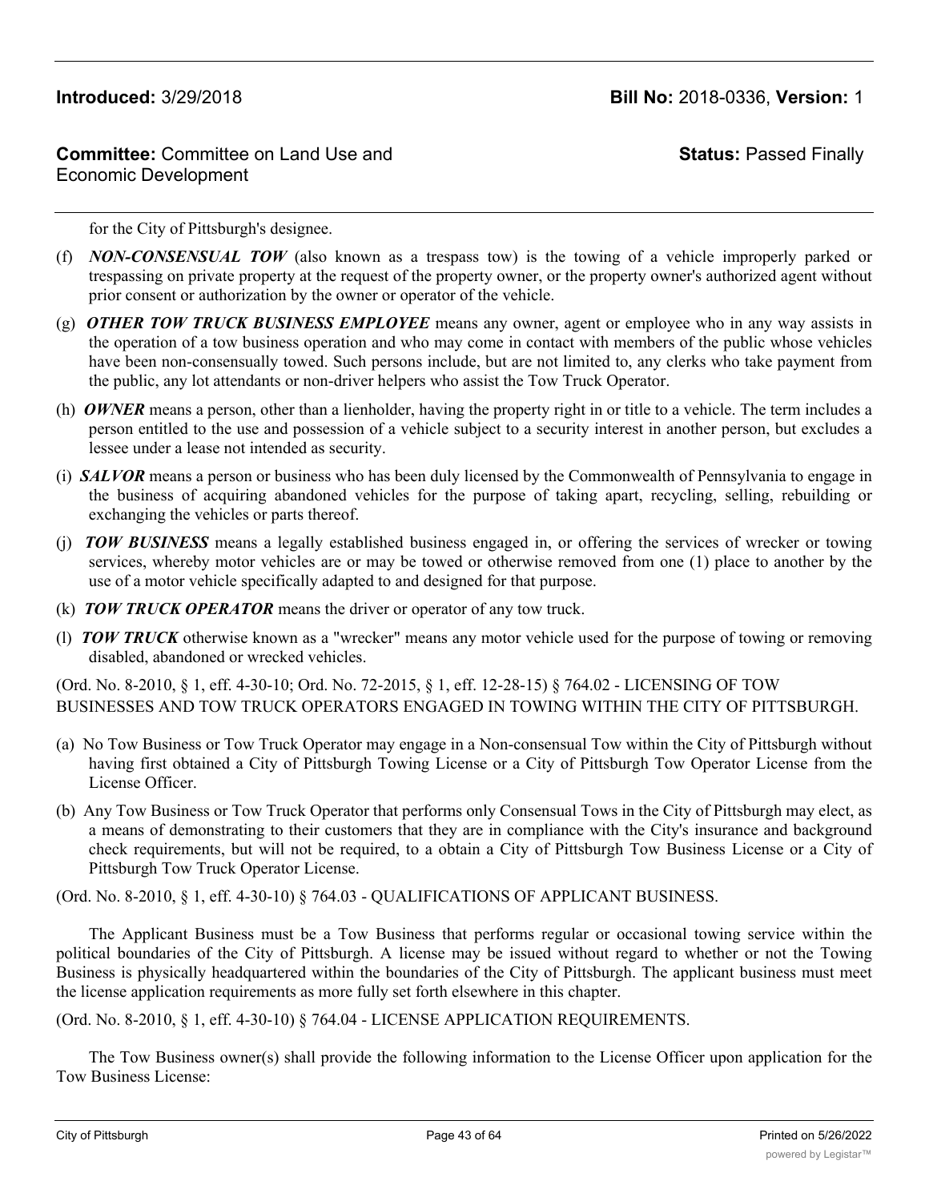for the City of Pittsburgh's designee.

(f) ***NON-CONSENSUAL TOW*** (also known as a trespass tow) is the towing of a vehicle improperly parked or trespassing on private property at the request of the property owner, or the property owner's authorized agent without prior consent or authorization by the owner or operator of the vehicle.

(g) ***OTHER TOW TRUCK BUSINESS EMPLOYEE*** means any owner, agent or employee who in any way assists in the operation of a tow business operation and who may come in contact with members of the public whose vehicles have been non-consensually towed. Such persons include, but are not limited to, any clerks who take payment from the public, any lot attendants or non-driver helpers who assist the Tow Truck Operator.

(h) ***OWNER*** means a person, other than a lienholder, having the property right in or title to a vehicle. The term includes a person entitled to the use and possession of a vehicle subject to a security interest in another person, but excludes a lessee under a lease not intended as security.

(i) ***SALVOR*** means a person or business who has been duly licensed by the Commonwealth of Pennsylvania to engage in the business of acquiring abandoned vehicles for the purpose of taking apart, recycling, selling, rebuilding or exchanging the vehicles or parts thereof.

(j) ***TOW BUSINESS*** means a legally established business engaged in, or offering the services of wrecker or towing services, whereby motor vehicles are or may be towed or otherwise removed from one (1) place to another by the use of a motor vehicle specifically adapted to and designed for that purpose.

(k) ***TOW TRUCK OPERATOR*** means the driver or operator of any tow truck.

(l) ***TOW TRUCK*** otherwise known as a "wrecker" means any motor vehicle used for the purpose of towing or removing disabled, abandoned or wrecked vehicles.

(Ord. No. 8-2010, § 1, eff. 4-30-10; Ord. No. 72-2015, § 1, eff. 12-28-15) § 764.02 - LICENSING OF TOW BUSINESSES AND TOW TRUCK OPERATORS ENGAGED IN TOWING WITHIN THE CITY OF PITTSBURGH.

(a) No Tow Business or Tow Truck Operator may engage in a Non-consensual Tow within the City of Pittsburgh without having first obtained a City of Pittsburgh Towing License or a City of Pittsburgh Tow Operator License from the License Officer.

(b) Any Tow Business or Tow Truck Operator that performs only Consensual Tows in the City of Pittsburgh may elect, as a means of demonstrating to their customers that they are in compliance with the City's insurance and background check requirements, but will not be required, to a obtain a City of Pittsburgh Tow Business License or a City of Pittsburgh Tow Truck Operator License.

(Ord. No. 8-2010, § 1, eff. 4-30-10) § 764.03 - QUALIFICATIONS OF APPLICANT BUSINESS.

The Applicant Business must be a Tow Business that performs regular or occasional towing service within the political boundaries of the City of Pittsburgh. A license may be issued without regard to whether or not the Towing Business is physically headquartered within the boundaries of the City of Pittsburgh. The applicant business must meet the license application requirements as more fully set forth elsewhere in this chapter.

(Ord. No. 8-2010, § 1, eff. 4-30-10) § 764.04 - LICENSE APPLICATION REQUIREMENTS.

The Tow Business owner(s) shall provide the following information to the License Officer upon application for the Tow Business License: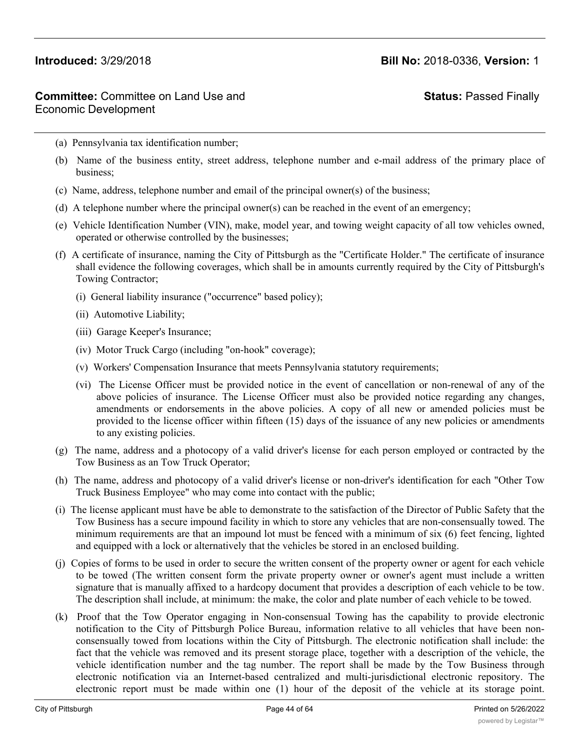(a) Pennsylvania tax identification number;

(b) Name of the business entity, street address, telephone number and e-mail address of the primary place of business;

(c) Name, address, telephone number and email of the principal owner(s) of the business;

(d) A telephone number where the principal owner(s) can be reached in the event of an emergency;

(e) Vehicle Identification Number (VIN), make, model year, and towing weight capacity of all tow vehicles owned, operated or otherwise controlled by the businesses;

(f) A certificate of insurance, naming the City of Pittsburgh as the "Certificate Holder." The certificate of insurance shall evidence the following coverages, which shall be in amounts currently required by the City of Pittsburgh's Towing Contractor;

(i) General liability insurance ("occurrence" based policy);

(ii) Automotive Liability;

(iii) Garage Keeper's Insurance;

(iv) Motor Truck Cargo (including "on-hook" coverage);

(v) Workers' Compensation Insurance that meets Pennsylvania statutory requirements;

(vi) The License Officer must be provided notice in the event of cancellation or non-renewal of any of the above policies of insurance. The License Officer must also be provided notice regarding any changes, amendments or endorsements in the above policies. A copy of all new or amended policies must be provided to the license officer within fifteen (15) days of the issuance of any new policies or amendments to any existing policies.

(g) The name, address and a photocopy of a valid driver's license for each person employed or contracted by the Tow Business as an Tow Truck Operator;

(h) The name, address and photocopy of a valid driver's license or non-driver's identification for each "Other Tow Truck Business Employee" who may come into contact with the public;

(i) The license applicant must have be able to demonstrate to the satisfaction of the Director of Public Safety that the Tow Business has a secure impound facility in which to store any vehicles that are non-consensually towed. The minimum requirements are that an impound lot must be fenced with a minimum of six (6) feet fencing, lighted and equipped with a lock or alternatively that the vehicles be stored in an enclosed building.

(j) Copies of forms to be used in order to secure the written consent of the property owner or agent for each vehicle to be towed (The written consent form the private property owner or owner's agent must include a written signature that is manually affixed to a hardcopy document that provides a description of each vehicle to be tow. The description shall include, at minimum: the make, the color and plate number of each vehicle to be towed.

(k) Proof that the Tow Operator engaging in Non-consensual Towing has the capability to provide electronic notification to the City of Pittsburgh Police Bureau, information relative to all vehicles that have been non-consensually towed from locations within the City of Pittsburgh. The electronic notification shall include: the fact that the vehicle was removed and its present storage place, together with a description of the vehicle, the vehicle identification number and the tag number. The report shall be made by the Tow Business through electronic notification via an Internet-based centralized and multi-jurisdictional electronic repository. The electronic report must be made within one (1) hour of the deposit of the vehicle at its storage point.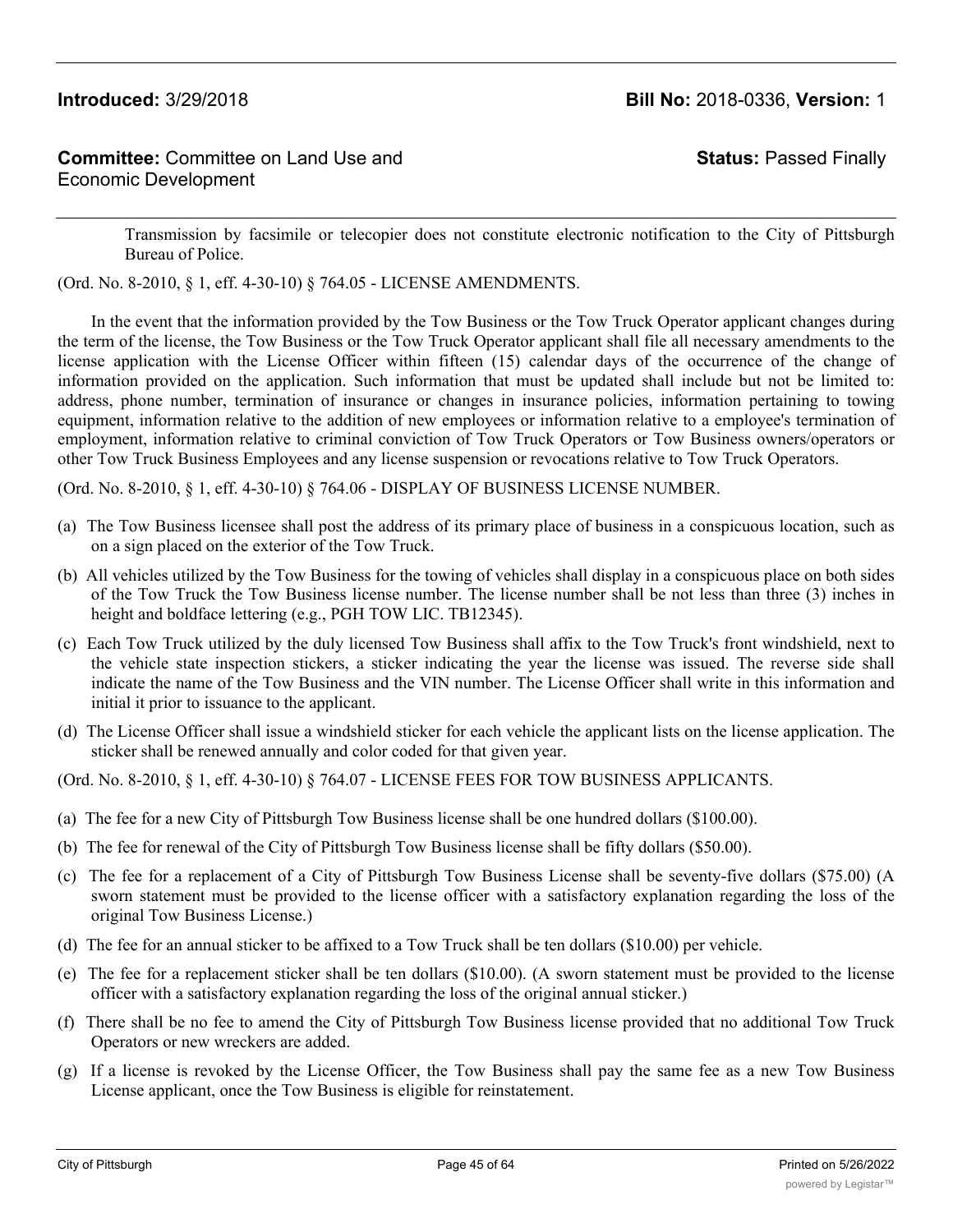Transmission by facsimile or telecopier does not constitute electronic notification to the City of Pittsburgh Bureau of Police.

(Ord. No. 8-2010, § 1, eff. 4-30-10) § 764.05 - LICENSE AMENDMENTS.

In the event that the information provided by the Tow Business or the Tow Truck Operator applicant changes during the term of the license, the Tow Business or the Tow Truck Operator applicant shall file all necessary amendments to the license application with the License Officer within fifteen (15) calendar days of the occurrence of the change of information provided on the application. Such information that must be updated shall include but not be limited to: address, phone number, termination of insurance or changes in insurance policies, information pertaining to towing equipment, information relative to the addition of new employees or information relative to a employee's termination of employment, information relative to criminal conviction of Tow Truck Operators or Tow Business owners/operators or other Tow Truck Business Employees and any license suspension or revocations relative to Tow Truck Operators.

(Ord. No. 8-2010, § 1, eff. 4-30-10) § 764.06 - DISPLAY OF BUSINESS LICENSE NUMBER.

(a) The Tow Business licensee shall post the address of its primary place of business in a conspicuous location, such as on a sign placed on the exterior of the Tow Truck.

(b) All vehicles utilized by the Tow Business for the towing of vehicles shall display in a conspicuous place on both sides of the Tow Truck the Tow Business license number. The license number shall be not less than three (3) inches in height and boldface lettering (e.g., PGH TOW LIC. TB12345).

(c) Each Tow Truck utilized by the duly licensed Tow Business shall affix to the Tow Truck's front windshield, next to the vehicle state inspection stickers, a sticker indicating the year the license was issued. The reverse side shall indicate the name of the Tow Business and the VIN number. The License Officer shall write in this information and initial it prior to issuance to the applicant.

(d) The License Officer shall issue a windshield sticker for each vehicle the applicant lists on the license application. The sticker shall be renewed annually and color coded for that given year.

(Ord. No. 8-2010, § 1, eff. 4-30-10) § 764.07 - LICENSE FEES FOR TOW BUSINESS APPLICANTS.

(a) The fee for a new City of Pittsburgh Tow Business license shall be one hundred dollars ($100.00).

(b) The fee for renewal of the City of Pittsburgh Tow Business license shall be fifty dollars ($50.00).

(c) The fee for a replacement of a City of Pittsburgh Tow Business License shall be seventy-five dollars ($75.00) (A sworn statement must be provided to the license officer with a satisfactory explanation regarding the loss of the original Tow Business License.)

(d) The fee for an annual sticker to be affixed to a Tow Truck shall be ten dollars ($10.00) per vehicle.

(e) The fee for a replacement sticker shall be ten dollars ($10.00). (A sworn statement must be provided to the license officer with a satisfactory explanation regarding the loss of the original annual sticker.)

(f) There shall be no fee to amend the City of Pittsburgh Tow Business license provided that no additional Tow Truck Operators or new wreckers are added.

(g) If a license is revoked by the License Officer, the Tow Business shall pay the same fee as a new Tow Business License applicant, once the Tow Business is eligible for reinstatement.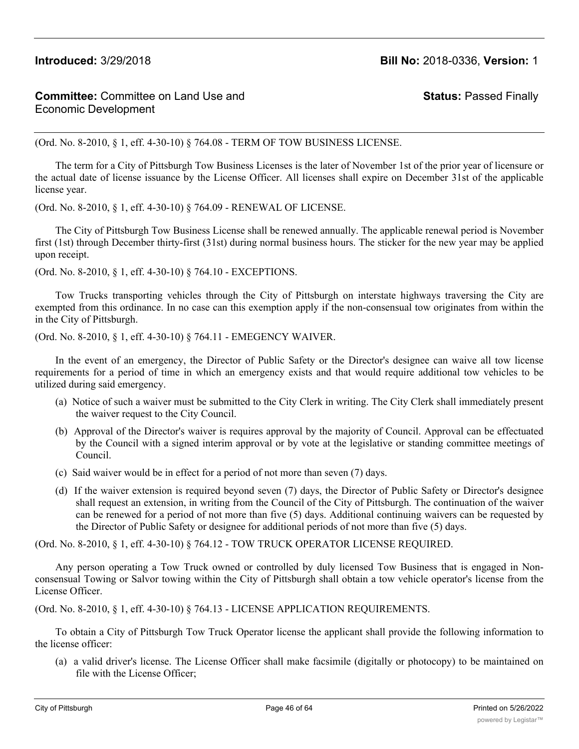**Introduced:** 3/29/2018 **Bill No:** 2018-0336, **Version:** 1

**Committee:** Committee on Land Use and Economic Development **Status:** Passed Finally

(Ord. No. 8-2010, § 1, eff. 4-30-10) § 764.08 - TERM OF TOW BUSINESS LICENSE.

The term for a City of Pittsburgh Tow Business Licenses is the later of November 1st of the prior year of licensure or the actual date of license issuance by the License Officer. All licenses shall expire on December 31st of the applicable license year.

(Ord. No. 8-2010, § 1, eff. 4-30-10) § 764.09 - RENEWAL OF LICENSE.

The City of Pittsburgh Tow Business License shall be renewed annually. The applicable renewal period is November first (1st) through December thirty-first (31st) during normal business hours. The sticker for the new year may be applied upon receipt.

(Ord. No. 8-2010, § 1, eff. 4-30-10) § 764.10 - EXCEPTIONS.

Tow Trucks transporting vehicles through the City of Pittsburgh on interstate highways traversing the City are exempted from this ordinance. In no case can this exemption apply if the non-consensual tow originates from within the in the City of Pittsburgh.

(Ord. No. 8-2010, § 1, eff. 4-30-10) § 764.11 - EMEGENCY WAIVER.

In the event of an emergency, the Director of Public Safety or the Director's designee can waive all tow license requirements for a period of time in which an emergency exists and that would require additional tow vehicles to be utilized during said emergency.

(a) Notice of such a waiver must be submitted to the City Clerk in writing. The City Clerk shall immediately present the waiver request to the City Council.

(b) Approval of the Director's waiver is requires approval by the majority of Council. Approval can be effectuated by the Council with a signed interim approval or by vote at the legislative or standing committee meetings of Council.

(c) Said waiver would be in effect for a period of not more than seven (7) days.

(d) If the waiver extension is required beyond seven (7) days, the Director of Public Safety or Director's designee shall request an extension, in writing from the Council of the City of Pittsburgh. The continuation of the waiver can be renewed for a period of not more than five (5) days. Additional continuing waivers can be requested by the Director of Public Safety or designee for additional periods of not more than five (5) days.

(Ord. No. 8-2010, § 1, eff. 4-30-10) § 764.12 - TOW TRUCK OPERATOR LICENSE REQUIRED.

Any person operating a Tow Truck owned or controlled by duly licensed Tow Business that is engaged in Non-consensual Towing or Salvor towing within the City of Pittsburgh shall obtain a tow vehicle operator's license from the License Officer.

(Ord. No. 8-2010, § 1, eff. 4-30-10) § 764.13 - LICENSE APPLICATION REQUIREMENTS.

To obtain a City of Pittsburgh Tow Truck Operator license the applicant shall provide the following information to the license officer:

(a) a valid driver's license. The License Officer shall make facsimile (digitally or photocopy) to be maintained on file with the License Officer;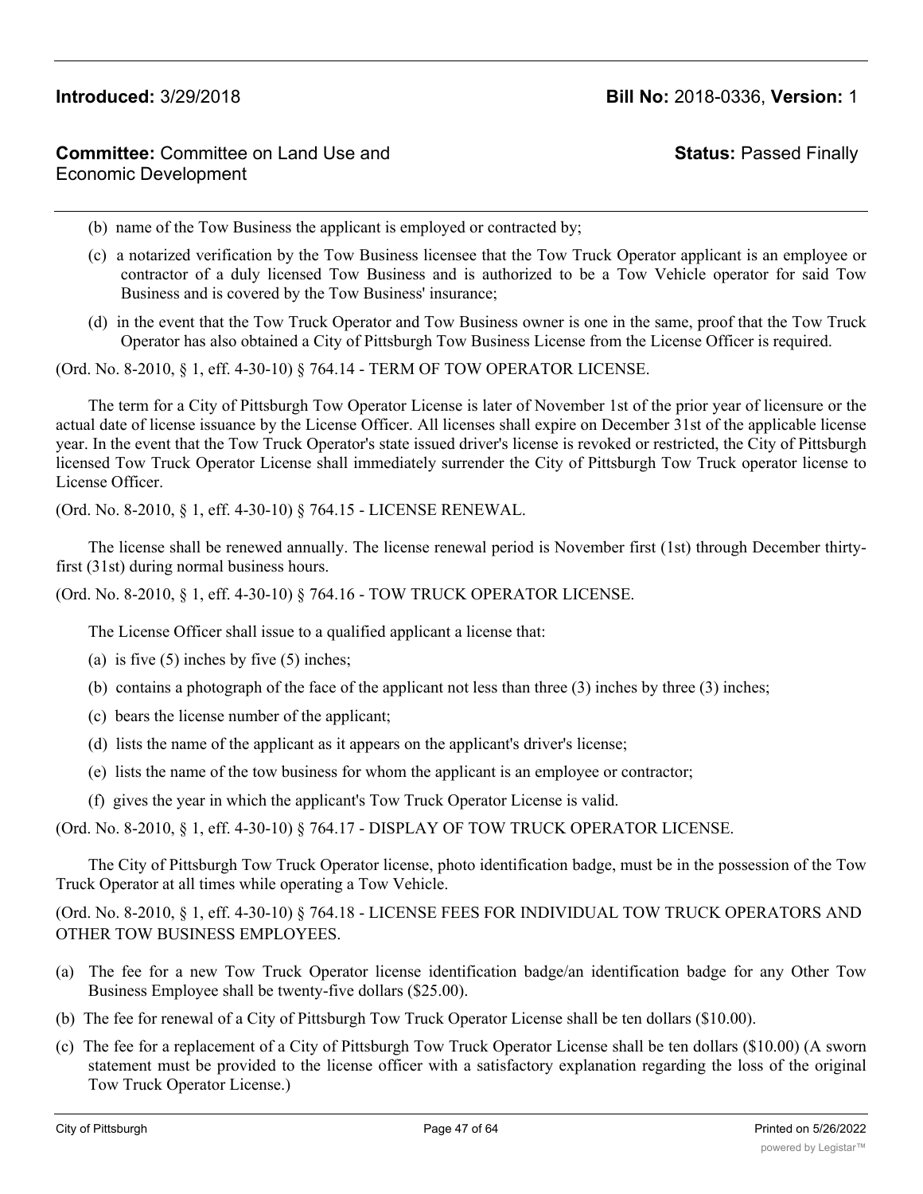(b) name of the Tow Business the applicant is employed or contracted by;

(c) a notarized verification by the Tow Business licensee that the Tow Truck Operator applicant is an employee or contractor of a duly licensed Tow Business and is authorized to be a Tow Vehicle operator for said Tow Business and is covered by the Tow Business' insurance;

(d) in the event that the Tow Truck Operator and Tow Business owner is one in the same, proof that the Tow Truck Operator has also obtained a City of Pittsburgh Tow Business License from the License Officer is required.

(Ord. No. 8-2010, § 1, eff. 4-30-10) § 764.14 - TERM OF TOW OPERATOR LICENSE.

The term for a City of Pittsburgh Tow Operator License is later of November 1st of the prior year of licensure or the actual date of license issuance by the License Officer. All licenses shall expire on December 31st of the applicable license year. In the event that the Tow Truck Operator's state issued driver's license is revoked or restricted, the City of Pittsburgh licensed Tow Truck Operator License shall immediately surrender the City of Pittsburgh Tow Truck operator license to License Officer.

(Ord. No. 8-2010, § 1, eff. 4-30-10) § 764.15 - LICENSE RENEWAL.

The license shall be renewed annually. The license renewal period is November first (1st) through December thirty-first (31st) during normal business hours.

(Ord. No. 8-2010, § 1, eff. 4-30-10) § 764.16 - TOW TRUCK OPERATOR LICENSE.

The License Officer shall issue to a qualified applicant a license that:

(a) is five (5) inches by five (5) inches;

(b) contains a photograph of the face of the applicant not less than three (3) inches by three (3) inches;

(c) bears the license number of the applicant;

(d) lists the name of the applicant as it appears on the applicant's driver's license;

(e) lists the name of the tow business for whom the applicant is an employee or contractor;

(f) gives the year in which the applicant's Tow Truck Operator License is valid.

(Ord. No. 8-2010, § 1, eff. 4-30-10) § 764.17 - DISPLAY OF TOW TRUCK OPERATOR LICENSE.

The City of Pittsburgh Tow Truck Operator license, photo identification badge, must be in the possession of the Tow Truck Operator at all times while operating a Tow Vehicle.

(Ord. No. 8-2010, § 1, eff. 4-30-10) § 764.18 - LICENSE FEES FOR INDIVIDUAL TOW TRUCK OPERATORS AND OTHER TOW BUSINESS EMPLOYEES.

(a) The fee for a new Tow Truck Operator license identification badge/an identification badge for any Other Tow Business Employee shall be twenty-five dollars ($25.00).

(b) The fee for renewal of a City of Pittsburgh Tow Truck Operator License shall be ten dollars ($10.00).

(c) The fee for a replacement of a City of Pittsburgh Tow Truck Operator License shall be ten dollars ($10.00) (A sworn statement must be provided to the license officer with a satisfactory explanation regarding the loss of the original Tow Truck Operator License.)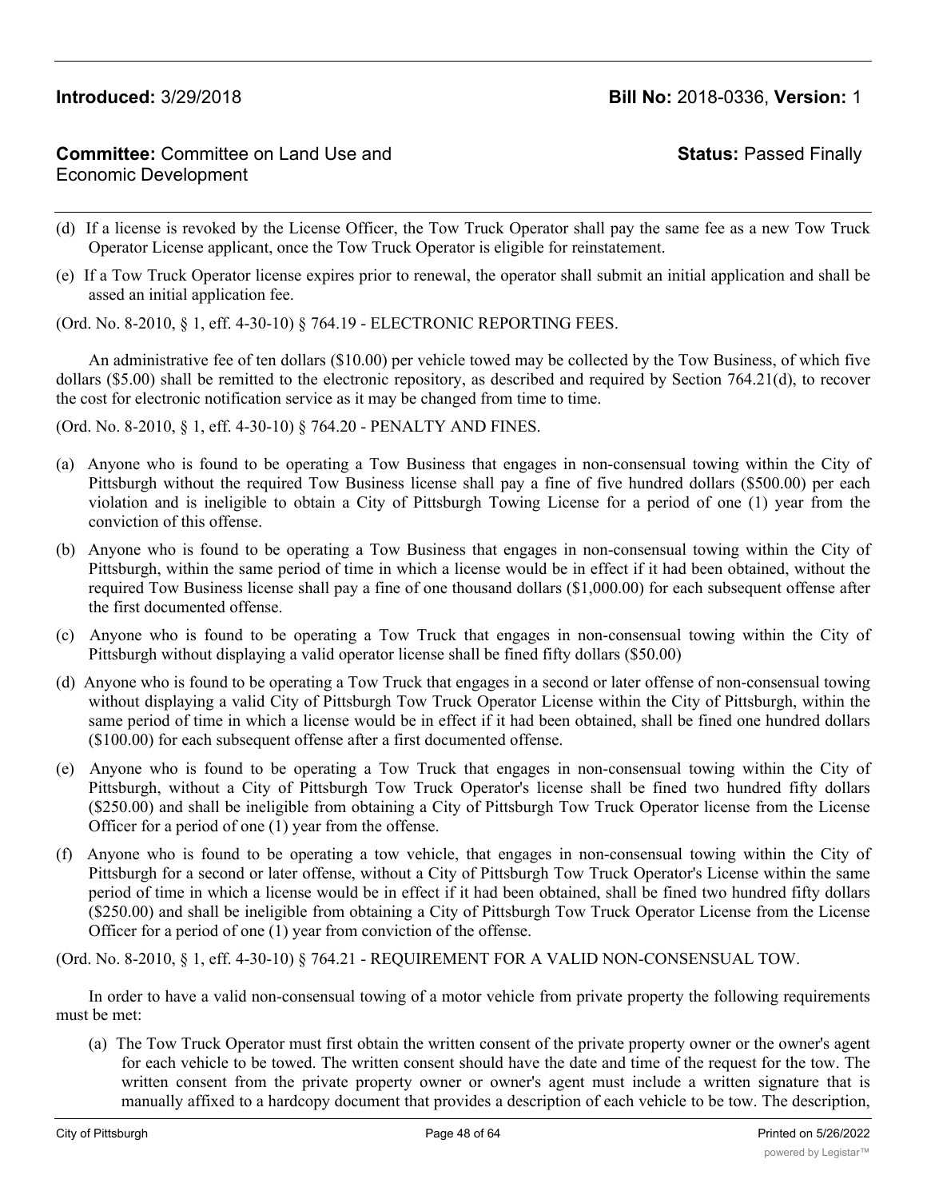(d) If a license is revoked by the License Officer, the Tow Truck Operator shall pay the same fee as a new Tow Truck Operator License applicant, once the Tow Truck Operator is eligible for reinstatement.

(e) If a Tow Truck Operator license expires prior to renewal, the operator shall submit an initial application and shall be assed an initial application fee.

(Ord. No. 8-2010, § 1, eff. 4-30-10) § 764.19 - ELECTRONIC REPORTING FEES.

An administrative fee of ten dollars ($10.00) per vehicle towed may be collected by the Tow Business, of which five dollars ($5.00) shall be remitted to the electronic repository, as described and required by Section 764.21(d), to recover the cost for electronic notification service as it may be changed from time to time.

(Ord. No. 8-2010, § 1, eff. 4-30-10) § 764.20 - PENALTY AND FINES.

(a) Anyone who is found to be operating a Tow Business that engages in non-consensual towing within the City of Pittsburgh without the required Tow Business license shall pay a fine of five hundred dollars ($500.00) per each violation and is ineligible to obtain a City of Pittsburgh Towing License for a period of one (1) year from the conviction of this offense.

(b) Anyone who is found to be operating a Tow Business that engages in non-consensual towing within the City of Pittsburgh, within the same period of time in which a license would be in effect if it had been obtained, without the required Tow Business license shall pay a fine of one thousand dollars ($1,000.00) for each subsequent offense after the first documented offense.

(c) Anyone who is found to be operating a Tow Truck that engages in non-consensual towing within the City of Pittsburgh without displaying a valid operator license shall be fined fifty dollars ($50.00)

(d) Anyone who is found to be operating a Tow Truck that engages in a second or later offense of non-consensual towing without displaying a valid City of Pittsburgh Tow Truck Operator License within the City of Pittsburgh, within the same period of time in which a license would be in effect if it had been obtained, shall be fined one hundred dollars ($100.00) for each subsequent offense after a first documented offense.

(e) Anyone who is found to be operating a Tow Truck that engages in non-consensual towing within the City of Pittsburgh, without a City of Pittsburgh Tow Truck Operator's license shall be fined two hundred fifty dollars ($250.00) and shall be ineligible from obtaining a City of Pittsburgh Tow Truck Operator license from the License Officer for a period of one (1) year from the offense.

(f) Anyone who is found to be operating a tow vehicle, that engages in non-consensual towing within the City of Pittsburgh for a second or later offense, without a City of Pittsburgh Tow Truck Operator's License within the same period of time in which a license would be in effect if it had been obtained, shall be fined two hundred fifty dollars ($250.00) and shall be ineligible from obtaining a City of Pittsburgh Tow Truck Operator License from the License Officer for a period of one (1) year from conviction of the offense.

(Ord. No. 8-2010, § 1, eff. 4-30-10) § 764.21 - REQUIREMENT FOR A VALID NON-CONSENSUAL TOW.

In order to have a valid non-consensual towing of a motor vehicle from private property the following requirements must be met:

(a) The Tow Truck Operator must first obtain the written consent of the private property owner or the owner's agent for each vehicle to be towed. The written consent should have the date and time of the request for the tow. The written consent from the private property owner or owner's agent must include a written signature that is manually affixed to a hardcopy document that provides a description of each vehicle to be tow. The description,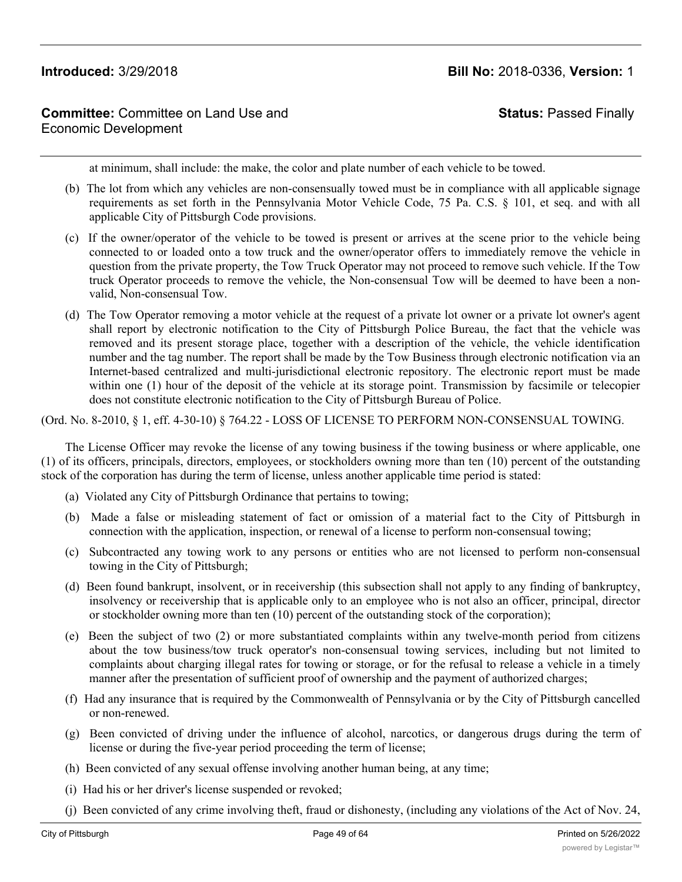at minimum, shall include: the make, the color and plate number of each vehicle to be towed.

(b) The lot from which any vehicles are non-consensually towed must be in compliance with all applicable signage requirements as set forth in the Pennsylvania Motor Vehicle Code, 75 Pa. C.S. § 101, et seq. and with all applicable City of Pittsburgh Code provisions.

(c) If the owner/operator of the vehicle to be towed is present or arrives at the scene prior to the vehicle being connected to or loaded onto a tow truck and the owner/operator offers to immediately remove the vehicle in question from the private property, the Tow Truck Operator may not proceed to remove such vehicle. If the Tow truck Operator proceeds to remove the vehicle, the Non-consensual Tow will be deemed to have been a non-valid, Non-consensual Tow.

(d) The Tow Operator removing a motor vehicle at the request of a private lot owner or a private lot owner's agent shall report by electronic notification to the City of Pittsburgh Police Bureau, the fact that the vehicle was removed and its present storage place, together with a description of the vehicle, the vehicle identification number and the tag number. The report shall be made by the Tow Business through electronic notification via an Internet-based centralized and multi-jurisdictional electronic repository. The electronic report must be made within one (1) hour of the deposit of the vehicle at its storage point. Transmission by facsimile or telecopier does not constitute electronic notification to the City of Pittsburgh Bureau of Police.

(Ord. No. 8-2010, § 1, eff. 4-30-10) § 764.22 - LOSS OF LICENSE TO PERFORM NON-CONSENSUAL TOWING.

The License Officer may revoke the license of any towing business if the towing business or where applicable, one (1) of its officers, principals, directors, employees, or stockholders owning more than ten (10) percent of the outstanding stock of the corporation has during the term of license, unless another applicable time period is stated:

(a) Violated any City of Pittsburgh Ordinance that pertains to towing;

(b) Made a false or misleading statement of fact or omission of a material fact to the City of Pittsburgh in connection with the application, inspection, or renewal of a license to perform non-consensual towing;

(c) Subcontracted any towing work to any persons or entities who are not licensed to perform non-consensual towing in the City of Pittsburgh;

(d) Been found bankrupt, insolvent, or in receivership (this subsection shall not apply to any finding of bankruptcy, insolvency or receivership that is applicable only to an employee who is not also an officer, principal, director or stockholder owning more than ten (10) percent of the outstanding stock of the corporation);

(e) Been the subject of two (2) or more substantiated complaints within any twelve-month period from citizens about the tow business/tow truck operator's non-consensual towing services, including but not limited to complaints about charging illegal rates for towing or storage, or for the refusal to release a vehicle in a timely manner after the presentation of sufficient proof of ownership and the payment of authorized charges;

(f) Had any insurance that is required by the Commonwealth of Pennsylvania or by the City of Pittsburgh cancelled or non-renewed.

(g) Been convicted of driving under the influence of alcohol, narcotics, or dangerous drugs during the term of license or during the five-year period proceeding the term of license;

(h) Been convicted of any sexual offense involving another human being, at any time;

(i) Had his or her driver's license suspended or revoked;

(j) Been convicted of any crime involving theft, fraud or dishonesty, (including any violations of the Act of Nov. 24,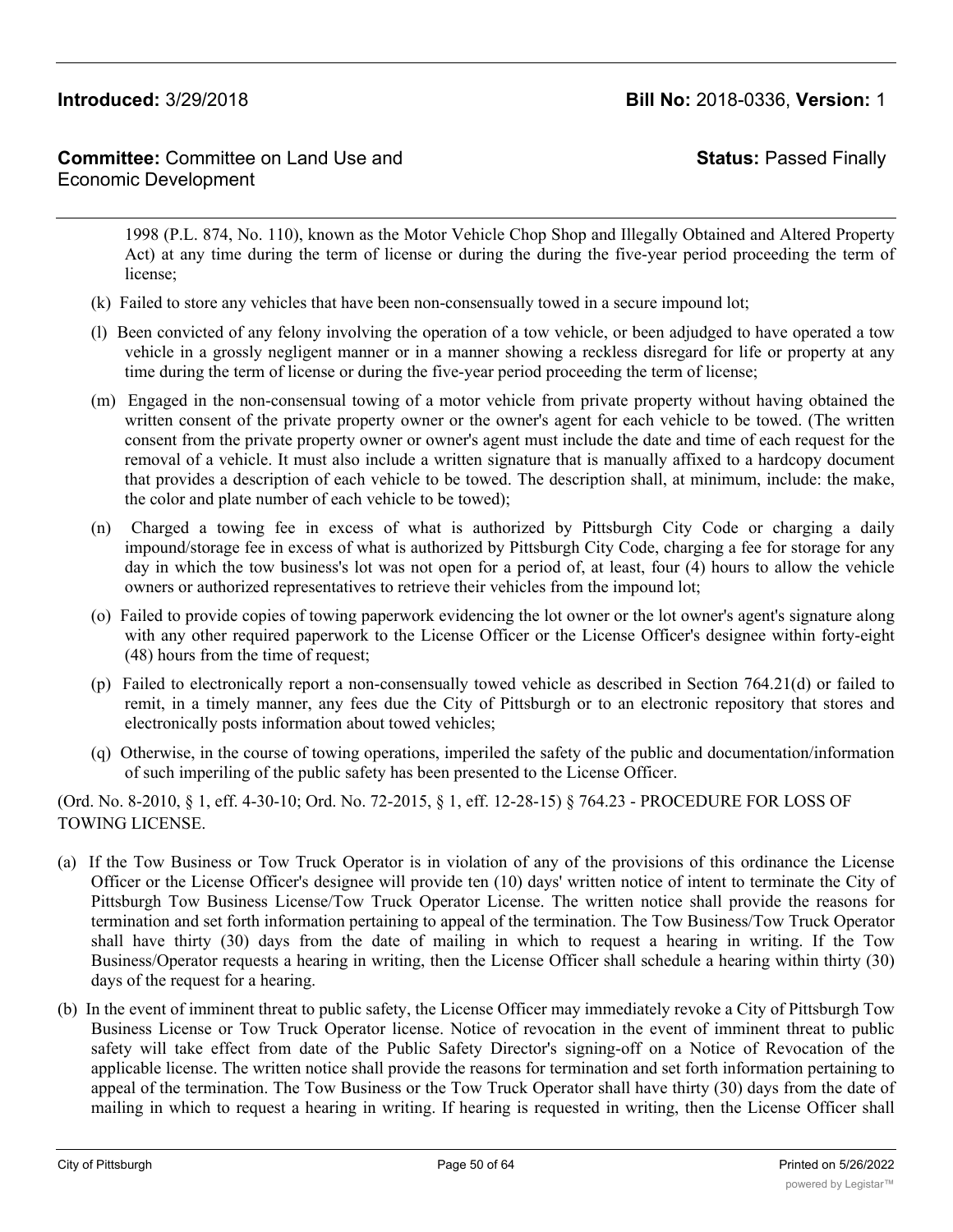1998 (P.L. 874, No. 110), known as the Motor Vehicle Chop Shop and Illegally Obtained and Altered Property Act) at any time during the term of license or during the during the five-year period proceeding the term of license;

(k) Failed to store any vehicles that have been non-consensually towed in a secure impound lot;

(l) Been convicted of any felony involving the operation of a tow vehicle, or been adjudged to have operated a tow vehicle in a grossly negligent manner or in a manner showing a reckless disregard for life or property at any time during the term of license or during the five-year period proceeding the term of license;

(m) Engaged in the non-consensual towing of a motor vehicle from private property without having obtained the written consent of the private property owner or the owner's agent for each vehicle to be towed. (The written consent from the private property owner or owner's agent must include the date and time of each request for the removal of a vehicle. It must also include a written signature that is manually affixed to a hardcopy document that provides a description of each vehicle to be towed. The description shall, at minimum, include: the make, the color and plate number of each vehicle to be towed);

(n) Charged a towing fee in excess of what is authorized by Pittsburgh City Code or charging a daily impound/storage fee in excess of what is authorized by Pittsburgh City Code, charging a fee for storage for any day in which the tow business's lot was not open for a period of, at least, four (4) hours to allow the vehicle owners or authorized representatives to retrieve their vehicles from the impound lot;

(o) Failed to provide copies of towing paperwork evidencing the lot owner or the lot owner's agent's signature along with any other required paperwork to the License Officer or the License Officer's designee within forty-eight (48) hours from the time of request;

(p) Failed to electronically report a non-consensually towed vehicle as described in Section 764.21(d) or failed to remit, in a timely manner, any fees due the City of Pittsburgh or to an electronic repository that stores and electronically posts information about towed vehicles;

(q) Otherwise, in the course of towing operations, imperiled the safety of the public and documentation/information of such imperiling of the public safety has been presented to the License Officer.

(Ord. No. 8-2010, § 1, eff. 4-30-10; Ord. No. 72-2015, § 1, eff. 12-28-15) § 764.23 - PROCEDURE FOR LOSS OF TOWING LICENSE.

(a) If the Tow Business or Tow Truck Operator is in violation of any of the provisions of this ordinance the License Officer or the License Officer's designee will provide ten (10) days' written notice of intent to terminate the City of Pittsburgh Tow Business License/Tow Truck Operator License. The written notice shall provide the reasons for termination and set forth information pertaining to appeal of the termination. The Tow Business/Tow Truck Operator shall have thirty (30) days from the date of mailing in which to request a hearing in writing. If the Tow Business/Operator requests a hearing in writing, then the License Officer shall schedule a hearing within thirty (30) days of the request for a hearing.

(b) In the event of imminent threat to public safety, the License Officer may immediately revoke a City of Pittsburgh Tow Business License or Tow Truck Operator license. Notice of revocation in the event of imminent threat to public safety will take effect from date of the Public Safety Director's signing-off on a Notice of Revocation of the applicable license. The written notice shall provide the reasons for termination and set forth information pertaining to appeal of the termination. The Tow Business or the Tow Truck Operator shall have thirty (30) days from the date of mailing in which to request a hearing in writing. If hearing is requested in writing, then the License Officer shall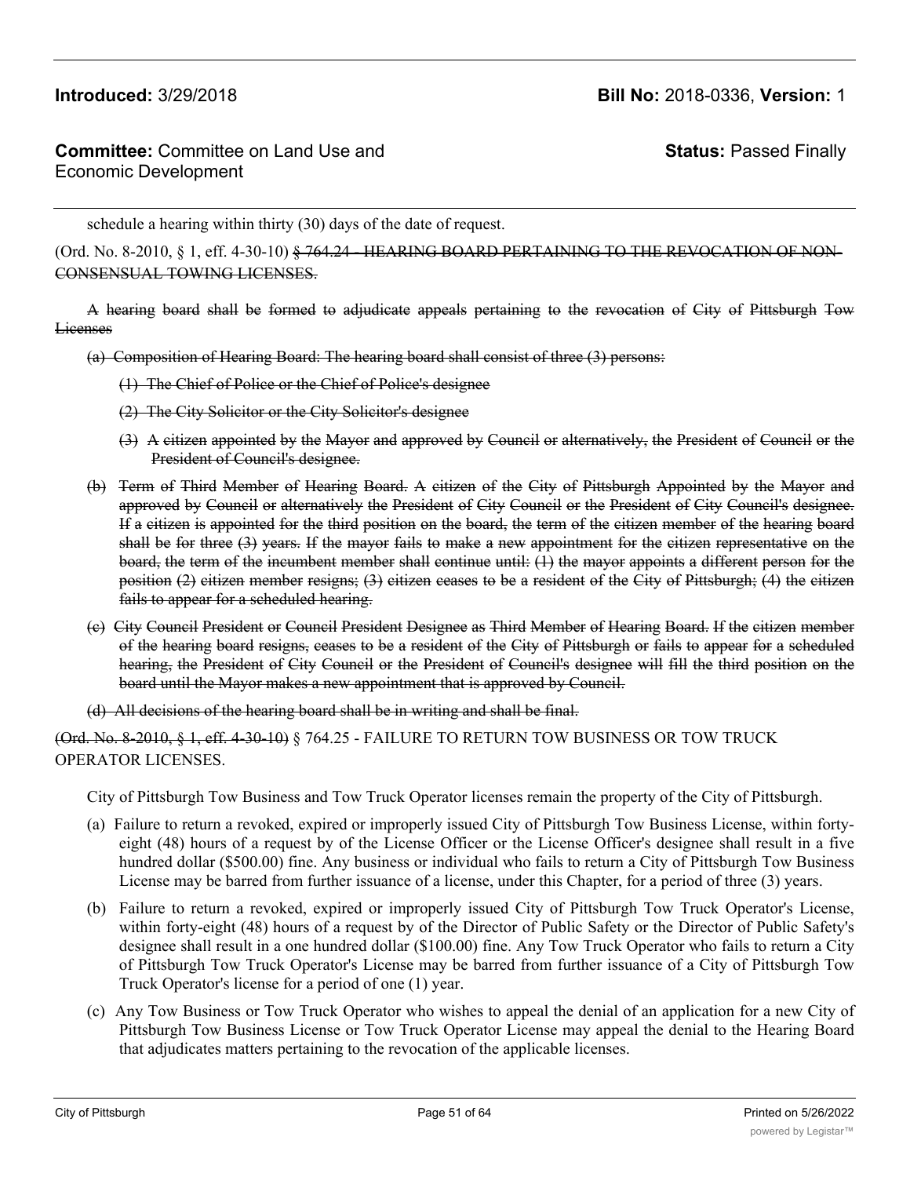schedule a hearing within thirty (30) days of the date of request.

(Ord. No. 8-2010, § 1, eff. 4-30-10) ~~§ 764.24 - HEARING BOARD PERTAINING TO THE REVOCATION OF NON-CONSENSUAL TOWING LICENSES.~~

~~A hearing board shall be formed to adjudicate appeals pertaining to the revocation of City of Pittsburgh Tow Licenses~~

~~(a) Composition of Hearing Board: The hearing board shall consist of three (3) persons:~~

~~(1) The Chief of Police or the Chief of Police's designee~~

~~(2) The City Solicitor or the City Solicitor's designee~~

~~(3) A citizen appointed by the Mayor and approved by Council or alternatively, the President of Council or the President of Council's designee.~~

~~(b) Term of Third Member of Hearing Board. A citizen of the City of Pittsburgh Appointed by the Mayor and approved by Council or alternatively the President of City Council or the President of City Council's designee. If a citizen is appointed for the third position on the board, the term of the citizen member of the hearing board shall be for three (3) years. If the mayor fails to make a new appointment for the citizen representative on the board, the term of the incumbent member shall continue until: (1) the mayor appoints a different person for the position (2) citizen member resigns; (3) citizen ceases to be a resident of the City of Pittsburgh; (4) the citizen fails to appear for a scheduled hearing.~~

~~(c) City Council President or Council President Designee as Third Member of Hearing Board. If the citizen member of the hearing board resigns, ceases to be a resident of the City of Pittsburgh or fails to appear for a scheduled hearing, the President of City Council or the President of Council's designee will fill the third position on the board until the Mayor makes a new appointment that is approved by Council.~~

~~(d) All decisions of the hearing board shall be in writing and shall be final.~~

~~(Ord. No. 8-2010, § 1, eff. 4-30-10)~~ § 764.25 - FAILURE TO RETURN TOW BUSINESS OR TOW TRUCK OPERATOR LICENSES.

City of Pittsburgh Tow Business and Tow Truck Operator licenses remain the property of the City of Pittsburgh.

(a) Failure to return a revoked, expired or improperly issued City of Pittsburgh Tow Business License, within forty-eight (48) hours of a request by of the License Officer or the License Officer's designee shall result in a five hundred dollar ($500.00) fine. Any business or individual who fails to return a City of Pittsburgh Tow Business License may be barred from further issuance of a license, under this Chapter, for a period of three (3) years.

(b) Failure to return a revoked, expired or improperly issued City of Pittsburgh Tow Truck Operator's License, within forty-eight (48) hours of a request by of the Director of Public Safety or the Director of Public Safety's designee shall result in a one hundred dollar ($100.00) fine. Any Tow Truck Operator who fails to return a City of Pittsburgh Tow Truck Operator's License may be barred from further issuance of a City of Pittsburgh Tow Truck Operator's license for a period of one (1) year.

(c) Any Tow Business or Tow Truck Operator who wishes to appeal the denial of an application for a new City of Pittsburgh Tow Business License or Tow Truck Operator License may appeal the denial to the Hearing Board that adjudicates matters pertaining to the revocation of the applicable licenses.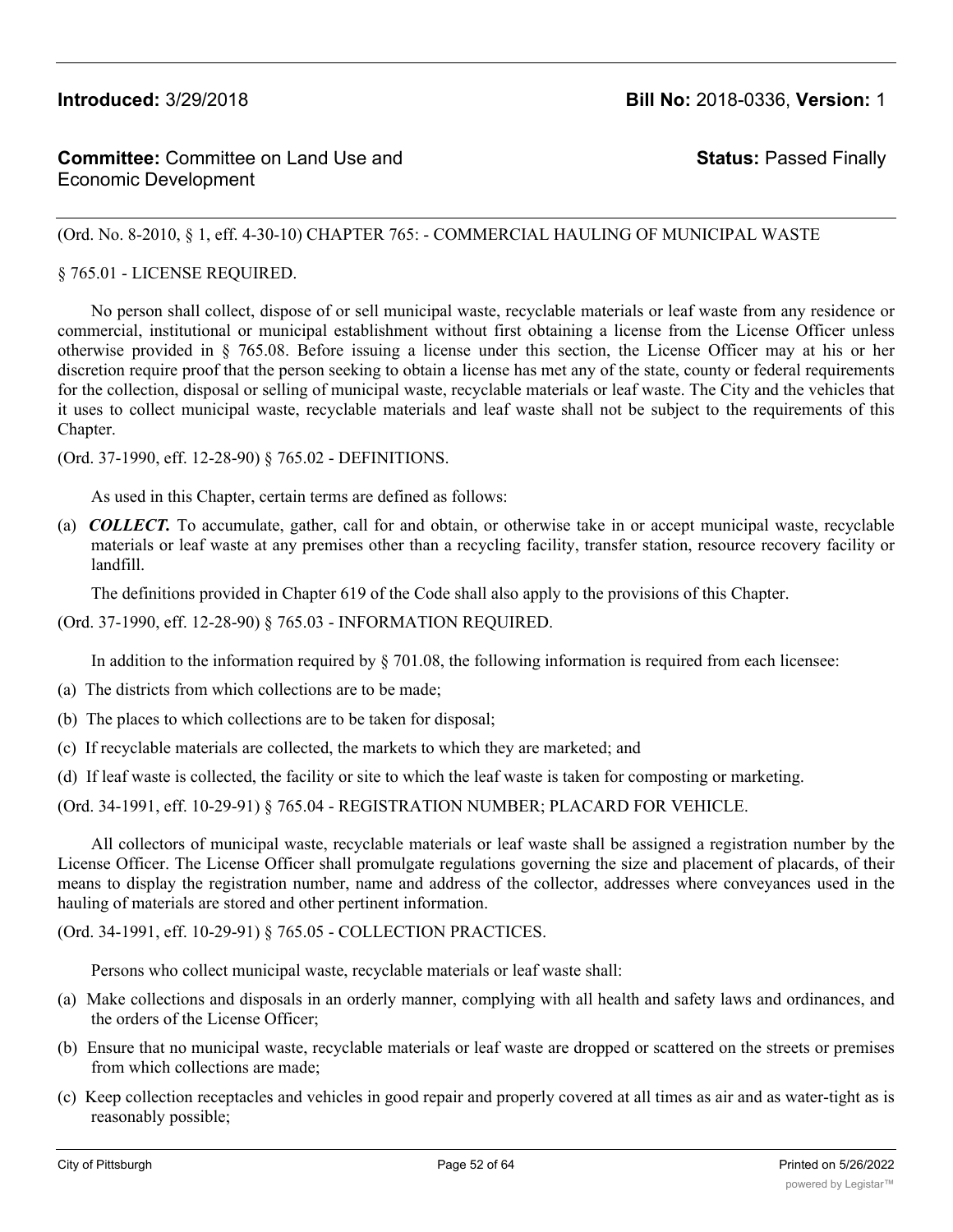**Introduced:** 3/29/2018 **Bill No:** 2018-0336, **Version:** 1

**Committee:** Committee on Land Use and Economic Development **Status:** Passed Finally

(Ord. No. 8-2010, § 1, eff. 4-30-10) CHAPTER 765: - COMMERCIAL HAULING OF MUNICIPAL WASTE

§ 765.01 - LICENSE REQUIRED.

No person shall collect, dispose of or sell municipal waste, recyclable materials or leaf waste from any residence or commercial, institutional or municipal establishment without first obtaining a license from the License Officer unless otherwise provided in § 765.08. Before issuing a license under this section, the License Officer may at his or her discretion require proof that the person seeking to obtain a license has met any of the state, county or federal requirements for the collection, disposal or selling of municipal waste, recyclable materials or leaf waste. The City and the vehicles that it uses to collect municipal waste, recyclable materials and leaf waste shall not be subject to the requirements of this Chapter.

(Ord. 37-1990, eff. 12-28-90) § 765.02 - DEFINITIONS.

As used in this Chapter, certain terms are defined as follows:

(a) ***COLLECT.*** To accumulate, gather, call for and obtain, or otherwise take in or accept municipal waste, recyclable materials or leaf waste at any premises other than a recycling facility, transfer station, resource recovery facility or landfill.

The definitions provided in Chapter 619 of the Code shall also apply to the provisions of this Chapter.

(Ord. 37-1990, eff. 12-28-90) § 765.03 - INFORMATION REQUIRED.

In addition to the information required by § 701.08, the following information is required from each licensee:

(a) The districts from which collections are to be made;

(b) The places to which collections are to be taken for disposal;

(c) If recyclable materials are collected, the markets to which they are marketed; and

(d) If leaf waste is collected, the facility or site to which the leaf waste is taken for composting or marketing.

(Ord. 34-1991, eff. 10-29-91) § 765.04 - REGISTRATION NUMBER; PLACARD FOR VEHICLE.

All collectors of municipal waste, recyclable materials or leaf waste shall be assigned a registration number by the License Officer. The License Officer shall promulgate regulations governing the size and placement of placards, of their means to display the registration number, name and address of the collector, addresses where conveyances used in the hauling of materials are stored and other pertinent information.

(Ord. 34-1991, eff. 10-29-91) § 765.05 - COLLECTION PRACTICES.

Persons who collect municipal waste, recyclable materials or leaf waste shall:

(a) Make collections and disposals in an orderly manner, complying with all health and safety laws and ordinances, and the orders of the License Officer;

(b) Ensure that no municipal waste, recyclable materials or leaf waste are dropped or scattered on the streets or premises from which collections are made;

(c) Keep collection receptacles and vehicles in good repair and properly covered at all times as air and as water-tight as is reasonably possible;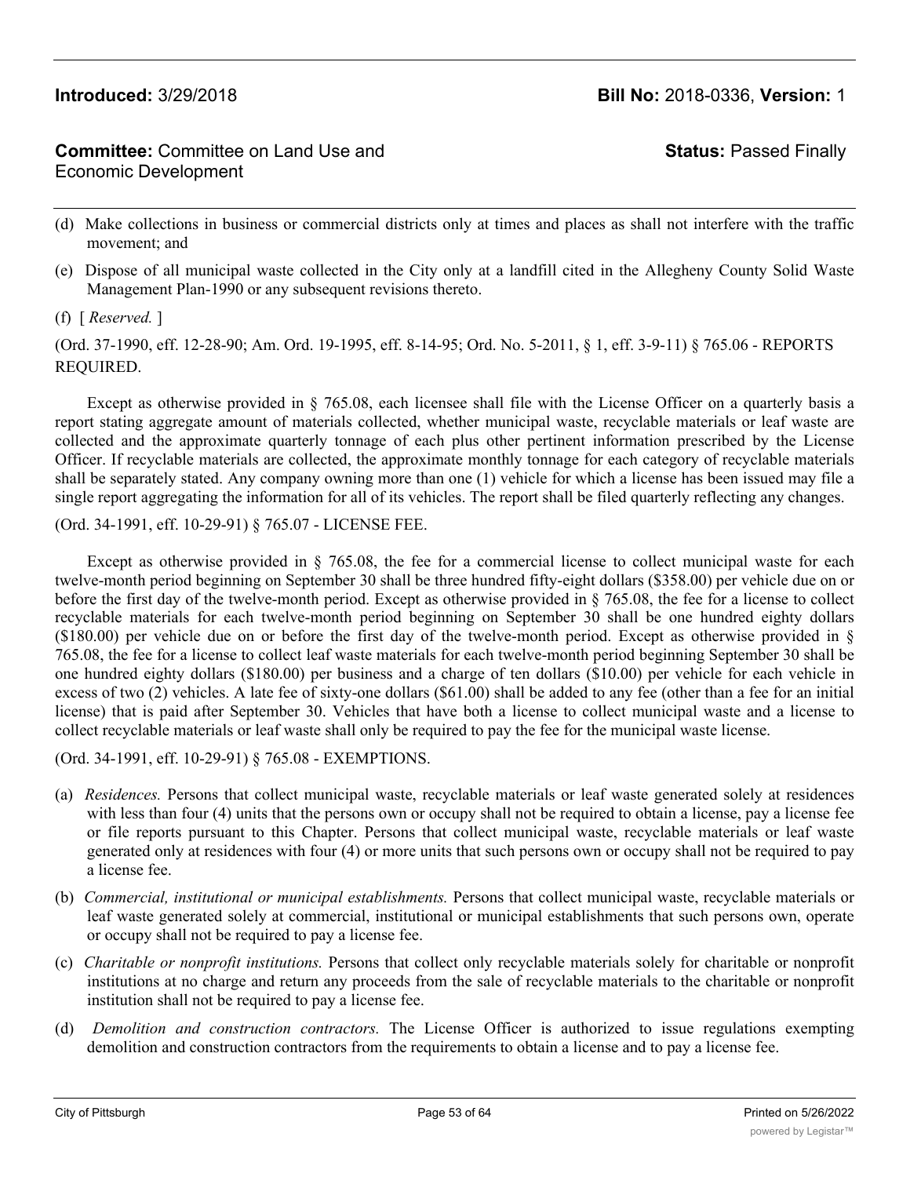(d) Make collections in business or commercial districts only at times and places as shall not interfere with the traffic movement; and

(e) Dispose of all municipal waste collected in the City only at a landfill cited in the Allegheny County Solid Waste Management Plan-1990 or any subsequent revisions thereto.

(f) [ *Reserved.* ]

(Ord. 37-1990, eff. 12-28-90; Am. Ord. 19-1995, eff. 8-14-95; Ord. No. 5-2011, § 1, eff. 3-9-11) § 765.06 - REPORTS REQUIRED.

Except as otherwise provided in § 765.08, each licensee shall file with the License Officer on a quarterly basis a report stating aggregate amount of materials collected, whether municipal waste, recyclable materials or leaf waste are collected and the approximate quarterly tonnage of each plus other pertinent information prescribed by the License Officer. If recyclable materials are collected, the approximate monthly tonnage for each category of recyclable materials shall be separately stated. Any company owning more than one (1) vehicle for which a license has been issued may file a single report aggregating the information for all of its vehicles. The report shall be filed quarterly reflecting any changes.

(Ord. 34-1991, eff. 10-29-91) § 765.07 - LICENSE FEE.

Except as otherwise provided in § 765.08, the fee for a commercial license to collect municipal waste for each twelve-month period beginning on September 30 shall be three hundred fifty-eight dollars ($358.00) per vehicle due on or before the first day of the twelve-month period. Except as otherwise provided in § 765.08, the fee for a license to collect recyclable materials for each twelve-month period beginning on September 30 shall be one hundred eighty dollars ($180.00) per vehicle due on or before the first day of the twelve-month period. Except as otherwise provided in § 765.08, the fee for a license to collect leaf waste materials for each twelve-month period beginning September 30 shall be one hundred eighty dollars ($180.00) per business and a charge of ten dollars ($10.00) per vehicle for each vehicle in excess of two (2) vehicles. A late fee of sixty-one dollars ($61.00) shall be added to any fee (other than a fee for an initial license) that is paid after September 30. Vehicles that have both a license to collect municipal waste and a license to collect recyclable materials or leaf waste shall only be required to pay the fee for the municipal waste license.

(Ord. 34-1991, eff. 10-29-91) § 765.08 - EXEMPTIONS.

(a) *Residences.* Persons that collect municipal waste, recyclable materials or leaf waste generated solely at residences with less than four (4) units that the persons own or occupy shall not be required to obtain a license, pay a license fee or file reports pursuant to this Chapter. Persons that collect municipal waste, recyclable materials or leaf waste generated only at residences with four (4) or more units that such persons own or occupy shall not be required to pay a license fee.

(b) *Commercial, institutional or municipal establishments.* Persons that collect municipal waste, recyclable materials or leaf waste generated solely at commercial, institutional or municipal establishments that such persons own, operate or occupy shall not be required to pay a license fee.

(c) *Charitable or nonprofit institutions.* Persons that collect only recyclable materials solely for charitable or nonprofit institutions at no charge and return any proceeds from the sale of recyclable materials to the charitable or nonprofit institution shall not be required to pay a license fee.

(d) *Demolition and construction contractors.* The License Officer is authorized to issue regulations exempting demolition and construction contractors from the requirements to obtain a license and to pay a license fee.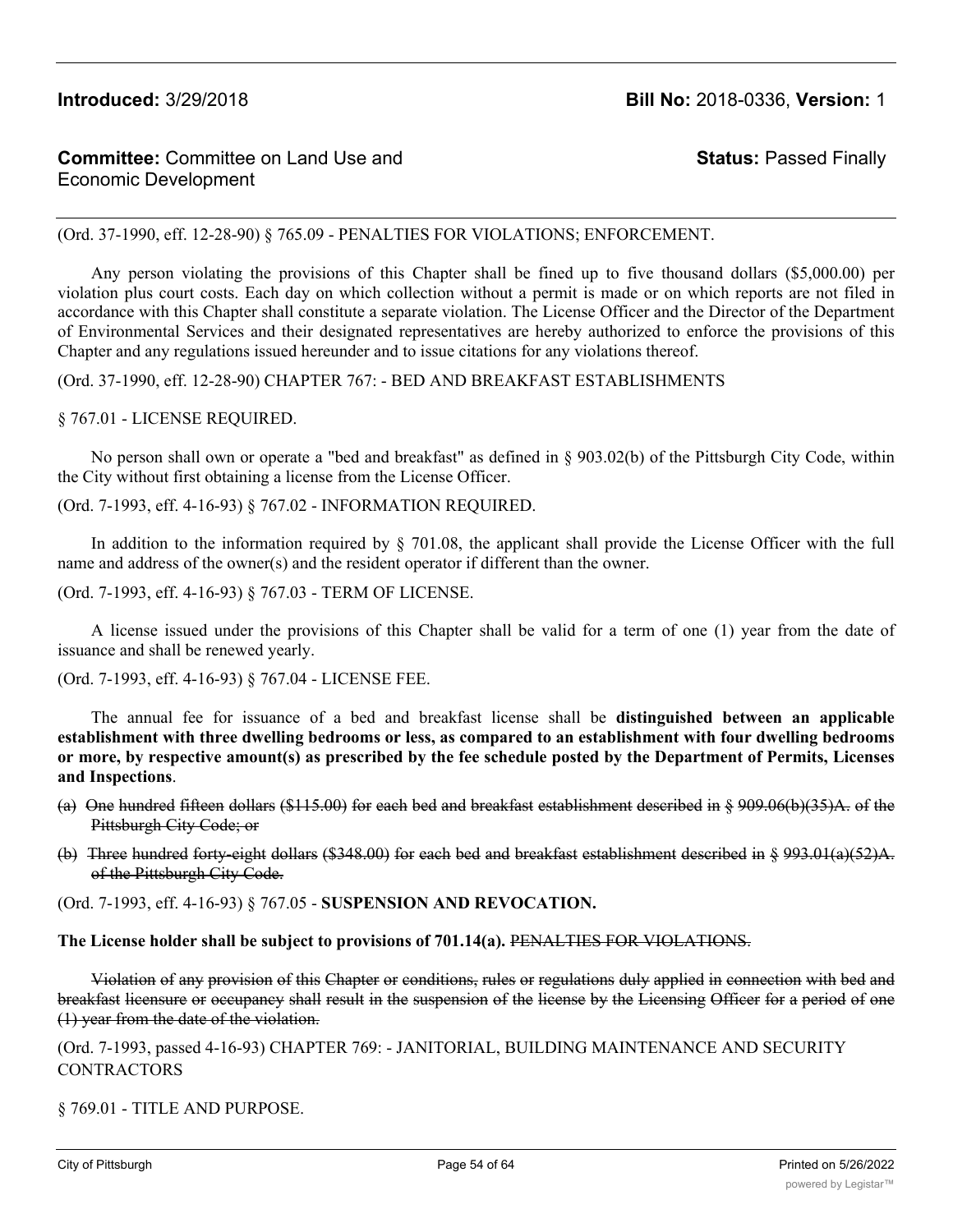(Ord. 37-1990, eff. 12-28-90) § 765.09 - PENALTIES FOR VIOLATIONS; ENFORCEMENT.

Any person violating the provisions of this Chapter shall be fined up to five thousand dollars ($5,000.00) per violation plus court costs. Each day on which collection without a permit is made or on which reports are not filed in accordance with this Chapter shall constitute a separate violation. The License Officer and the Director of the Department of Environmental Services and their designated representatives are hereby authorized to enforce the provisions of this Chapter and any regulations issued hereunder and to issue citations for any violations thereof.

(Ord. 37-1990, eff. 12-28-90) CHAPTER 767: - BED AND BREAKFAST ESTABLISHMENTS

§ 767.01 - LICENSE REQUIRED.

No person shall own or operate a "bed and breakfast" as defined in § 903.02(b) of the Pittsburgh City Code, within the City without first obtaining a license from the License Officer.

(Ord. 7-1993, eff. 4-16-93) § 767.02 - INFORMATION REQUIRED.

In addition to the information required by § 701.08, the applicant shall provide the License Officer with the full name and address of the owner(s) and the resident operator if different than the owner.

(Ord. 7-1993, eff. 4-16-93) § 767.03 - TERM OF LICENSE.

A license issued under the provisions of this Chapter shall be valid for a term of one (1) year from the date of issuance and shall be renewed yearly.

(Ord. 7-1993, eff. 4-16-93) § 767.04 - LICENSE FEE.

The annual fee for issuance of a bed and breakfast license shall be **distinguished between an applicable establishment with three dwelling bedrooms or less, as compared to an establishment with four dwelling bedrooms or more, by respective amount(s) as prescribed by the fee schedule posted by the Department of Permits, Licenses and Inspections**.

(a) ~~One hundred fifteen dollars ($115.00) for each bed and breakfast establishment described in § 909.06(b)(35)A. of the Pittsburgh City Code; or~~

(b) ~~Three hundred forty-eight dollars ($348.00) for each bed and breakfast establishment described in § 993.01(a)(52)A. of the Pittsburgh City Code.~~

(Ord. 7-1993, eff. 4-16-93) § 767.05 - **SUSPENSION AND REVOCATION.**

**The License holder shall be subject to provisions of 701.14(a).** ~~PENALTIES FOR VIOLATIONS.~~

~~Violation of any provision of this Chapter or conditions, rules or regulations duly applied in connection with bed and breakfast licensure or occupancy shall result in the suspension of the license by the Licensing Officer for a period of one (1) year from the date of the violation.~~

(Ord. 7-1993, passed 4-16-93) CHAPTER 769: - JANITORIAL, BUILDING MAINTENANCE AND SECURITY CONTRACTORS

§ 769.01 - TITLE AND PURPOSE.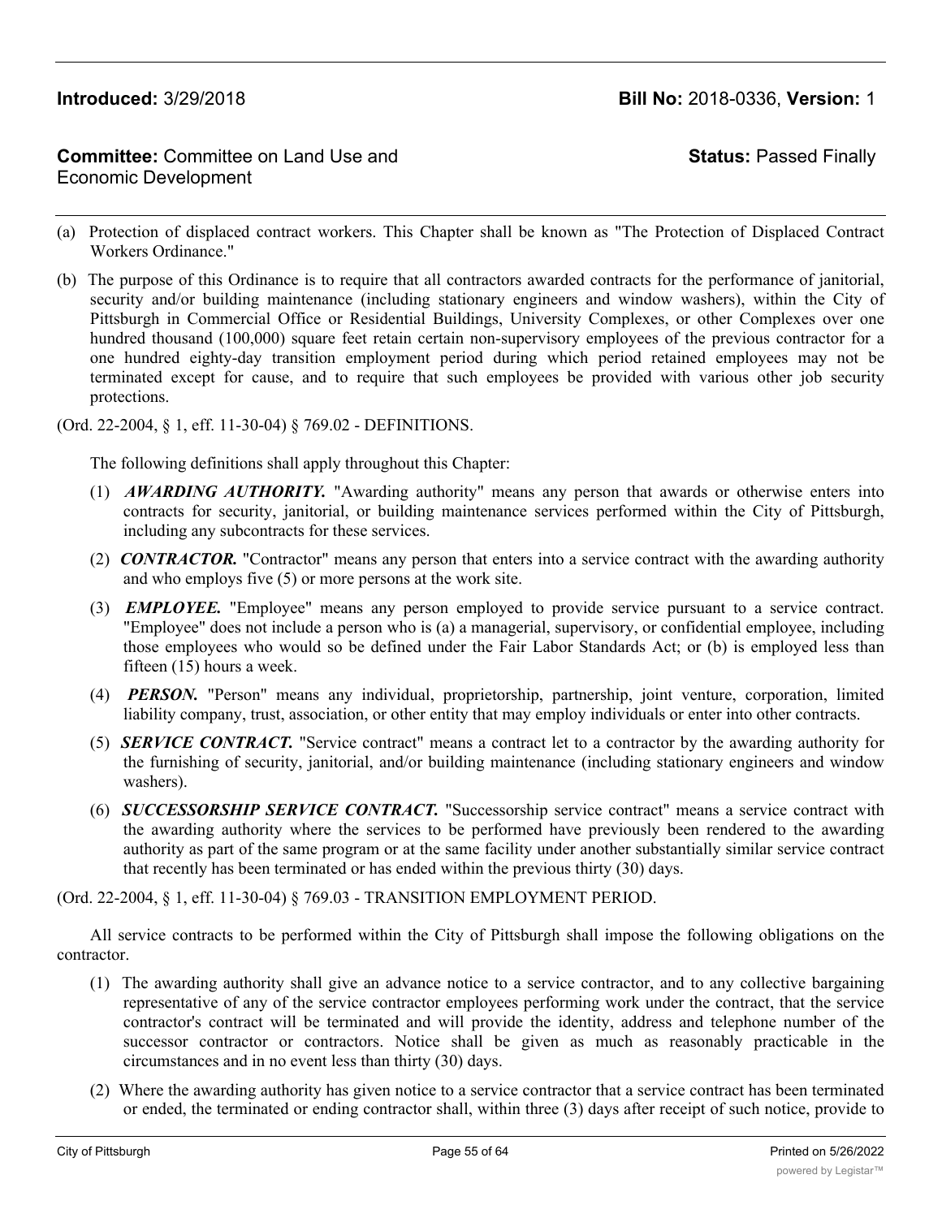**Introduced:** 3/29/2018 **Bill No:** 2018-0336, **Version:** 1

**Committee:** Committee on Land Use and Economic Development **Status:** Passed Finally

(a) Protection of displaced contract workers. This Chapter shall be known as "The Protection of Displaced Contract Workers Ordinance."

(b) The purpose of this Ordinance is to require that all contractors awarded contracts for the performance of janitorial, security and/or building maintenance (including stationary engineers and window washers), within the City of Pittsburgh in Commercial Office or Residential Buildings, University Complexes, or other Complexes over one hundred thousand (100,000) square feet retain certain non-supervisory employees of the previous contractor for a one hundred eighty-day transition employment period during which period retained employees may not be terminated except for cause, and to require that such employees be provided with various other job security protections.

(Ord. 22-2004, § 1, eff. 11-30-04) § 769.02 - DEFINITIONS.

The following definitions shall apply throughout this Chapter:

(1) ***AWARDING AUTHORITY.*** "Awarding authority" means any person that awards or otherwise enters into contracts for security, janitorial, or building maintenance services performed within the City of Pittsburgh, including any subcontracts for these services.

(2) ***CONTRACTOR.*** "Contractor" means any person that enters into a service contract with the awarding authority and who employs five (5) or more persons at the work site.

(3) ***EMPLOYEE.*** "Employee" means any person employed to provide service pursuant to a service contract. "Employee" does not include a person who is (a) a managerial, supervisory, or confidential employee, including those employees who would so be defined under the Fair Labor Standards Act; or (b) is employed less than fifteen (15) hours a week.

(4) ***PERSON.*** "Person" means any individual, proprietorship, partnership, joint venture, corporation, limited liability company, trust, association, or other entity that may employ individuals or enter into other contracts.

(5) ***SERVICE CONTRACT.*** "Service contract" means a contract let to a contractor by the awarding authority for the furnishing of security, janitorial, and/or building maintenance (including stationary engineers and window washers).

(6) ***SUCCESSORSHIP SERVICE CONTRACT.*** "Successorship service contract" means a service contract with the awarding authority where the services to be performed have previously been rendered to the awarding authority as part of the same program or at the same facility under another substantially similar service contract that recently has been terminated or has ended within the previous thirty (30) days.

(Ord. 22-2004, § 1, eff. 11-30-04) § 769.03 - TRANSITION EMPLOYMENT PERIOD.

All service contracts to be performed within the City of Pittsburgh shall impose the following obligations on the contractor.

(1) The awarding authority shall give an advance notice to a service contractor, and to any collective bargaining representative of any of the service contractor employees performing work under the contract, that the service contractor's contract will be terminated and will provide the identity, address and telephone number of the successor contractor or contractors. Notice shall be given as much as reasonably practicable in the circumstances and in no event less than thirty (30) days.

(2) Where the awarding authority has given notice to a service contractor that a service contract has been terminated or ended, the terminated or ending contractor shall, within three (3) days after receipt of such notice, provide to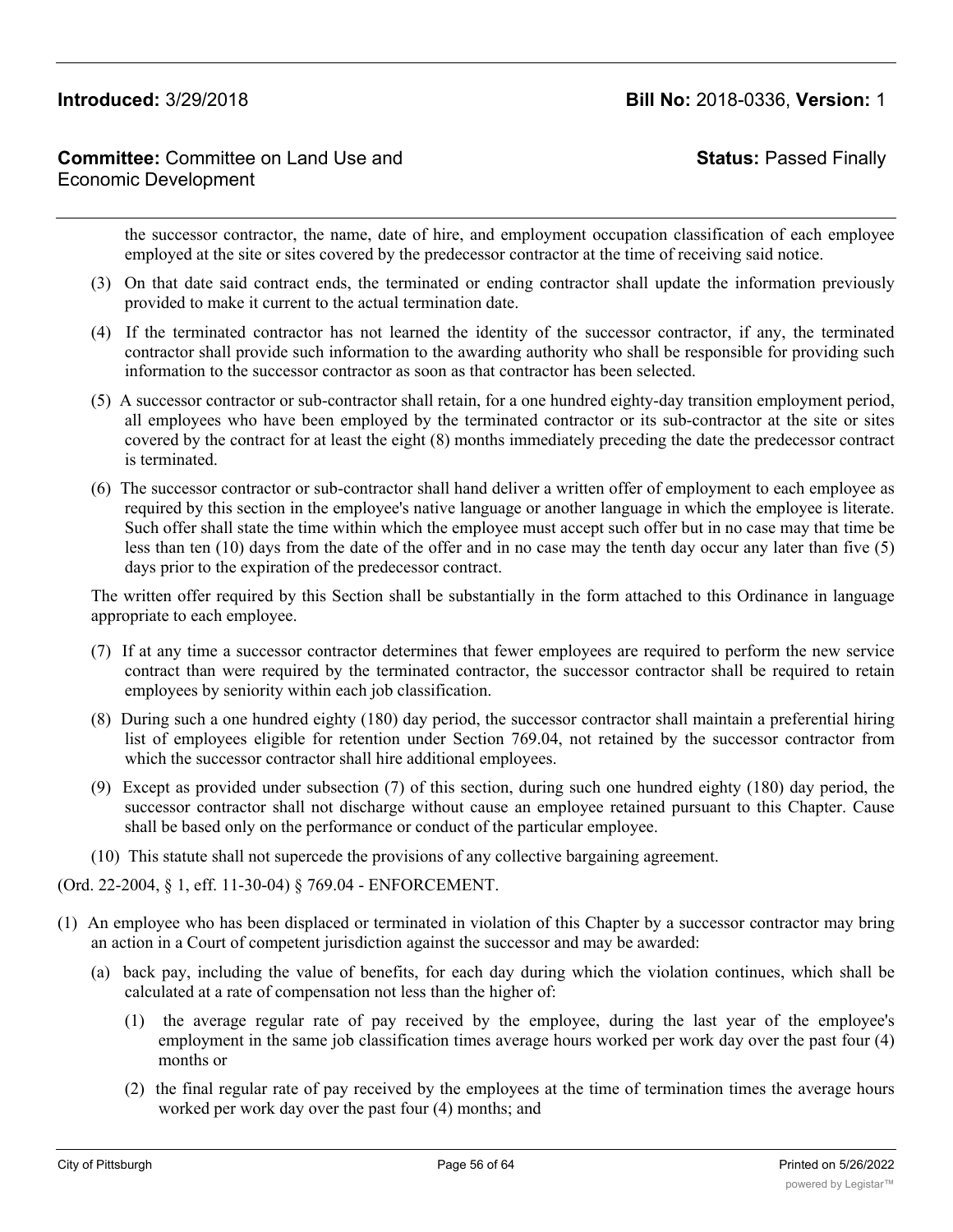the successor contractor, the name, date of hire, and employment occupation classification of each employee employed at the site or sites covered by the predecessor contractor at the time of receiving said notice.

(3) On that date said contract ends, the terminated or ending contractor shall update the information previously provided to make it current to the actual termination date.

(4) If the terminated contractor has not learned the identity of the successor contractor, if any, the terminated contractor shall provide such information to the awarding authority who shall be responsible for providing such information to the successor contractor as soon as that contractor has been selected.

(5) A successor contractor or sub-contractor shall retain, for a one hundred eighty-day transition employment period, all employees who have been employed by the terminated contractor or its sub-contractor at the site or sites covered by the contract for at least the eight (8) months immediately preceding the date the predecessor contract is terminated.

(6) The successor contractor or sub-contractor shall hand deliver a written offer of employment to each employee as required by this section in the employee's native language or another language in which the employee is literate. Such offer shall state the time within which the employee must accept such offer but in no case may that time be less than ten (10) days from the date of the offer and in no case may the tenth day occur any later than five (5) days prior to the expiration of the predecessor contract.

The written offer required by this Section shall be substantially in the form attached to this Ordinance in language appropriate to each employee.

(7) If at any time a successor contractor determines that fewer employees are required to perform the new service contract than were required by the terminated contractor, the successor contractor shall be required to retain employees by seniority within each job classification.

(8) During such a one hundred eighty (180) day period, the successor contractor shall maintain a preferential hiring list of employees eligible for retention under Section 769.04, not retained by the successor contractor from which the successor contractor shall hire additional employees.

(9) Except as provided under subsection (7) of this section, during such one hundred eighty (180) day period, the successor contractor shall not discharge without cause an employee retained pursuant to this Chapter. Cause shall be based only on the performance or conduct of the particular employee.

(10) This statute shall not supercede the provisions of any collective bargaining agreement.

(Ord. 22-2004, § 1, eff. 11-30-04) § 769.04 - ENFORCEMENT.

(1) An employee who has been displaced or terminated in violation of this Chapter by a successor contractor may bring an action in a Court of competent jurisdiction against the successor and may be awarded:

  (a) back pay, including the value of benefits, for each day during which the violation continues, which shall be calculated at a rate of compensation not less than the higher of:

    (1) the average regular rate of pay received by the employee, during the last year of the employee's employment in the same job classification times average hours worked per work day over the past four (4) months or

    (2) the final regular rate of pay received by the employees at the time of termination times the average hours worked per work day over the past four (4) months; and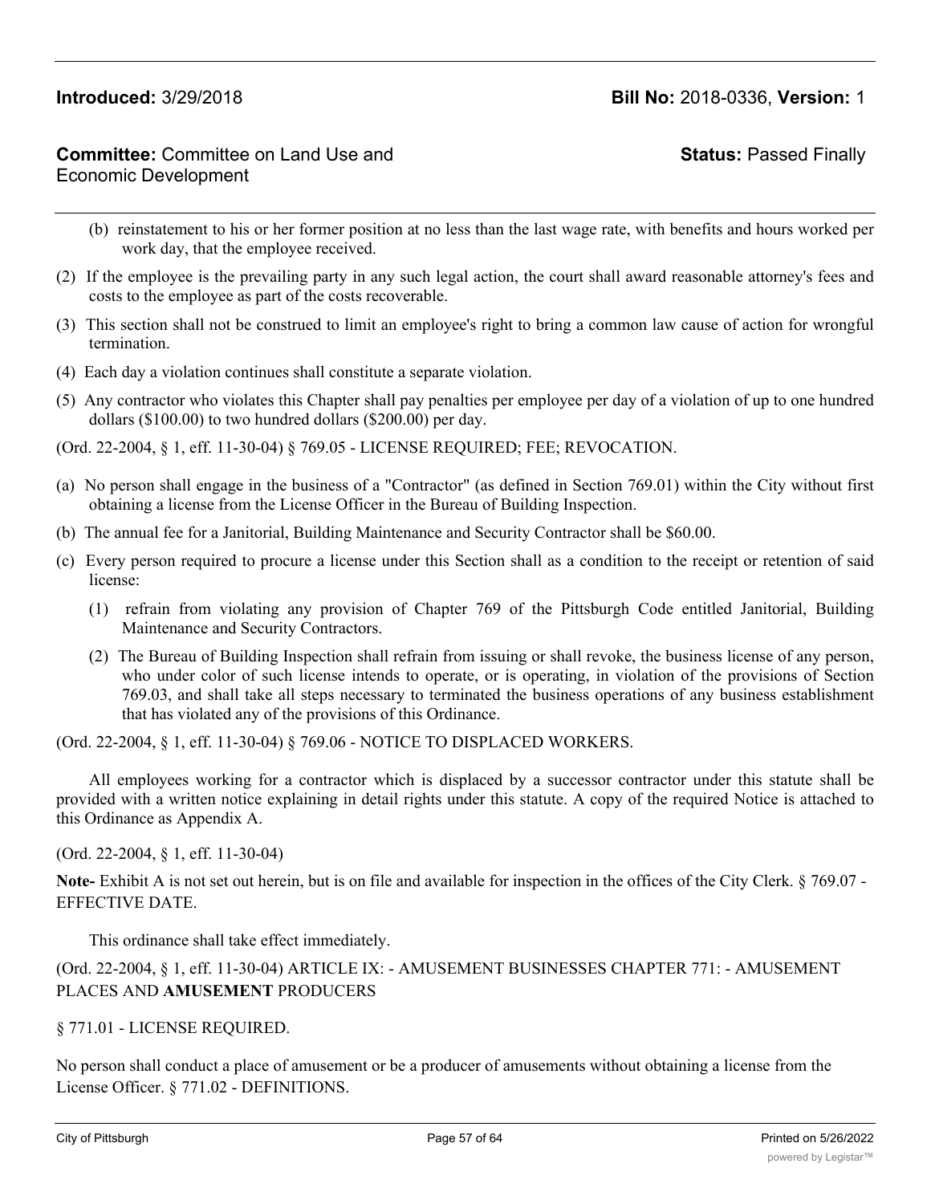(b) reinstatement to his or her former position at no less than the last wage rate, with benefits and hours worked per work day, that the employee received.

(2) If the employee is the prevailing party in any such legal action, the court shall award reasonable attorney's fees and costs to the employee as part of the costs recoverable.

(3) This section shall not be construed to limit an employee's right to bring a common law cause of action for wrongful termination.

(4) Each day a violation continues shall constitute a separate violation.

(5) Any contractor who violates this Chapter shall pay penalties per employee per day of a violation of up to one hundred dollars ($100.00) to two hundred dollars ($200.00) per day.

(Ord. 22-2004, § 1, eff. 11-30-04) § 769.05 - LICENSE REQUIRED; FEE; REVOCATION.

(a) No person shall engage in the business of a "Contractor" (as defined in Section 769.01) within the City without first obtaining a license from the License Officer in the Bureau of Building Inspection.

(b) The annual fee for a Janitorial, Building Maintenance and Security Contractor shall be $60.00.

(c) Every person required to procure a license under this Section shall as a condition to the receipt or retention of said license:

(1) refrain from violating any provision of Chapter 769 of the Pittsburgh Code entitled Janitorial, Building Maintenance and Security Contractors.

(2) The Bureau of Building Inspection shall refrain from issuing or shall revoke, the business license of any person, who under color of such license intends to operate, or is operating, in violation of the provisions of Section 769.03, and shall take all steps necessary to terminated the business operations of any business establishment that has violated any of the provisions of this Ordinance.

(Ord. 22-2004, § 1, eff. 11-30-04) § 769.06 - NOTICE TO DISPLACED WORKERS.

All employees working for a contractor which is displaced by a successor contractor under this statute shall be provided with a written notice explaining in detail rights under this statute. A copy of the required Notice is attached to this Ordinance as Appendix A.

(Ord. 22-2004, § 1, eff. 11-30-04)

**Note-** Exhibit A is not set out herein, but is on file and available for inspection in the offices of the City Clerk. § 769.07 - EFFECTIVE DATE.

This ordinance shall take effect immediately.

(Ord. 22-2004, § 1, eff. 11-30-04) ARTICLE IX: - AMUSEMENT BUSINESSES CHAPTER 771: - AMUSEMENT PLACES AND **AMUSEMENT** PRODUCERS

§ 771.01 - LICENSE REQUIRED.

No person shall conduct a place of amusement or be a producer of amusements without obtaining a license from the License Officer. § 771.02 - DEFINITIONS.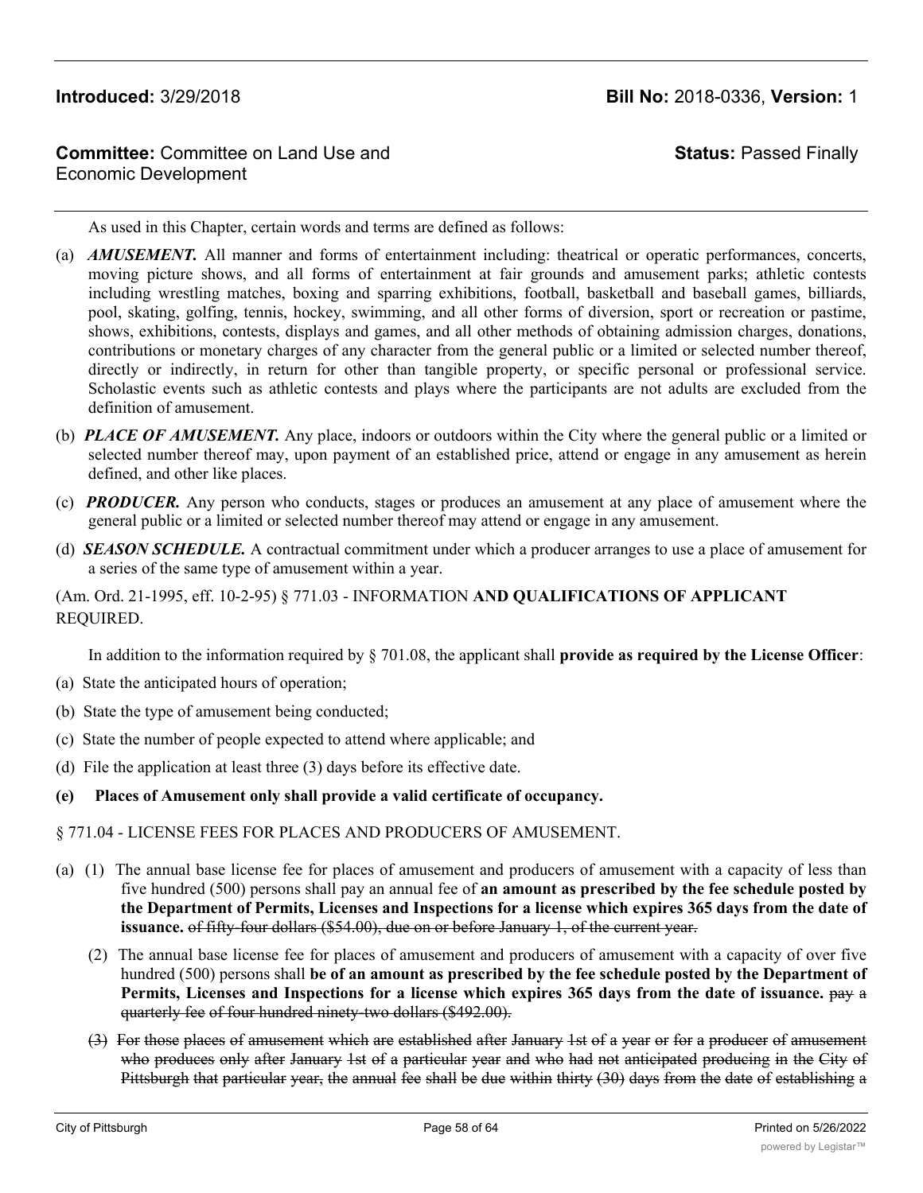As used in this Chapter, certain words and terms are defined as follows:

(a) ***AMUSEMENT.*** All manner and forms of entertainment including: theatrical or operatic performances, concerts, moving picture shows, and all forms of entertainment at fair grounds and amusement parks; athletic contests including wrestling matches, boxing and sparring exhibitions, football, basketball and baseball games, billiards, pool, skating, golfing, tennis, hockey, swimming, and all other forms of diversion, sport or recreation or pastime, shows, exhibitions, contests, displays and games, and all other methods of obtaining admission charges, donations, contributions or monetary charges of any character from the general public or a limited or selected number thereof, directly or indirectly, in return for other than tangible property, or specific personal or professional service. Scholastic events such as athletic contests and plays where the participants are not adults are excluded from the definition of amusement.

(b) ***PLACE OF AMUSEMENT.*** Any place, indoors or outdoors within the City where the general public or a limited or selected number thereof may, upon payment of an established price, attend or engage in any amusement as herein defined, and other like places.

(c) ***PRODUCER.*** Any person who conducts, stages or produces an amusement at any place of amusement where the general public or a limited or selected number thereof may attend or engage in any amusement.

(d) ***SEASON SCHEDULE.*** A contractual commitment under which a producer arranges to use a place of amusement for a series of the same type of amusement within a year.

(Am. Ord. 21-1995, eff. 10-2-95) § 771.03 - INFORMATION **AND QUALIFICATIONS OF APPLICANT** REQUIRED.

In addition to the information required by § 701.08, the applicant shall **provide as required by the License Officer**:

(a) State the anticipated hours of operation;

(b) State the type of amusement being conducted;

(c) State the number of people expected to attend where applicable; and

(d) File the application at least three (3) days before its effective date.

**(e) Places of Amusement only shall provide a valid certificate of occupancy.**

§ 771.04 - LICENSE FEES FOR PLACES AND PRODUCERS OF AMUSEMENT.

(a) (1) The annual base license fee for places of amusement and producers of amusement with a capacity of less than five hundred (500) persons shall pay an annual fee of **an amount as prescribed by the fee schedule posted by the Department of Permits, Licenses and Inspections for a license which expires 365 days from the date of issuance.** ~~of fifty-four dollars ($54.00), due on or before January 1, of the current year.~~

(2) The annual base license fee for places of amusement and producers of amusement with a capacity of over five hundred (500) persons shall **be of an amount as prescribed by the fee schedule posted by the Department of Permits, Licenses and Inspections for a license which expires 365 days from the date of issuance.** ~~pay a quarterly fee of four hundred ninety-two dollars ($492.00).~~

~~(3) For those places of amusement which are established after January 1st of a year or for a producer of amusement who produces only after January 1st of a particular year and who had not anticipated producing in the City of Pittsburgh that particular year, the annual fee shall be due within thirty (30) days from the date of establishing a~~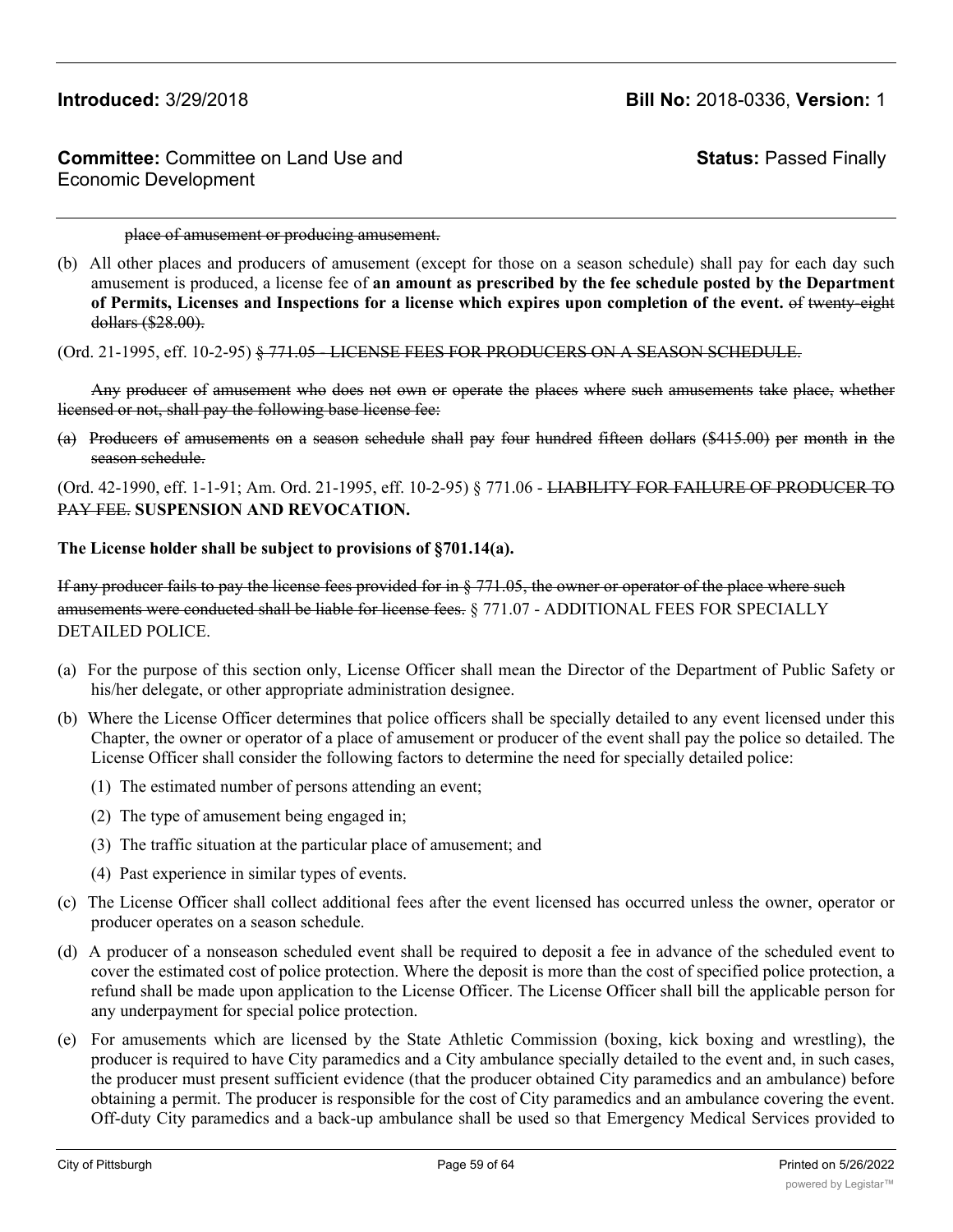~~place of amusement or producing amusement.~~

(b) All other places and producers of amusement (except for those on a season schedule) shall pay for each day such amusement is produced, a license fee of **an amount as prescribed by the fee schedule posted by the Department of Permits, Licenses and Inspections for a license which expires upon completion of the event.** ~~of twenty-eight dollars ($28.00).~~

(Ord. 21-1995, eff. 10-2-95) ~~§ 771.05 - LICENSE FEES FOR PRODUCERS ON A SEASON SCHEDULE.~~

~~Any producer of amusement who does not own or operate the places where such amusements take place, whether licensed or not, shall pay the following base license fee:~~

~~(a) Producers of amusements on a season schedule shall pay four hundred fifteen dollars ($415.00) per month in the season schedule.~~

(Ord. 42-1990, eff. 1-1-91; Am. Ord. 21-1995, eff. 10-2-95) § 771.06 - ~~LIABILITY FOR FAILURE OF PRODUCER TO PAY FEE.~~ **SUSPENSION AND REVOCATION.**

**The License holder shall be subject to provisions of §701.14(a).**

~~If any producer fails to pay the license fees provided for in § 771.05, the owner or operator of the place where such amusements were conducted shall be liable for license fees.~~ § 771.07 - ADDITIONAL FEES FOR SPECIALLY DETAILED POLICE.

(a) For the purpose of this section only, License Officer shall mean the Director of the Department of Public Safety or his/her delegate, or other appropriate administration designee.

(b) Where the License Officer determines that police officers shall be specially detailed to any event licensed under this Chapter, the owner or operator of a place of amusement or producer of the event shall pay the police so detailed. The License Officer shall consider the following factors to determine the need for specially detailed police:

(1) The estimated number of persons attending an event;

(2) The type of amusement being engaged in;

(3) The traffic situation at the particular place of amusement; and

(4) Past experience in similar types of events.

(c) The License Officer shall collect additional fees after the event licensed has occurred unless the owner, operator or producer operates on a season schedule.

(d) A producer of a nonseason scheduled event shall be required to deposit a fee in advance of the scheduled event to cover the estimated cost of police protection. Where the deposit is more than the cost of specified police protection, a refund shall be made upon application to the License Officer. The License Officer shall bill the applicable person for any underpayment for special police protection.

(e) For amusements which are licensed by the State Athletic Commission (boxing, kick boxing and wrestling), the producer is required to have City paramedics and a City ambulance specially detailed to the event and, in such cases, the producer must present sufficient evidence (that the producer obtained City paramedics and an ambulance) before obtaining a permit. The producer is responsible for the cost of City paramedics and an ambulance covering the event. Off-duty City paramedics and a back-up ambulance shall be used so that Emergency Medical Services provided to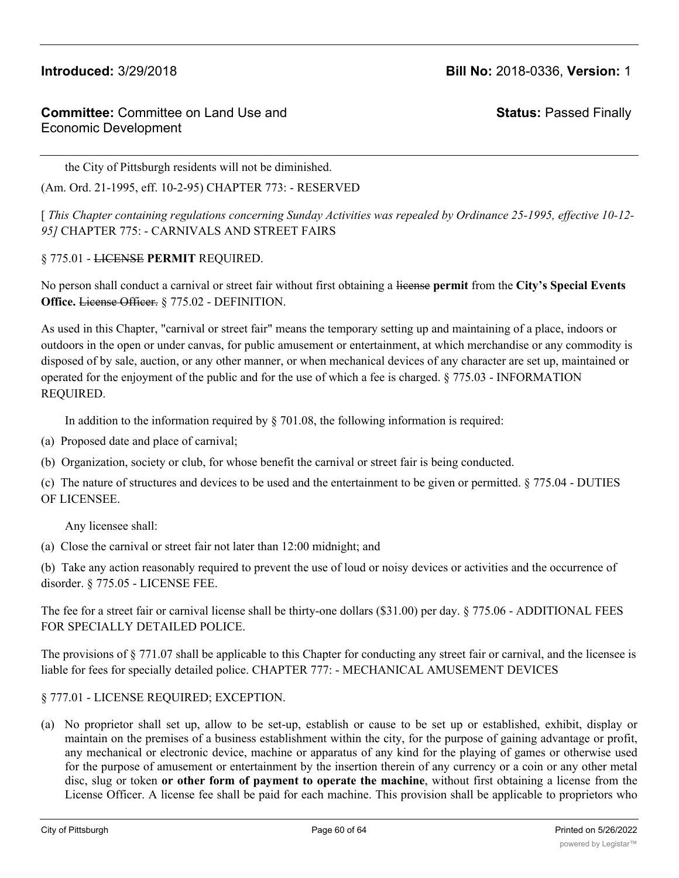the City of Pittsburgh residents will not be diminished.

(Am. Ord. 21-1995, eff. 10-2-95) CHAPTER 773: - RESERVED

[ *This Chapter containing regulations concerning Sunday Activities was repealed by Ordinance 25-1995, effective 10-12-95]* CHAPTER 775: - CARNIVALS AND STREET FAIRS

§ 775.01 - ~~LICENSE~~ **PERMIT** REQUIRED.

No person shall conduct a carnival or street fair without first obtaining a ~~license~~ **permit** from the **City's Special Events Office.** ~~License Officer.~~ § 775.02 - DEFINITION.

As used in this Chapter, "carnival or street fair" means the temporary setting up and maintaining of a place, indoors or outdoors in the open or under canvas, for public amusement or entertainment, at which merchandise or any commodity is disposed of by sale, auction, or any other manner, or when mechanical devices of any character are set up, maintained or operated for the enjoyment of the public and for the use of which a fee is charged. § 775.03 - INFORMATION REQUIRED.

In addition to the information required by § 701.08, the following information is required:

(a) Proposed date and place of carnival;

(b) Organization, society or club, for whose benefit the carnival or street fair is being conducted.

(c) The nature of structures and devices to be used and the entertainment to be given or permitted. § 775.04 - DUTIES OF LICENSEE.

Any licensee shall:

(a) Close the carnival or street fair not later than 12:00 midnight; and

(b) Take any action reasonably required to prevent the use of loud or noisy devices or activities and the occurrence of disorder. § 775.05 - LICENSE FEE.

The fee for a street fair or carnival license shall be thirty-one dollars ($31.00) per day. § 775.06 - ADDITIONAL FEES FOR SPECIALLY DETAILED POLICE.

The provisions of § 771.07 shall be applicable to this Chapter for conducting any street fair or carnival, and the licensee is liable for fees for specially detailed police. CHAPTER 777: - MECHANICAL AMUSEMENT DEVICES

§ 777.01 - LICENSE REQUIRED; EXCEPTION.

(a) No proprietor shall set up, allow to be set-up, establish or cause to be set up or established, exhibit, display or maintain on the premises of a business establishment within the city, for the purpose of gaining advantage or profit, any mechanical or electronic device, machine or apparatus of any kind for the playing of games or otherwise used for the purpose of amusement or entertainment by the insertion therein of any currency or a coin or any other metal disc, slug or token **or other form of payment to operate the machine**, without first obtaining a license from the License Officer. A license fee shall be paid for each machine. This provision shall be applicable to proprietors who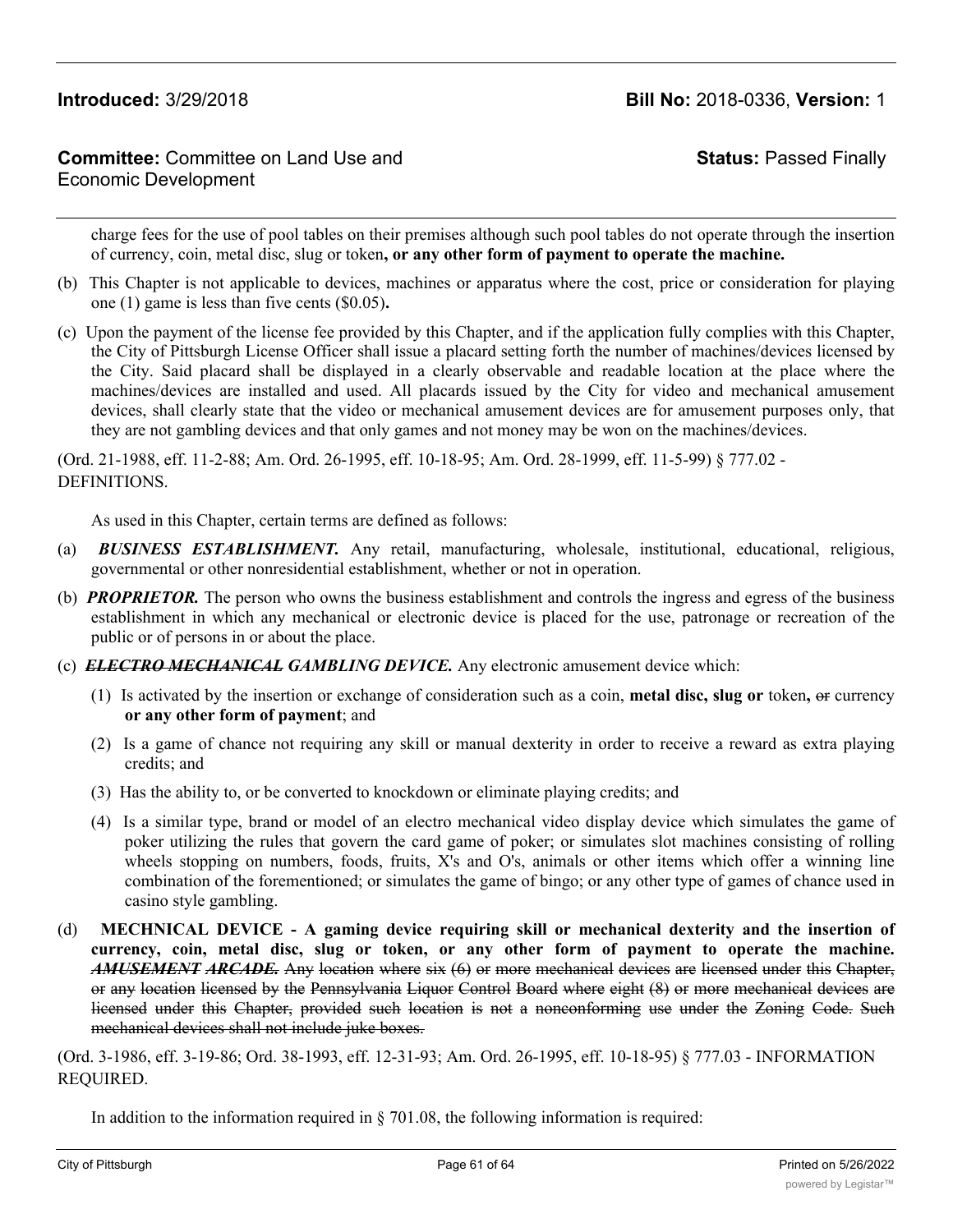charge fees for the use of pool tables on their premises although such pool tables do not operate through the insertion of currency, coin, metal disc, slug or token**, or any other form of payment to operate the machine.**

(b) This Chapter is not applicable to devices, machines or apparatus where the cost, price or consideration for playing one (1) game is less than five cents ($0.05)**.**

(c) Upon the payment of the license fee provided by this Chapter, and if the application fully complies with this Chapter, the City of Pittsburgh License Officer shall issue a placard setting forth the number of machines/devices licensed by the City. Said placard shall be displayed in a clearly observable and readable location at the place where the machines/devices are installed and used. All placards issued by the City for video and mechanical amusement devices, shall clearly state that the video or mechanical amusement devices are for amusement purposes only, that they are not gambling devices and that only games and not money may be won on the machines/devices.

(Ord. 21-1988, eff. 11-2-88; Am. Ord. 26-1995, eff. 10-18-95; Am. Ord. 28-1999, eff. 11-5-99) § 777.02 - DEFINITIONS.

As used in this Chapter, certain terms are defined as follows:

(a) ***BUSINESS ESTABLISHMENT.*** Any retail, manufacturing, wholesale, institutional, educational, religious, governmental or other nonresidential establishment, whether or not in operation.

(b) ***PROPRIETOR.*** The person who owns the business establishment and controls the ingress and egress of the business establishment in which any mechanical or electronic device is placed for the use, patronage or recreation of the public or of persons in or about the place.

(c) ~~***ELECTRO MECHANICAL***~~ ***GAMBLING DEVICE.*** Any electronic amusement device which:

(1) Is activated by the insertion or exchange of consideration such as a coin, **metal disc, slug or** token**,** ~~or~~ currency **or any other form of payment**; and

(2) Is a game of chance not requiring any skill or manual dexterity in order to receive a reward as extra playing credits; and

(3) Has the ability to, or be converted to knockdown or eliminate playing credits; and

(4) Is a similar type, brand or model of an electro mechanical video display device which simulates the game of poker utilizing the rules that govern the card game of poker; or simulates slot machines consisting of rolling wheels stopping on numbers, foods, fruits, X's and O's, animals or other items which offer a winning line combination of the forementioned; or simulates the game of bingo; or any other type of games of chance used in casino style gambling.

(d) **MECHNICAL DEVICE - A gaming device requiring skill or mechanical dexterity and the insertion of currency, coin, metal disc, slug or token, or any other form of payment to operate the machine.** ~~***AMUSEMENT ARCADE.*** Any location where six (6) or more mechanical devices are licensed under this Chapter, or any location licensed by the Pennsylvania Liquor Control Board where eight (8) or more mechanical devices are licensed under this Chapter, provided such location is not a nonconforming use under the Zoning Code. Such mechanical devices shall not include juke boxes.~~

(Ord. 3-1986, eff. 3-19-86; Ord. 38-1993, eff. 12-31-93; Am. Ord. 26-1995, eff. 10-18-95) § 777.03 - INFORMATION REQUIRED.

In addition to the information required in § 701.08, the following information is required: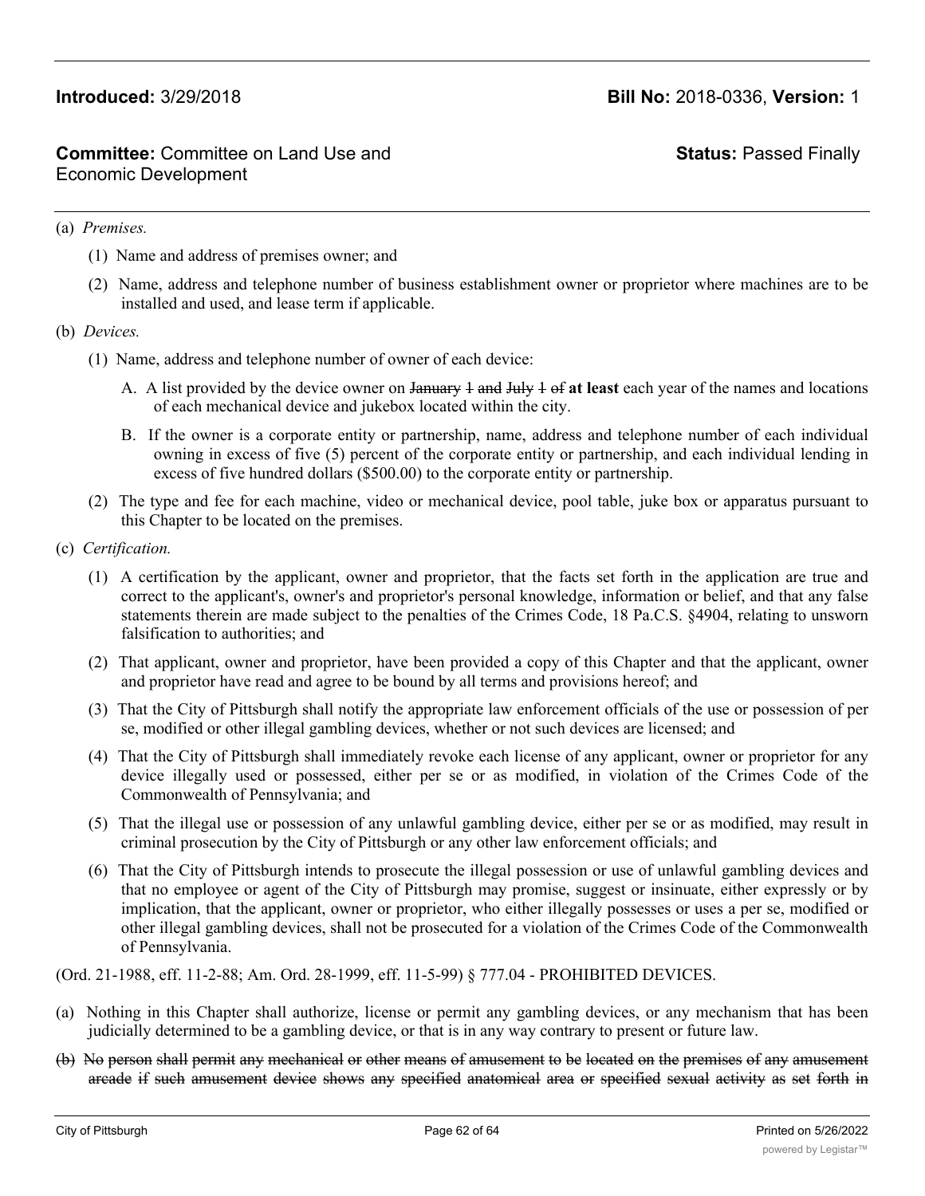**Introduced:** 3/29/2018 **Bill No:** 2018-0336, **Version:** 1

**Committee:** Committee on Land Use and Economic Development **Status:** Passed Finally

(a) *Premises.*

(1) Name and address of premises owner; and

(2) Name, address and telephone number of business establishment owner or proprietor where machines are to be installed and used, and lease term if applicable.

(b) *Devices.*

(1) Name, address and telephone number of owner of each device:

A. A list provided by the device owner on ~~January 1 and July 1 of~~ **at least** each year of the names and locations of each mechanical device and jukebox located within the city.

B. If the owner is a corporate entity or partnership, name, address and telephone number of each individual owning in excess of five (5) percent of the corporate entity or partnership, and each individual lending in excess of five hundred dollars ($500.00) to the corporate entity or partnership.

(2) The type and fee for each machine, video or mechanical device, pool table, juke box or apparatus pursuant to this Chapter to be located on the premises.

(c) *Certification.*

(1) A certification by the applicant, owner and proprietor, that the facts set forth in the application are true and correct to the applicant's, owner's and proprietor's personal knowledge, information or belief, and that any false statements therein are made subject to the penalties of the Crimes Code, 18 Pa.C.S. §4904, relating to unsworn falsification to authorities; and

(2) That applicant, owner and proprietor, have been provided a copy of this Chapter and that the applicant, owner and proprietor have read and agree to be bound by all terms and provisions hereof; and

(3) That the City of Pittsburgh shall notify the appropriate law enforcement officials of the use or possession of per se, modified or other illegal gambling devices, whether or not such devices are licensed; and

(4) That the City of Pittsburgh shall immediately revoke each license of any applicant, owner or proprietor for any device illegally used or possessed, either per se or as modified, in violation of the Crimes Code of the Commonwealth of Pennsylvania; and

(5) That the illegal use or possession of any unlawful gambling device, either per se or as modified, may result in criminal prosecution by the City of Pittsburgh or any other law enforcement officials; and

(6) That the City of Pittsburgh intends to prosecute the illegal possession or use of unlawful gambling devices and that no employee or agent of the City of Pittsburgh may promise, suggest or insinuate, either expressly or by implication, that the applicant, owner or proprietor, who either illegally possesses or uses a per se, modified or other illegal gambling devices, shall not be prosecuted for a violation of the Crimes Code of the Commonwealth of Pennsylvania.

(Ord. 21-1988, eff. 11-2-88; Am. Ord. 28-1999, eff. 11-5-99) § 777.04 - PROHIBITED DEVICES.

(a) Nothing in this Chapter shall authorize, license or permit any gambling devices, or any mechanism that has been judicially determined to be a gambling device, or that is in any way contrary to present or future law.

~~(b) No person shall permit any mechanical or other means of amusement to be located on the premises of any amusement arcade if such amusement device shows any specified anatomical area or specified sexual activity as set forth in~~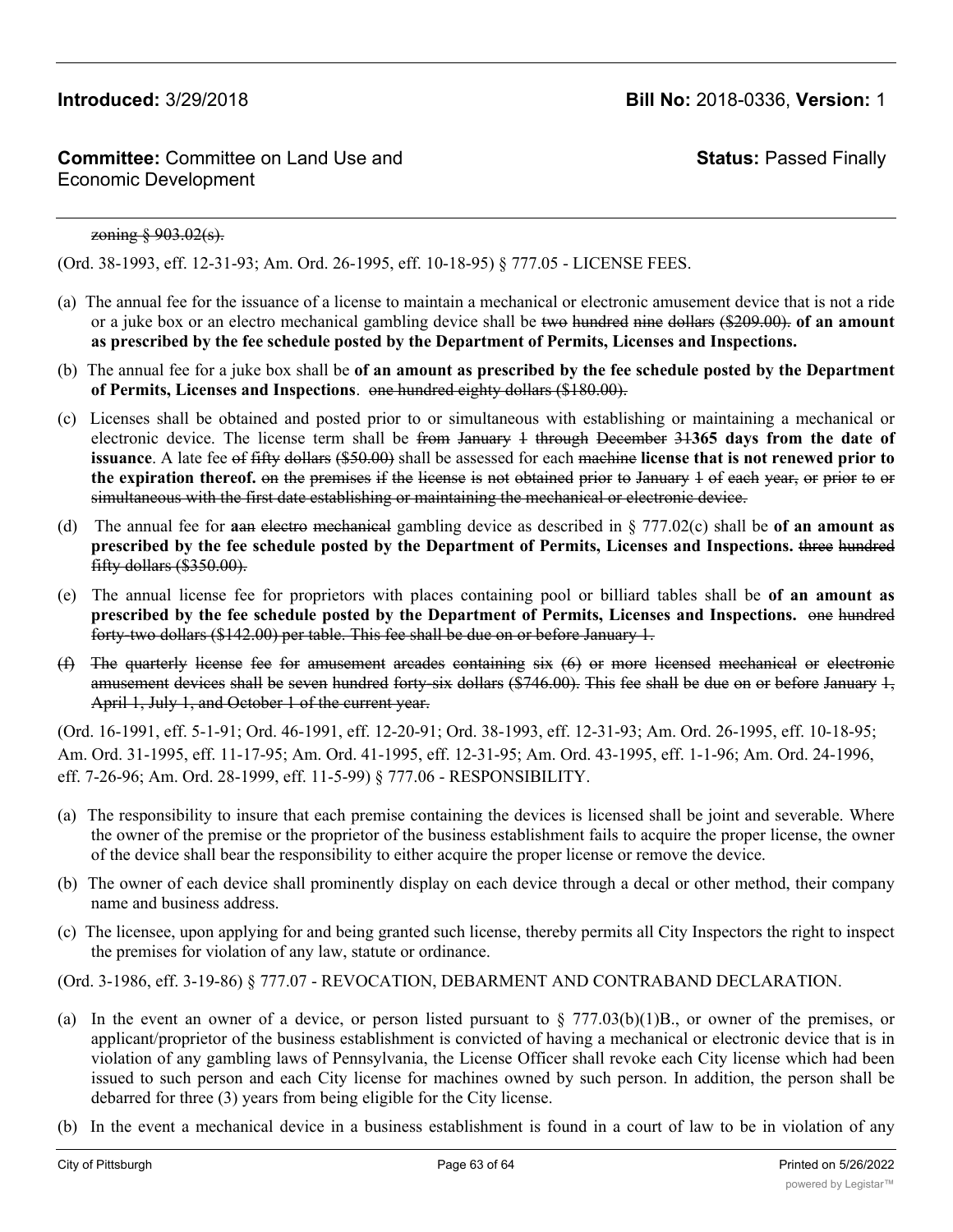~~zoning § 903.02(s).~~

(Ord. 38-1993, eff. 12-31-93; Am. Ord. 26-1995, eff. 10-18-95) § 777.05 - LICENSE FEES.

(a) The annual fee for the issuance of a license to maintain a mechanical or electronic amusement device that is not a ride or a juke box or an electro mechanical gambling device shall be ~~two hundred nine dollars ($209.00).~~ **of an amount as prescribed by the fee schedule posted by the Department of Permits, Licenses and Inspections.**

(b) The annual fee for a juke box shall be **of an amount as prescribed by the fee schedule posted by the Department of Permits, Licenses and Inspections**. ~~one hundred eighty dollars ($180.00).~~

(c) Licenses shall be obtained and posted prior to or simultaneous with establishing or maintaining a mechanical or electronic device. The license term shall be ~~from January 1 through December 31~~**365 days from the date of issuance**. A late fee ~~of fifty dollars ($50.00)~~ shall be assessed for each ~~machine~~ **license that is not renewed prior to the expiration thereof.** ~~on the premises if the license is not obtained prior to January 1 of each year, or prior to or simultaneous with the first date establishing or maintaining the mechanical or electronic device.~~

(d) The annual fee for **a**~~an electro mechanical~~ gambling device as described in § 777.02(c) shall be **of an amount as prescribed by the fee schedule posted by the Department of Permits, Licenses and Inspections.** ~~three hundred fifty dollars ($350.00).~~

(e) The annual license fee for proprietors with places containing pool or billiard tables shall be **of an amount as prescribed by the fee schedule posted by the Department of Permits, Licenses and Inspections.** ~~one hundred forty-two dollars ($142.00) per table. This fee shall be due on or before January 1.~~

~~(f) The quarterly license fee for amusement arcades containing six (6) or more licensed mechanical or electronic amusement devices shall be seven hundred forty-six dollars ($746.00). This fee shall be due on or before January 1, April 1, July 1, and October 1 of the current year.~~

(Ord. 16-1991, eff. 5-1-91; Ord. 46-1991, eff. 12-20-91; Ord. 38-1993, eff. 12-31-93; Am. Ord. 26-1995, eff. 10-18-95; Am. Ord. 31-1995, eff. 11-17-95; Am. Ord. 41-1995, eff. 12-31-95; Am. Ord. 43-1995, eff. 1-1-96; Am. Ord. 24-1996, eff. 7-26-96; Am. Ord. 28-1999, eff. 11-5-99) § 777.06 - RESPONSIBILITY.

(a) The responsibility to insure that each premise containing the devices is licensed shall be joint and severable. Where the owner of the premise or the proprietor of the business establishment fails to acquire the proper license, the owner of the device shall bear the responsibility to either acquire the proper license or remove the device.

(b) The owner of each device shall prominently display on each device through a decal or other method, their company name and business address.

(c) The licensee, upon applying for and being granted such license, thereby permits all City Inspectors the right to inspect the premises for violation of any law, statute or ordinance.

(Ord. 3-1986, eff. 3-19-86) § 777.07 - REVOCATION, DEBARMENT AND CONTRABAND DECLARATION.

(a) In the event an owner of a device, or person listed pursuant to § 777.03(b)(1)B., or owner of the premises, or applicant/proprietor of the business establishment is convicted of having a mechanical or electronic device that is in violation of any gambling laws of Pennsylvania, the License Officer shall revoke each City license which had been issued to such person and each City license for machines owned by such person. In addition, the person shall be debarred for three (3) years from being eligible for the City license.

(b) In the event a mechanical device in a business establishment is found in a court of law to be in violation of any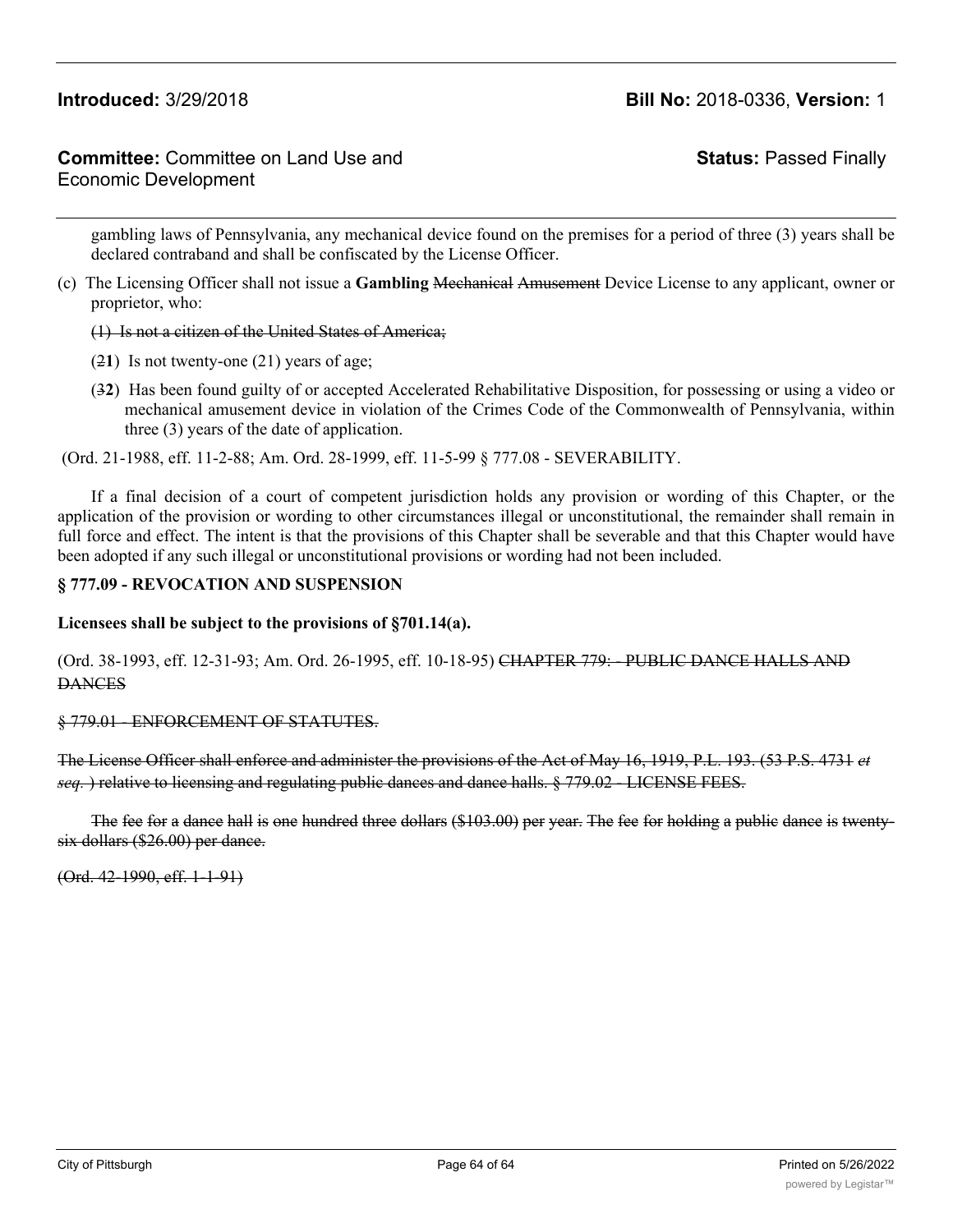gambling laws of Pennsylvania, any mechanical device found on the premises for a period of three (3) years shall be declared contraband and shall be confiscated by the License Officer.

(c) The Licensing Officer shall not issue a **Gambling** ~~Mechanical Amusement~~ Device License to any applicant, owner or proprietor, who:

~~(1) Is not a citizen of the United States of America;~~

(~~2~~**1**) Is not twenty-one (21) years of age;

(~~3~~**2**) Has been found guilty of or accepted Accelerated Rehabilitative Disposition, for possessing or using a video or mechanical amusement device in violation of the Crimes Code of the Commonwealth of Pennsylvania, within three (3) years of the date of application.

(Ord. 21-1988, eff. 11-2-88; Am. Ord. 28-1999, eff. 11-5-99 § 777.08 - SEVERABILITY.

If a final decision of a court of competent jurisdiction holds any provision or wording of this Chapter, or the application of the provision or wording to other circumstances illegal or unconstitutional, the remainder shall remain in full force and effect. The intent is that the provisions of this Chapter shall be severable and that this Chapter would have been adopted if any such illegal or unconstitutional provisions or wording had not been included.

**§ 777.09 - REVOCATION AND SUSPENSION**

**Licensees shall be subject to the provisions of §701.14(a).**

(Ord. 38-1993, eff. 12-31-93; Am. Ord. 26-1995, eff. 10-18-95) ~~CHAPTER 779: - PUBLIC DANCE HALLS AND DANCES~~

~~§ 779.01 - ENFORCEMENT OF STATUTES.~~

~~The License Officer shall enforce and administer the provisions of the Act of May 16, 1919, P.L. 193. (53 P.S. 4731 *et seq.* ) relative to licensing and regulating public dances and dance halls. § 779.02 - LICENSE FEES.~~

~~The fee for a dance hall is one hundred three dollars ($103.00) per year. The fee for holding a public dance is twenty-six dollars ($26.00) per dance.~~

~~(Ord. 42-1990, eff. 1-1-91)~~